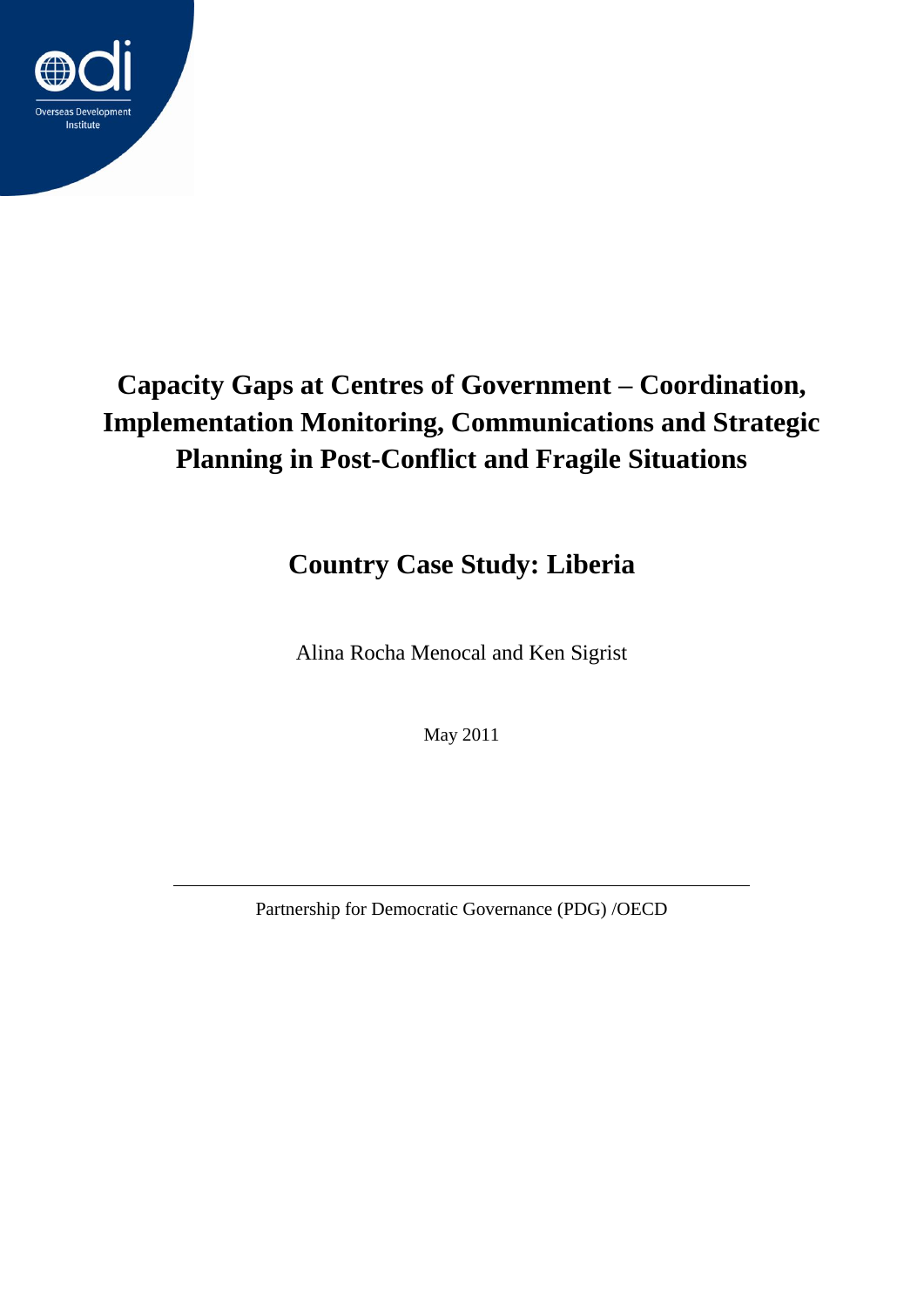Overseas Development Institute

# Capacity Gaps at Centres of Government – Coordination, Implementation Monitoring, Communications and Strategic Planning in Post-Conflict and Fragile Situations

## Country Case Study: Liberia

Alina Rocha Menocal and Ken Sigrist

May 2011

---

Partnership for Democratic Governance (PDG) /OECD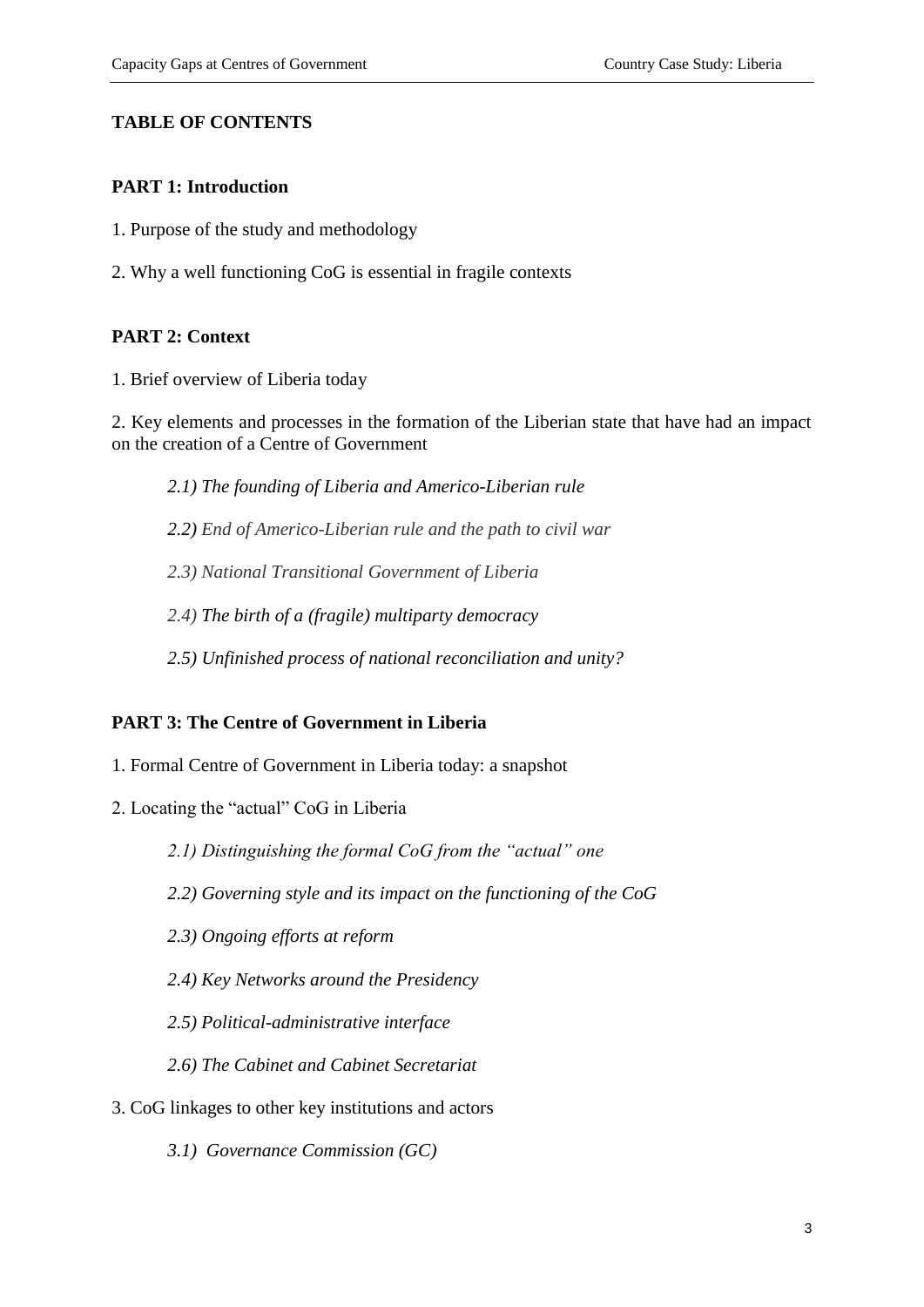# TABLE OF CONTENTS

## PART 1: Introduction

1. Purpose of the study and methodology

2. Why a well functioning CoG is essential in fragile contexts

## PART 2: Context

1. Brief overview of Liberia today

2. Key elements and processes in the formation of the Liberian state that have had an impact on the creation of a Centre of Government

   *2.1) The founding of Liberia and Americo-Liberian rule*

   *2.2) End of Americo-Liberian rule and the path to civil war*

   *2.3) National Transitional Government of Liberia*

   *2.4) The birth of a (fragile) multiparty democracy*

   *2.5) Unfinished process of national reconciliation and unity?*

## PART 3: The Centre of Government in Liberia

1. Formal Centre of Government in Liberia today: a snapshot

2. Locating the "actual" CoG in Liberia

   *2.1) Distinguishing the formal CoG from the "actual" one*

   *2.2) Governing style and its impact on the functioning of the CoG*

   *2.3) Ongoing efforts at reform*

   *2.4) Key Networks around the Presidency*

   *2.5) Political-administrative interface*

   *2.6) The Cabinet and Cabinet Secretariat*

3. CoG linkages to other key institutions and actors

   *3.1) Governance Commission (GC)*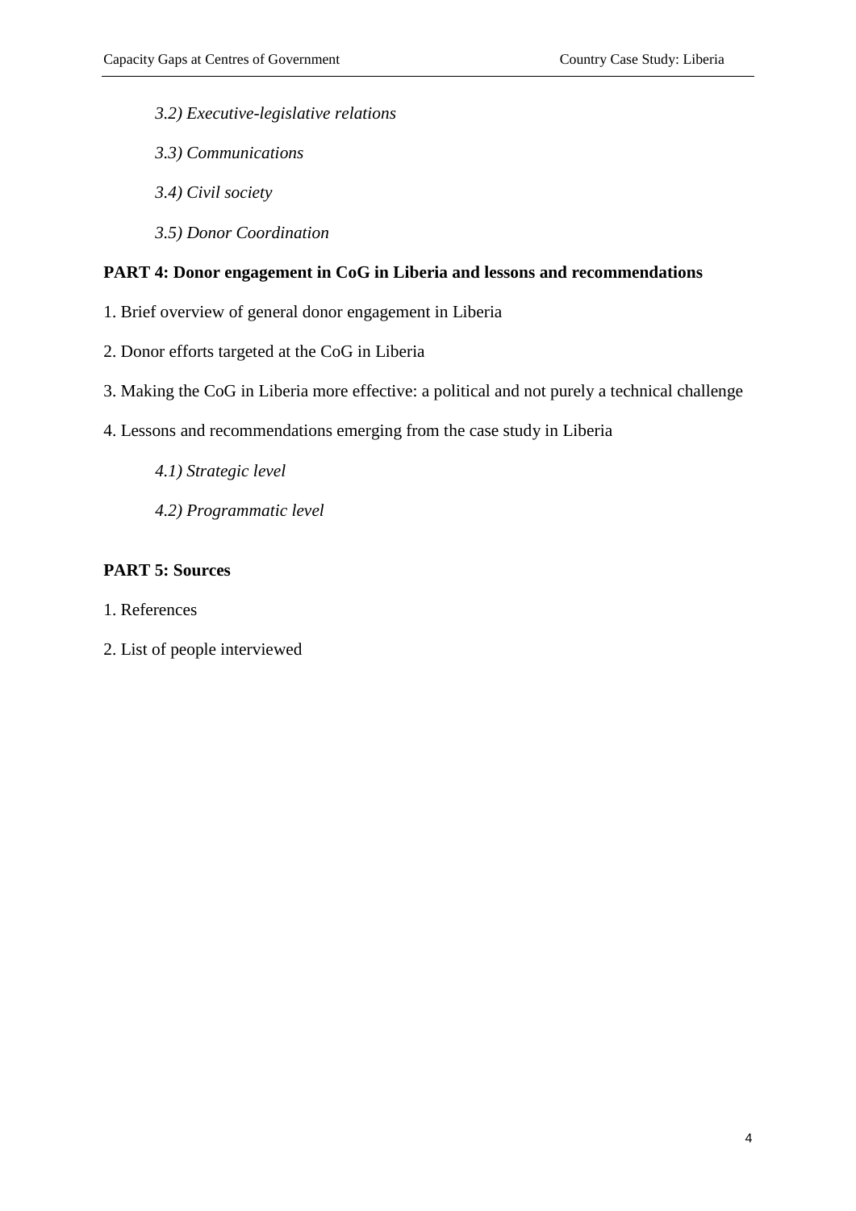*3.2) Executive-legislative relations*

*3.3) Communications*

*3.4) Civil society*

*3.5) Donor Coordination*

**PART 4: Donor engagement in CoG in Liberia and lessons and recommendations**

1. Brief overview of general donor engagement in Liberia

2. Donor efforts targeted at the CoG in Liberia

3. Making the CoG in Liberia more effective: a political and not purely a technical challenge

4. Lessons and recommendations emerging from the case study in Liberia

*4.1) Strategic level*

*4.2) Programmatic level*

**PART 5: Sources**

1. References

2. List of people interviewed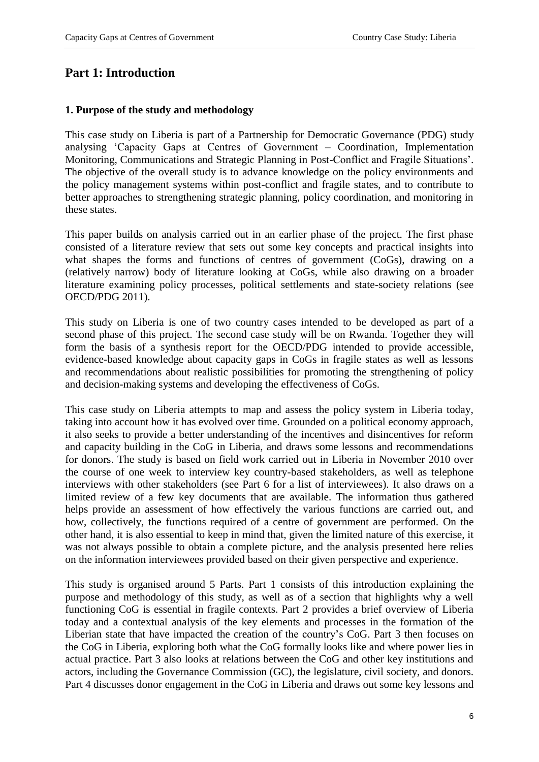# Part 1: Introduction

### 1. Purpose of the study and methodology

This case study on Liberia is part of a Partnership for Democratic Governance (PDG) study analysing 'Capacity Gaps at Centres of Government – Coordination, Implementation Monitoring, Communications and Strategic Planning in Post-Conflict and Fragile Situations'. The objective of the overall study is to advance knowledge on the policy environments and the policy management systems within post-conflict and fragile states, and to contribute to better approaches to strengthening strategic planning, policy coordination, and monitoring in these states.

This paper builds on analysis carried out in an earlier phase of the project. The first phase consisted of a literature review that sets out some key concepts and practical insights into what shapes the forms and functions of centres of government (CoGs), drawing on a (relatively narrow) body of literature looking at CoGs, while also drawing on a broader literature examining policy processes, political settlements and state-society relations (see OECD/PDG 2011).

This study on Liberia is one of two country cases intended to be developed as part of a second phase of this project. The second case study will be on Rwanda. Together they will form the basis of a synthesis report for the OECD/PDG intended to provide accessible, evidence-based knowledge about capacity gaps in CoGs in fragile states as well as lessons and recommendations about realistic possibilities for promoting the strengthening of policy and decision-making systems and developing the effectiveness of CoGs.

This case study on Liberia attempts to map and assess the policy system in Liberia today, taking into account how it has evolved over time. Grounded on a political economy approach, it also seeks to provide a better understanding of the incentives and disincentives for reform and capacity building in the CoG in Liberia, and draws some lessons and recommendations for donors. The study is based on field work carried out in Liberia in November 2010 over the course of one week to interview key country-based stakeholders, as well as telephone interviews with other stakeholders (see Part 6 for a list of interviewees). It also draws on a limited review of a few key documents that are available. The information thus gathered helps provide an assessment of how effectively the various functions are carried out, and how, collectively, the functions required of a centre of government are performed. On the other hand, it is also essential to keep in mind that, given the limited nature of this exercise, it was not always possible to obtain a complete picture, and the analysis presented here relies on the information interviewees provided based on their given perspective and experience.

This study is organised around 5 Parts. Part 1 consists of this introduction explaining the purpose and methodology of this study, as well as of a section that highlights why a well functioning CoG is essential in fragile contexts. Part 2 provides a brief overview of Liberia today and a contextual analysis of the key elements and processes in the formation of the Liberian state that have impacted the creation of the country's CoG. Part 3 then focuses on the CoG in Liberia, exploring both what the CoG formally looks like and where power lies in actual practice. Part 3 also looks at relations between the CoG and other key institutions and actors, including the Governance Commission (GC), the legislature, civil society, and donors. Part 4 discusses donor engagement in the CoG in Liberia and draws out some key lessons and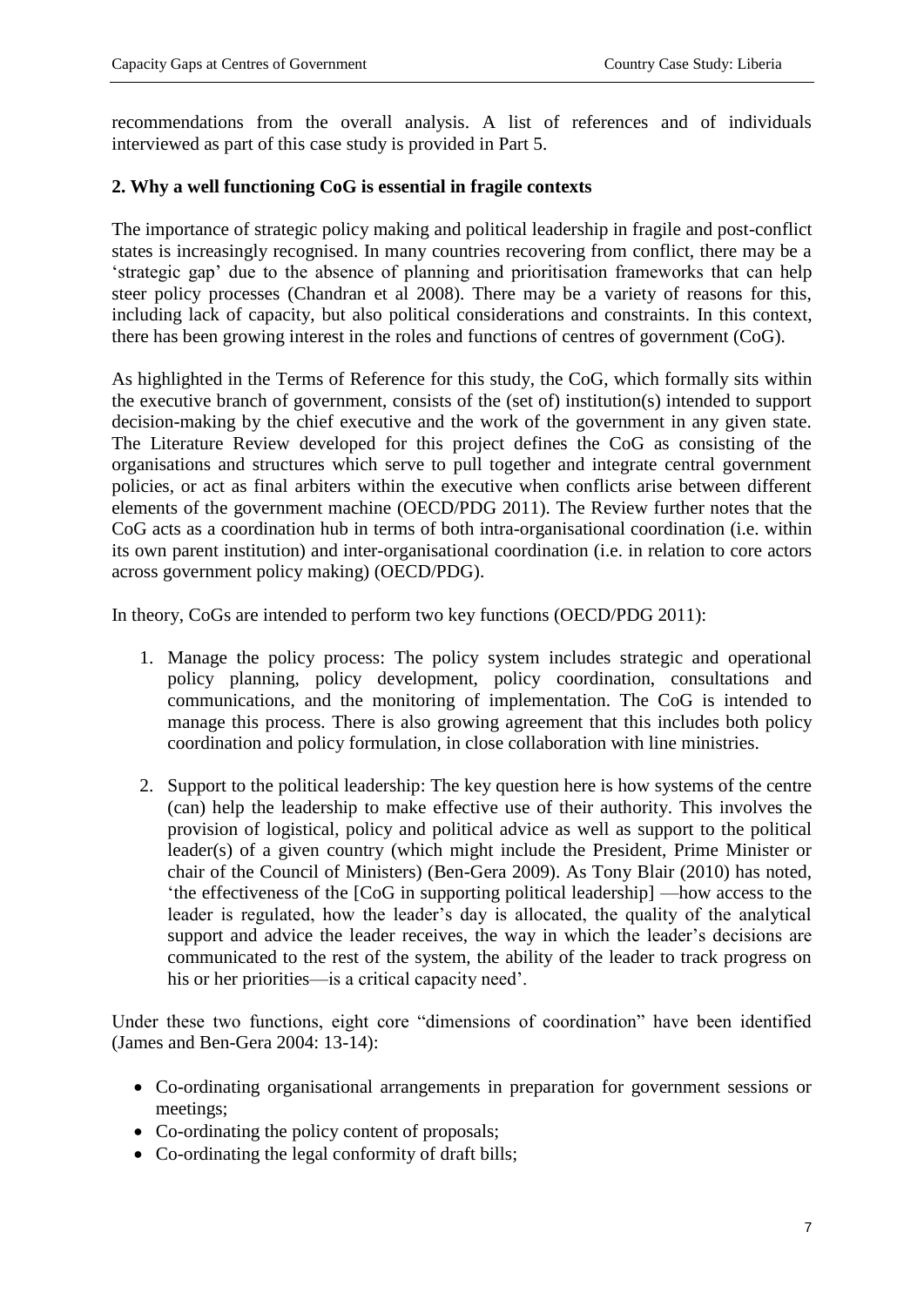recommendations from the overall analysis. A list of references and of individuals interviewed as part of this case study is provided in Part 5.

## 2. Why a well functioning CoG is essential in fragile contexts

The importance of strategic policy making and political leadership in fragile and post-conflict states is increasingly recognised. In many countries recovering from conflict, there may be a 'strategic gap' due to the absence of planning and prioritisation frameworks that can help steer policy processes (Chandran et al 2008). There may be a variety of reasons for this, including lack of capacity, but also political considerations and constraints. In this context, there has been growing interest in the roles and functions of centres of government (CoG).

As highlighted in the Terms of Reference for this study, the CoG, which formally sits within the executive branch of government, consists of the (set of) institution(s) intended to support decision-making by the chief executive and the work of the government in any given state. The Literature Review developed for this project defines the CoG as consisting of the organisations and structures which serve to pull together and integrate central government policies, or act as final arbiters within the executive when conflicts arise between different elements of the government machine (OECD/PDG 2011). The Review further notes that the CoG acts as a coordination hub in terms of both intra-organisational coordination (i.e. within its own parent institution) and inter-organisational coordination (i.e. in relation to core actors across government policy making) (OECD/PDG).

In theory, CoGs are intended to perform two key functions (OECD/PDG 2011):

1. Manage the policy process: The policy system includes strategic and operational policy planning, policy development, policy coordination, consultations and communications, and the monitoring of implementation. The CoG is intended to manage this process. There is also growing agreement that this includes both policy coordination and policy formulation, in close collaboration with line ministries.
2. Support to the political leadership: The key question here is how systems of the centre (can) help the leadership to make effective use of their authority. This involves the provision of logistical, policy and political advice as well as support to the political leader(s) of a given country (which might include the President, Prime Minister or chair of the Council of Ministers) (Ben-Gera 2009). As Tony Blair (2010) has noted, 'the effectiveness of the [CoG in supporting political leadership] —how access to the leader is regulated, how the leader's day is allocated, the quality of the analytical support and advice the leader receives, the way in which the leader's decisions are communicated to the rest of the system, the ability of the leader to track progress on his or her priorities—is a critical capacity need'.

Under these two functions, eight core "dimensions of coordination" have been identified (James and Ben-Gera 2004: 13-14):

- Co-ordinating organisational arrangements in preparation for government sessions or meetings;
- Co-ordinating the policy content of proposals;
- Co-ordinating the legal conformity of draft bills;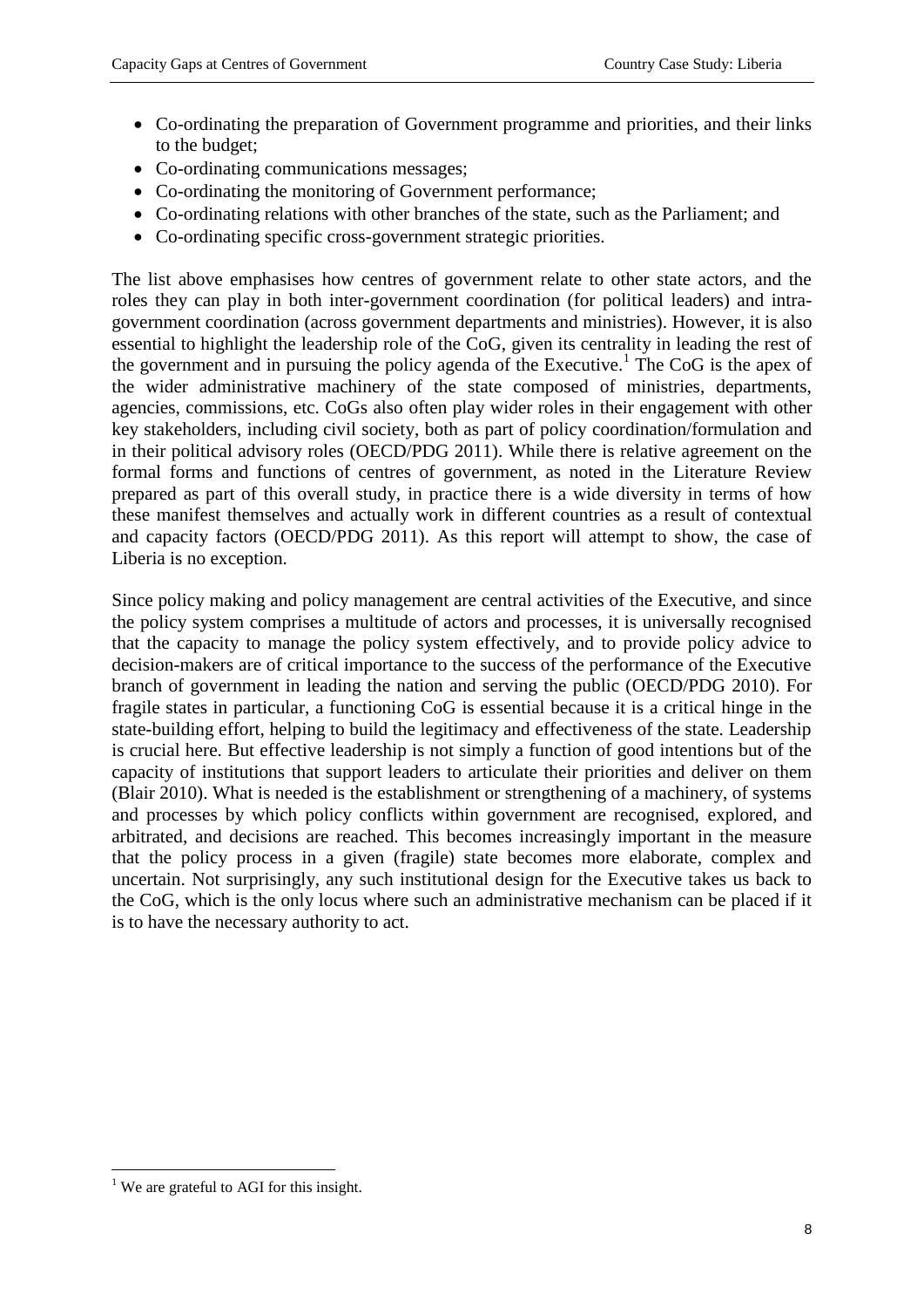- Co-ordinating the preparation of Government programme and priorities, and their links to the budget;
- Co-ordinating communications messages;
- Co-ordinating the monitoring of Government performance;
- Co-ordinating relations with other branches of the state, such as the Parliament; and
- Co-ordinating specific cross-government strategic priorities.

The list above emphasises how centres of government relate to other state actors, and the roles they can play in both inter-government coordination (for political leaders) and intra-government coordination (across government departments and ministries). However, it is also essential to highlight the leadership role of the CoG, given its centrality in leading the rest of the government and in pursuing the policy agenda of the Executive.[1] The CoG is the apex of the wider administrative machinery of the state composed of ministries, departments, agencies, commissions, etc. CoGs also often play wider roles in their engagement with other key stakeholders, including civil society, both as part of policy coordination/formulation and in their political advisory roles (OECD/PDG 2011). While there is relative agreement on the formal forms and functions of centres of government, as noted in the Literature Review prepared as part of this overall study, in practice there is a wide diversity in terms of how these manifest themselves and actually work in different countries as a result of contextual and capacity factors (OECD/PDG 2011). As this report will attempt to show, the case of Liberia is no exception.

Since policy making and policy management are central activities of the Executive, and since the policy system comprises a multitude of actors and processes, it is universally recognised that the capacity to manage the policy system effectively, and to provide policy advice to decision-makers are of critical importance to the success of the performance of the Executive branch of government in leading the nation and serving the public (OECD/PDG 2010). For fragile states in particular, a functioning CoG is essential because it is a critical hinge in the state-building effort, helping to build the legitimacy and effectiveness of the state. Leadership is crucial here. But effective leadership is not simply a function of good intentions but of the capacity of institutions that support leaders to articulate their priorities and deliver on them (Blair 2010). What is needed is the establishment or strengthening of a machinery, of systems and processes by which policy conflicts within government are recognised, explored, and arbitrated, and decisions are reached. This becomes increasingly important in the measure that the policy process in a given (fragile) state becomes more elaborate, complex and uncertain. Not surprisingly, any such institutional design for the Executive takes us back to the CoG, which is the only locus where such an administrative mechanism can be placed if it is to have the necessary authority to act.

[1] We are grateful to AGI for this insight.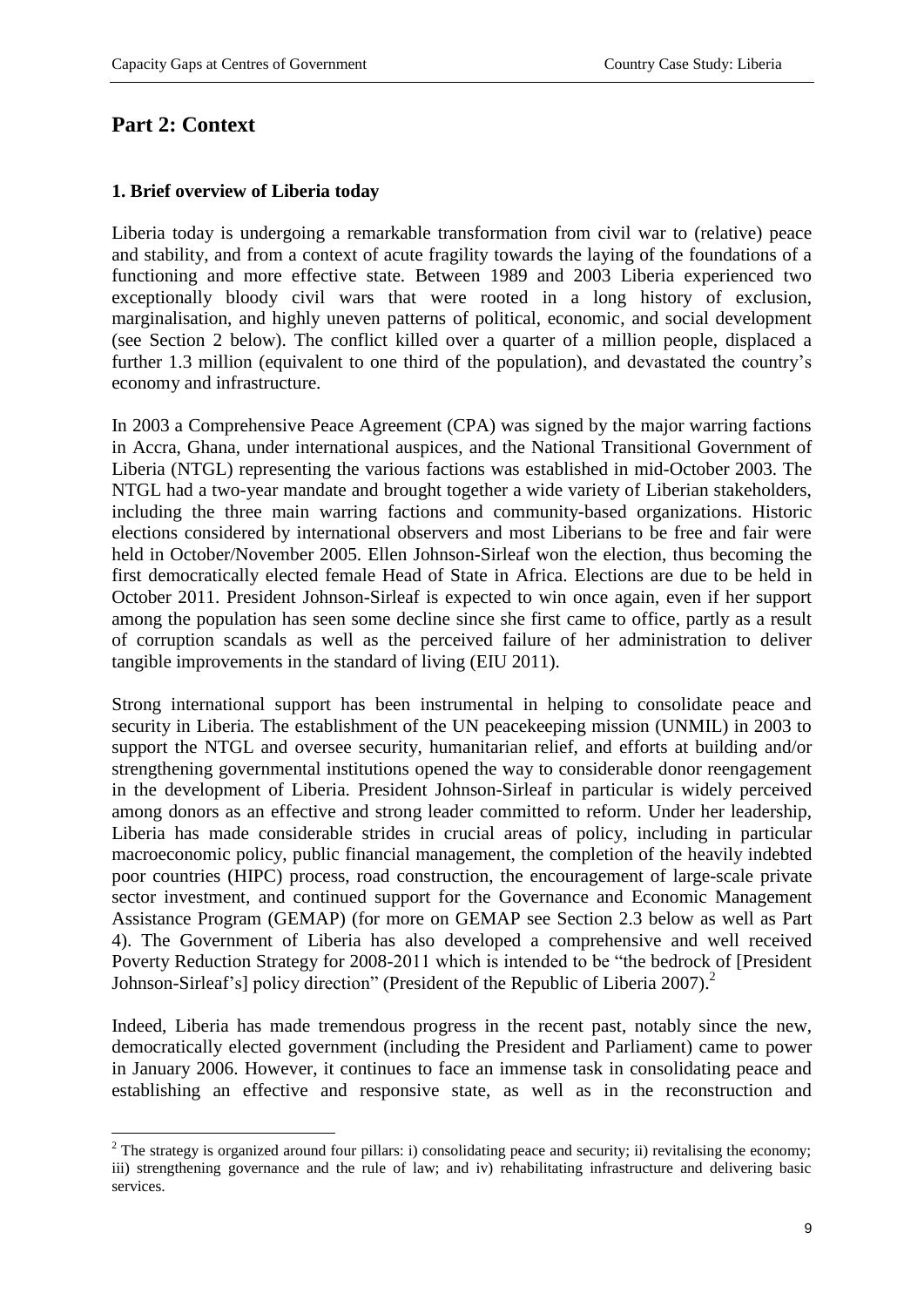# Part 2: Context

### 1. Brief overview of Liberia today

Liberia today is undergoing a remarkable transformation from civil war to (relative) peace and stability, and from a context of acute fragility towards the laying of the foundations of a functioning and more effective state. Between 1989 and 2003 Liberia experienced two exceptionally bloody civil wars that were rooted in a long history of exclusion, marginalisation, and highly uneven patterns of political, economic, and social development (see Section 2 below). The conflict killed over a quarter of a million people, displaced a further 1.3 million (equivalent to one third of the population), and devastated the country's economy and infrastructure.

In 2003 a Comprehensive Peace Agreement (CPA) was signed by the major warring factions in Accra, Ghana, under international auspices, and the National Transitional Government of Liberia (NTGL) representing the various factions was established in mid-October 2003. The NTGL had a two-year mandate and brought together a wide variety of Liberian stakeholders, including the three main warring factions and community-based organizations. Historic elections considered by international observers and most Liberians to be free and fair were held in October/November 2005. Ellen Johnson-Sirleaf won the election, thus becoming the first democratically elected female Head of State in Africa. Elections are due to be held in October 2011. President Johnson-Sirleaf is expected to win once again, even if her support among the population has seen some decline since she first came to office, partly as a result of corruption scandals as well as the perceived failure of her administration to deliver tangible improvements in the standard of living (EIU 2011).

Strong international support has been instrumental in helping to consolidate peace and security in Liberia. The establishment of the UN peacekeeping mission (UNMIL) in 2003 to support the NTGL and oversee security, humanitarian relief, and efforts at building and/or strengthening governmental institutions opened the way to considerable donor reengagement in the development of Liberia. President Johnson-Sirleaf in particular is widely perceived among donors as an effective and strong leader committed to reform. Under her leadership, Liberia has made considerable strides in crucial areas of policy, including in particular macroeconomic policy, public financial management, the completion of the heavily indebted poor countries (HIPC) process, road construction, the encouragement of large-scale private sector investment, and continued support for the Governance and Economic Management Assistance Program (GEMAP) (for more on GEMAP see Section 2.3 below as well as Part 4). The Government of Liberia has also developed a comprehensive and well received Poverty Reduction Strategy for 2008-2011 which is intended to be "the bedrock of [President Johnson-Sirleaf's] policy direction" (President of the Republic of Liberia 2007).[2]

Indeed, Liberia has made tremendous progress in the recent past, notably since the new, democratically elected government (including the President and Parliament) came to power in January 2006. However, it continues to face an immense task in consolidating peace and establishing an effective and responsive state, as well as in the reconstruction and

[2] The strategy is organized around four pillars: i) consolidating peace and security; ii) revitalising the economy; iii) strengthening governance and the rule of law; and iv) rehabilitating infrastructure and delivering basic services.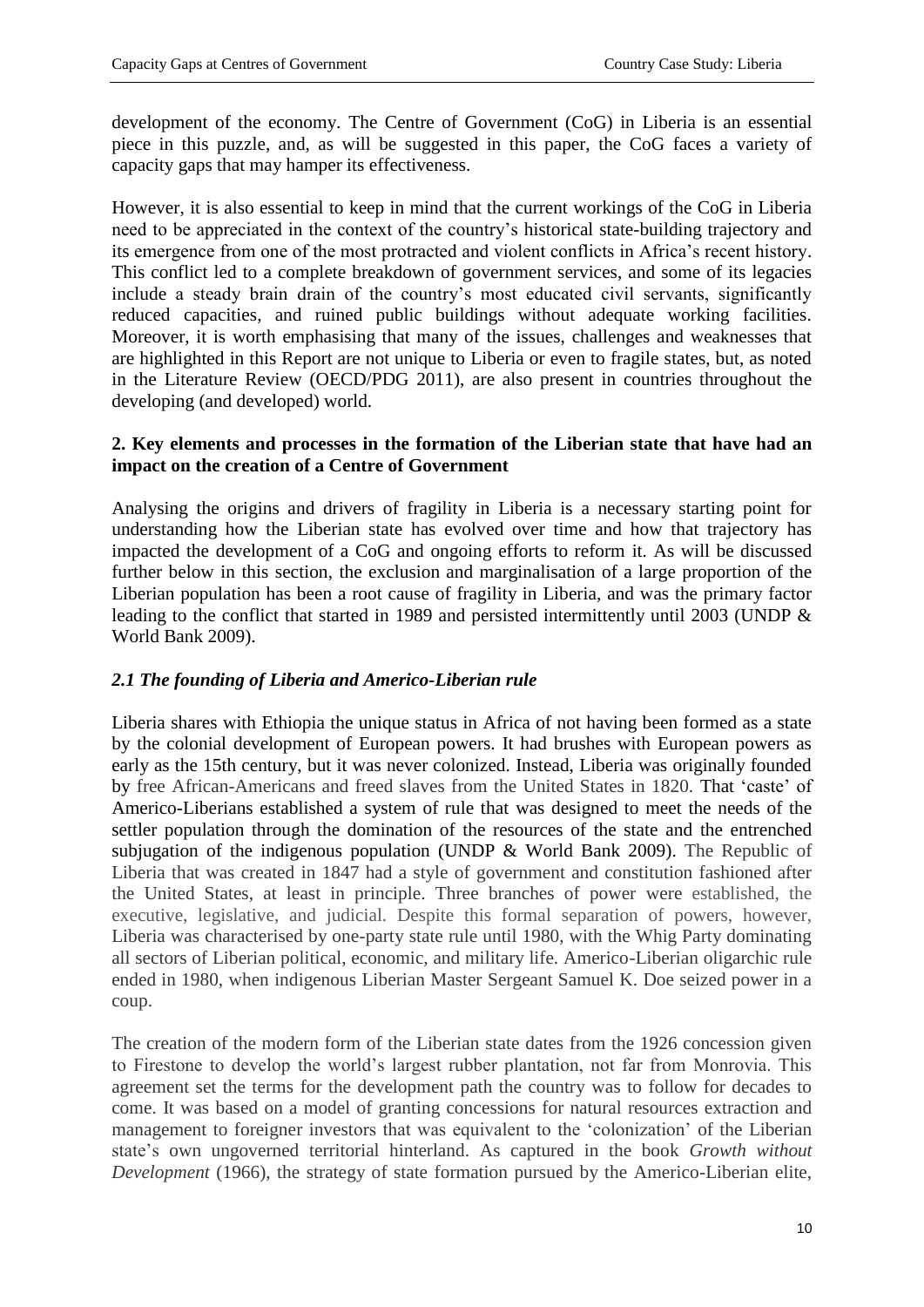development of the economy. The Centre of Government (CoG) in Liberia is an essential piece in this puzzle, and, as will be suggested in this paper, the CoG faces a variety of capacity gaps that may hamper its effectiveness.

However, it is also essential to keep in mind that the current workings of the CoG in Liberia need to be appreciated in the context of the country's historical state-building trajectory and its emergence from one of the most protracted and violent conflicts in Africa's recent history. This conflict led to a complete breakdown of government services, and some of its legacies include a steady brain drain of the country's most educated civil servants, significantly reduced capacities, and ruined public buildings without adequate working facilities. Moreover, it is worth emphasising that many of the issues, challenges and weaknesses that are highlighted in this Report are not unique to Liberia or even to fragile states, but, as noted in the Literature Review (OECD/PDG 2011), are also present in countries throughout the developing (and developed) world.

## 2. Key elements and processes in the formation of the Liberian state that have had an impact on the creation of a Centre of Government

Analysing the origins and drivers of fragility in Liberia is a necessary starting point for understanding how the Liberian state has evolved over time and how that trajectory has impacted the development of a CoG and ongoing efforts to reform it. As will be discussed further below in this section, the exclusion and marginalisation of a large proportion of the Liberian population has been a root cause of fragility in Liberia, and was the primary factor leading to the conflict that started in 1989 and persisted intermittently until 2003 (UNDP & World Bank 2009).

### *2.1 The founding of Liberia and Americo-Liberian rule*

Liberia shares with Ethiopia the unique status in Africa of not having been formed as a state by the colonial development of European powers. It had brushes with European powers as early as the 15th century, but it was never colonized. Instead, Liberia was originally founded by free African-Americans and freed slaves from the United States in 1820. That 'caste' of Americo-Liberians established a system of rule that was designed to meet the needs of the settler population through the domination of the resources of the state and the entrenched subjugation of the indigenous population (UNDP & World Bank 2009). The Republic of Liberia that was created in 1847 had a style of government and constitution fashioned after the United States, at least in principle. Three branches of power were established, the executive, legislative, and judicial. Despite this formal separation of powers, however, Liberia was characterised by one-party state rule until 1980, with the Whig Party dominating all sectors of Liberian political, economic, and military life. Americo-Liberian oligarchic rule ended in 1980, when indigenous Liberian Master Sergeant Samuel K. Doe seized power in a coup.

The creation of the modern form of the Liberian state dates from the 1926 concession given to Firestone to develop the world's largest rubber plantation, not far from Monrovia. This agreement set the terms for the development path the country was to follow for decades to come. It was based on a model of granting concessions for natural resources extraction and management to foreigner investors that was equivalent to the 'colonization' of the Liberian state's own ungoverned territorial hinterland. As captured in the book *Growth without Development* (1966), the strategy of state formation pursued by the Americo-Liberian elite,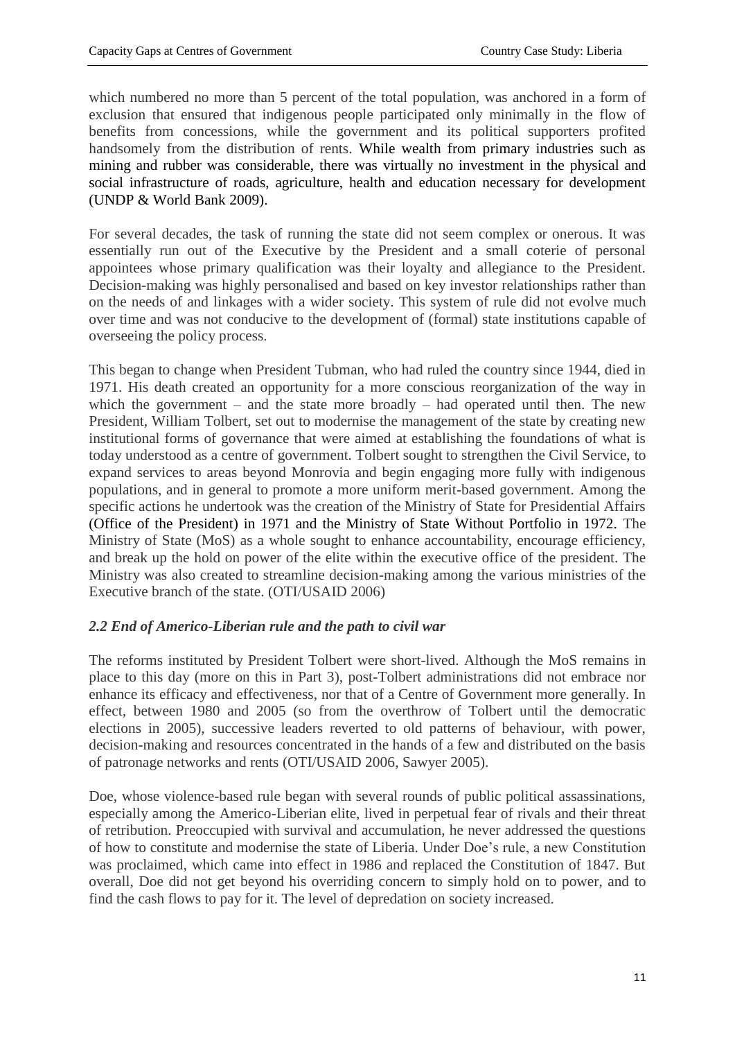which numbered no more than 5 percent of the total population, was anchored in a form of exclusion that ensured that indigenous people participated only minimally in the flow of benefits from concessions, while the government and its political supporters profited handsomely from the distribution of rents. While wealth from primary industries such as mining and rubber was considerable, there was virtually no investment in the physical and social infrastructure of roads, agriculture, health and education necessary for development (UNDP & World Bank 2009).

For several decades, the task of running the state did not seem complex or onerous. It was essentially run out of the Executive by the President and a small coterie of personal appointees whose primary qualification was their loyalty and allegiance to the President. Decision-making was highly personalised and based on key investor relationships rather than on the needs of and linkages with a wider society. This system of rule did not evolve much over time and was not conducive to the development of (formal) state institutions capable of overseeing the policy process.

This began to change when President Tubman, who had ruled the country since 1944, died in 1971. His death created an opportunity for a more conscious reorganization of the way in which the government – and the state more broadly – had operated until then. The new President, William Tolbert, set out to modernise the management of the state by creating new institutional forms of governance that were aimed at establishing the foundations of what is today understood as a centre of government. Tolbert sought to strengthen the Civil Service, to expand services to areas beyond Monrovia and begin engaging more fully with indigenous populations, and in general to promote a more uniform merit-based government. Among the specific actions he undertook was the creation of the Ministry of State for Presidential Affairs (Office of the President) in 1971 and the Ministry of State Without Portfolio in 1972. The Ministry of State (MoS) as a whole sought to enhance accountability, encourage efficiency, and break up the hold on power of the elite within the executive office of the president. The Ministry was also created to streamline decision-making among the various ministries of the Executive branch of the state. (OTI/USAID 2006)

### *2.2 End of Americo-Liberian rule and the path to civil war*

The reforms instituted by President Tolbert were short-lived. Although the MoS remains in place to this day (more on this in Part 3), post-Tolbert administrations did not embrace nor enhance its efficacy and effectiveness, nor that of a Centre of Government more generally. In effect, between 1980 and 2005 (so from the overthrow of Tolbert until the democratic elections in 2005), successive leaders reverted to old patterns of behaviour, with power, decision-making and resources concentrated in the hands of a few and distributed on the basis of patronage networks and rents (OTI/USAID 2006, Sawyer 2005).

Doe, whose violence-based rule began with several rounds of public political assassinations, especially among the Americo-Liberian elite, lived in perpetual fear of rivals and their threat of retribution. Preoccupied with survival and accumulation, he never addressed the questions of how to constitute and modernise the state of Liberia. Under Doe's rule, a new Constitution was proclaimed, which came into effect in 1986 and replaced the Constitution of 1847. But overall, Doe did not get beyond his overriding concern to simply hold on to power, and to find the cash flows to pay for it. The level of depredation on society increased.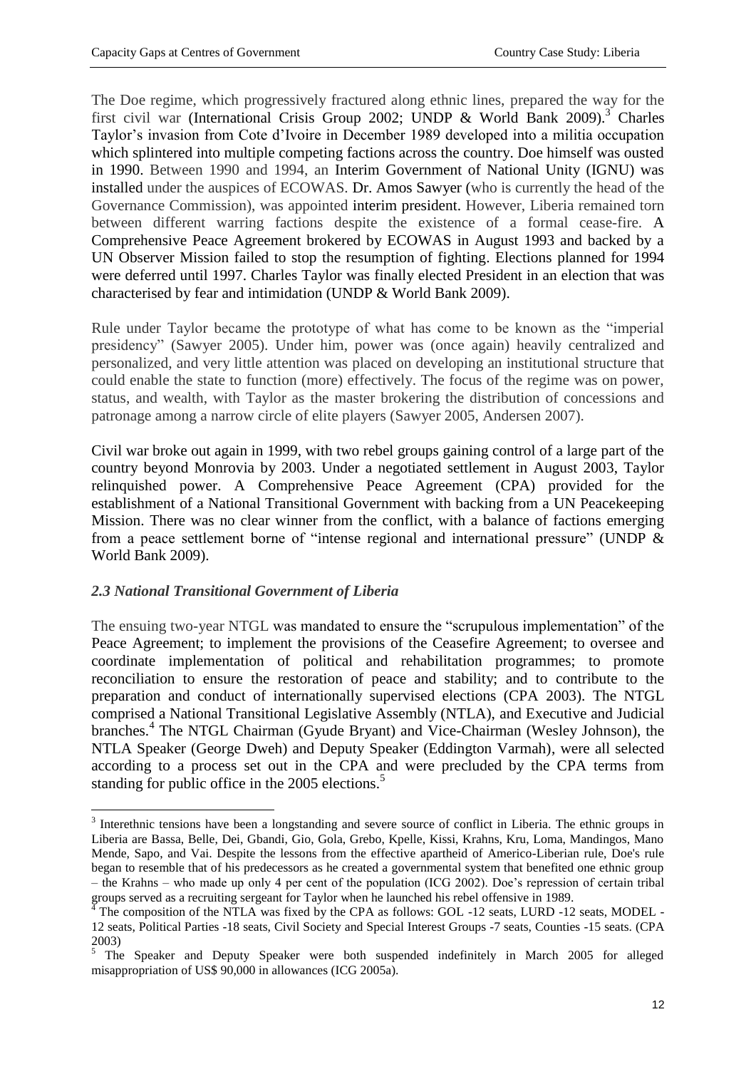The Doe regime, which progressively fractured along ethnic lines, prepared the way for the first civil war (International Crisis Group 2002; UNDP & World Bank 2009).[3] Charles Taylor's invasion from Cote d'Ivoire in December 1989 developed into a militia occupation which splintered into multiple competing factions across the country. Doe himself was ousted in 1990. Between 1990 and 1994, an Interim Government of National Unity (IGNU) was installed under the auspices of ECOWAS. Dr. Amos Sawyer (who is currently the head of the Governance Commission), was appointed interim president. However, Liberia remained torn between different warring factions despite the existence of a formal cease-fire. A Comprehensive Peace Agreement brokered by ECOWAS in August 1993 and backed by a UN Observer Mission failed to stop the resumption of fighting. Elections planned for 1994 were deferred until 1997. Charles Taylor was finally elected President in an election that was characterised by fear and intimidation (UNDP & World Bank 2009).

Rule under Taylor became the prototype of what has come to be known as the "imperial presidency" (Sawyer 2005). Under him, power was (once again) heavily centralized and personalized, and very little attention was placed on developing an institutional structure that could enable the state to function (more) effectively. The focus of the regime was on power, status, and wealth, with Taylor as the master brokering the distribution of concessions and patronage among a narrow circle of elite players (Sawyer 2005, Andersen 2007).

Civil war broke out again in 1999, with two rebel groups gaining control of a large part of the country beyond Monrovia by 2003. Under a negotiated settlement in August 2003, Taylor relinquished power. A Comprehensive Peace Agreement (CPA) provided for the establishment of a National Transitional Government with backing from a UN Peacekeeping Mission. There was no clear winner from the conflict, with a balance of factions emerging from a peace settlement borne of "intense regional and international pressure" (UNDP & World Bank 2009).

### *2.3 National Transitional Government of Liberia*

The ensuing two-year NTGL was mandated to ensure the "scrupulous implementation" of the Peace Agreement; to implement the provisions of the Ceasefire Agreement; to oversee and coordinate implementation of political and rehabilitation programmes; to promote reconciliation to ensure the restoration of peace and stability; and to contribute to the preparation and conduct of internationally supervised elections (CPA 2003). The NTGL comprised a National Transitional Legislative Assembly (NTLA), and Executive and Judicial branches.[4] The NTGL Chairman (Gyude Bryant) and Vice-Chairman (Wesley Johnson), the NTLA Speaker (George Dweh) and Deputy Speaker (Eddington Varmah), were all selected according to a process set out in the CPA and were precluded by the CPA terms from standing for public office in the 2005 elections.[5]

---

[3] Interethnic tensions have been a longstanding and severe source of conflict in Liberia. The ethnic groups in Liberia are Bassa, Belle, Dei, Gbandi, Gio, Gola, Grebo, Kpelle, Kissi, Krahns, Kru, Loma, Mandingos, Mano Mende, Sapo, and Vai. Despite the lessons from the effective apartheid of Americo-Liberian rule, Doe's rule began to resemble that of his predecessors as he created a governmental system that benefited one ethnic group – the Krahns – who made up only 4 per cent of the population (ICG 2002). Doe's repression of certain tribal groups served as a recruiting sergeant for Taylor when he launched his rebel offensive in 1989.

[4] The composition of the NTLA was fixed by the CPA as follows: GOL -12 seats, LURD -12 seats, MODEL -12 seats, Political Parties -18 seats, Civil Society and Special Interest Groups -7 seats, Counties -15 seats. (CPA 2003)

[5] The Speaker and Deputy Speaker were both suspended indefinitely in March 2005 for alleged misappropriation of US$ 90,000 in allowances (ICG 2005a).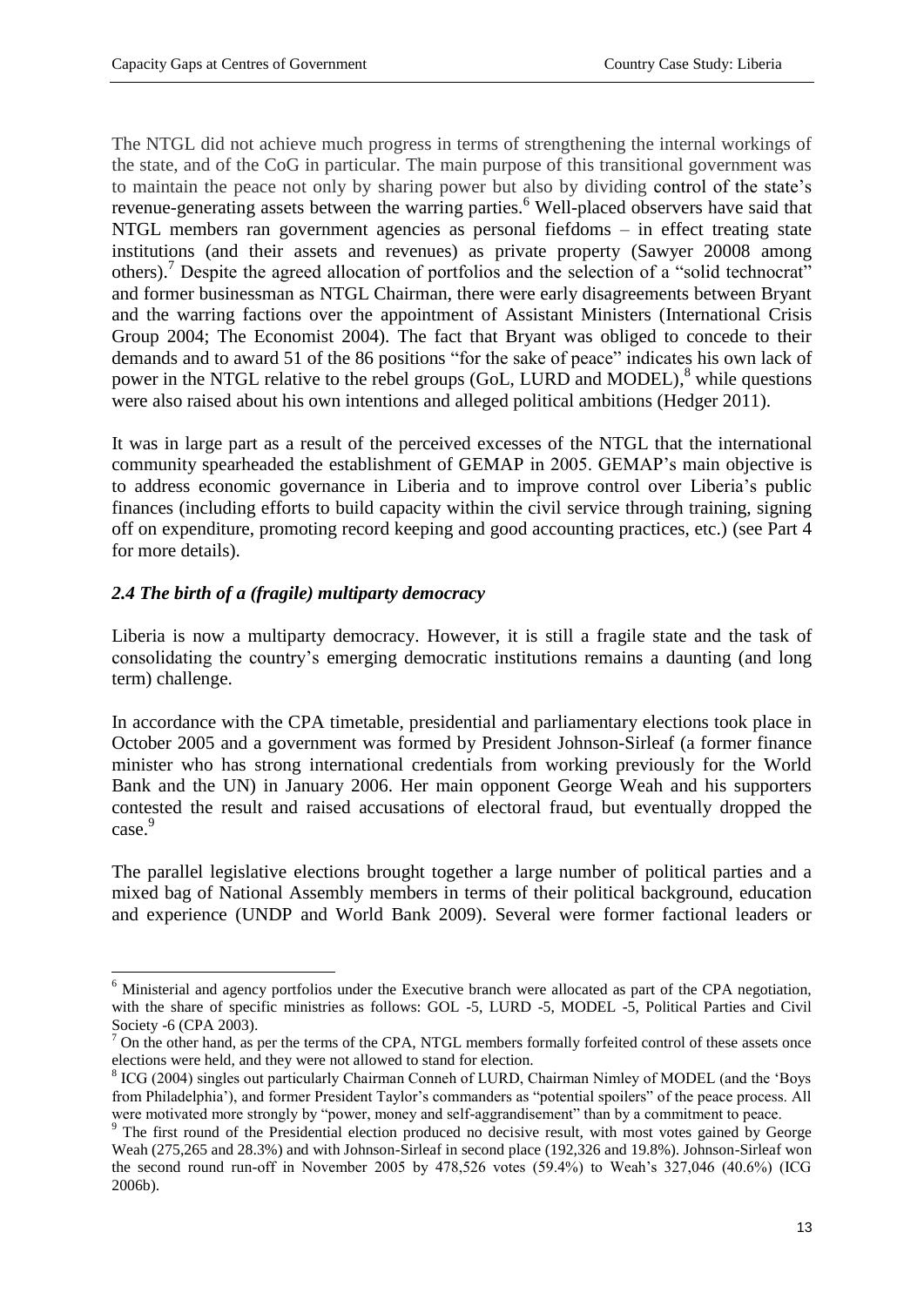The NTGL did not achieve much progress in terms of strengthening the internal workings of the state, and of the CoG in particular. The main purpose of this transitional government was to maintain the peace not only by sharing power but also by dividing control of the state's revenue-generating assets between the warring parties.[6] Well-placed observers have said that NTGL members ran government agencies as personal fiefdoms – in effect treating state institutions (and their assets and revenues) as private property (Sawyer 20008 among others).[7] Despite the agreed allocation of portfolios and the selection of a "solid technocrat" and former businessman as NTGL Chairman, there were early disagreements between Bryant and the warring factions over the appointment of Assistant Ministers (International Crisis Group 2004; The Economist 2004). The fact that Bryant was obliged to concede to their demands and to award 51 of the 86 positions "for the sake of peace" indicates his own lack of power in the NTGL relative to the rebel groups (GoL, LURD and MODEL),[8] while questions were also raised about his own intentions and alleged political ambitions (Hedger 2011).

It was in large part as a result of the perceived excesses of the NTGL that the international community spearheaded the establishment of GEMAP in 2005. GEMAP's main objective is to address economic governance in Liberia and to improve control over Liberia's public finances (including efforts to build capacity within the civil service through training, signing off on expenditure, promoting record keeping and good accounting practices, etc.) (see Part 4 for more details).

### *2.4 The birth of a (fragile) multiparty democracy*

Liberia is now a multiparty democracy. However, it is still a fragile state and the task of consolidating the country's emerging democratic institutions remains a daunting (and long term) challenge.

In accordance with the CPA timetable, presidential and parliamentary elections took place in October 2005 and a government was formed by President Johnson-Sirleaf (a former finance minister who has strong international credentials from working previously for the World Bank and the UN) in January 2006. Her main opponent George Weah and his supporters contested the result and raised accusations of electoral fraud, but eventually dropped the case.[9]

The parallel legislative elections brought together a large number of political parties and a mixed bag of National Assembly members in terms of their political background, education and experience (UNDP and World Bank 2009). Several were former factional leaders or

---

[6] Ministerial and agency portfolios under the Executive branch were allocated as part of the CPA negotiation, with the share of specific ministries as follows: GOL -5, LURD -5, MODEL -5, Political Parties and Civil Society -6 (CPA 2003).

[7] On the other hand, as per the terms of the CPA, NTGL members formally forfeited control of these assets once elections were held, and they were not allowed to stand for election.

[8] ICG (2004) singles out particularly Chairman Conneh of LURD, Chairman Nimley of MODEL (and the 'Boys from Philadelphia'), and former President Taylor's commanders as "potential spoilers" of the peace process. All were motivated more strongly by "power, money and self-aggrandisement" than by a commitment to peace.

[9] The first round of the Presidential election produced no decisive result, with most votes gained by George Weah (275,265 and 28.3%) and with Johnson-Sirleaf in second place (192,326 and 19.8%). Johnson-Sirleaf won the second round run-off in November 2005 by 478,526 votes (59.4%) to Weah's 327,046 (40.6%) (ICG 2006b).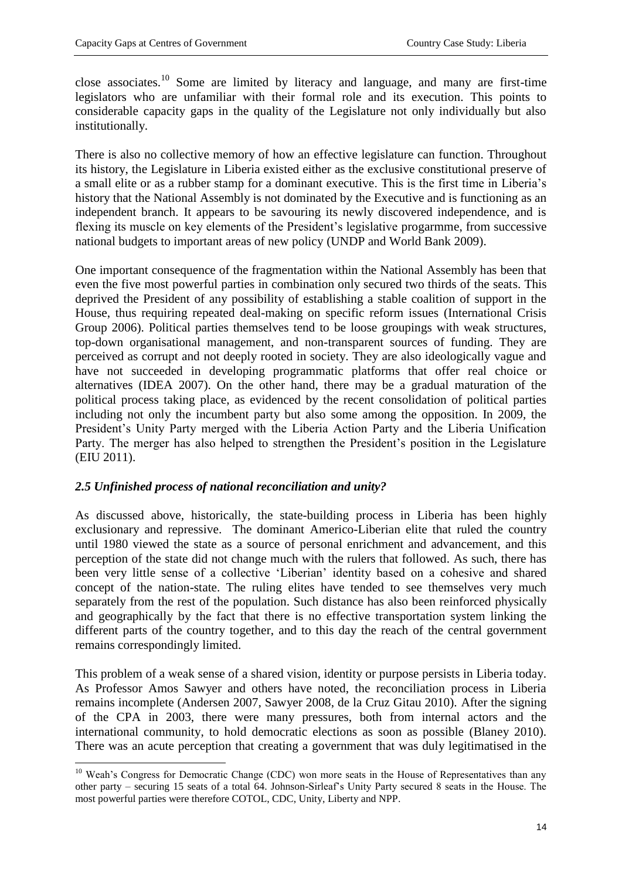close associates.[10] Some are limited by literacy and language, and many are first-time legislators who are unfamiliar with their formal role and its execution. This points to considerable capacity gaps in the quality of the Legislature not only individually but also institutionally.

There is also no collective memory of how an effective legislature can function. Throughout its history, the Legislature in Liberia existed either as the exclusive constitutional preserve of a small elite or as a rubber stamp for a dominant executive. This is the first time in Liberia's history that the National Assembly is not dominated by the Executive and is functioning as an independent branch. It appears to be savouring its newly discovered independence, and is flexing its muscle on key elements of the President's legislative progarmme, from successive national budgets to important areas of new policy (UNDP and World Bank 2009).

One important consequence of the fragmentation within the National Assembly has been that even the five most powerful parties in combination only secured two thirds of the seats. This deprived the President of any possibility of establishing a stable coalition of support in the House, thus requiring repeated deal-making on specific reform issues (International Crisis Group 2006). Political parties themselves tend to be loose groupings with weak structures, top-down organisational management, and non-transparent sources of funding. They are perceived as corrupt and not deeply rooted in society. They are also ideologically vague and have not succeeded in developing programmatic platforms that offer real choice or alternatives (IDEA 2007). On the other hand, there may be a gradual maturation of the political process taking place, as evidenced by the recent consolidation of political parties including not only the incumbent party but also some among the opposition. In 2009, the President's Unity Party merged with the Liberia Action Party and the Liberia Unification Party. The merger has also helped to strengthen the President's position in the Legislature (EIU 2011).

### *2.5 Unfinished process of national reconciliation and unity?*

As discussed above, historically, the state-building process in Liberia has been highly exclusionary and repressive. The dominant Americo-Liberian elite that ruled the country until 1980 viewed the state as a source of personal enrichment and advancement, and this perception of the state did not change much with the rulers that followed. As such, there has been very little sense of a collective 'Liberian' identity based on a cohesive and shared concept of the nation-state. The ruling elites have tended to see themselves very much separately from the rest of the population. Such distance has also been reinforced physically and geographically by the fact that there is no effective transportation system linking the different parts of the country together, and to this day the reach of the central government remains correspondingly limited.

This problem of a weak sense of a shared vision, identity or purpose persists in Liberia today. As Professor Amos Sawyer and others have noted, the reconciliation process in Liberia remains incomplete (Andersen 2007, Sawyer 2008, de la Cruz Gitau 2010). After the signing of the CPA in 2003, there were many pressures, both from internal actors and the international community, to hold democratic elections as soon as possible (Blaney 2010). There was an acute perception that creating a government that was duly legitimatised in the

---

[10] Weah's Congress for Democratic Change (CDC) won more seats in the House of Representatives than any other party – securing 15 seats of a total 64. Johnson-Sirleaf's Unity Party secured 8 seats in the House. The most powerful parties were therefore COTOL, CDC, Unity, Liberty and NPP.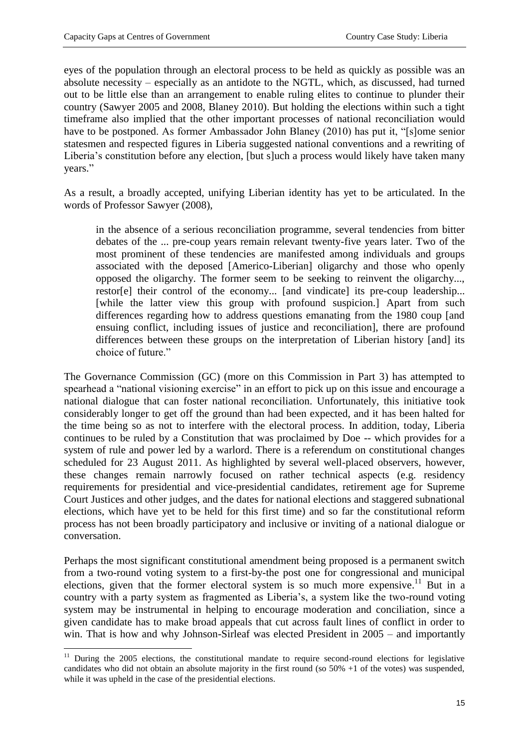eyes of the population through an electoral process to be held as quickly as possible was an absolute necessity – especially as an antidote to the NGTL, which, as discussed, had turned out to be little else than an arrangement to enable ruling elites to continue to plunder their country (Sawyer 2005 and 2008, Blaney 2010). But holding the elections within such a tight timeframe also implied that the other important processes of national reconciliation would have to be postponed. As former Ambassador John Blaney (2010) has put it, "[s]ome senior statesmen and respected figures in Liberia suggested national conventions and a rewriting of Liberia's constitution before any election, [but s]uch a process would likely have taken many years."

As a result, a broadly accepted, unifying Liberian identity has yet to be articulated. In the words of Professor Sawyer (2008),

> in the absence of a serious reconciliation programme, several tendencies from bitter debates of the ... pre-coup years remain relevant twenty-five years later. Two of the most prominent of these tendencies are manifested among individuals and groups associated with the deposed [Americo-Liberian] oligarchy and those who openly opposed the oligarchy. The former seem to be seeking to reinvent the oligarchy..., restor[e] their control of the economy... [and vindicate] its pre-coup leadership... [while the latter view this group with profound suspicion.] Apart from such differences regarding how to address questions emanating from the 1980 coup [and ensuing conflict, including issues of justice and reconciliation], there are profound differences between these groups on the interpretation of Liberian history [and] its choice of future."

The Governance Commission (GC) (more on this Commission in Part 3) has attempted to spearhead a "national visioning exercise" in an effort to pick up on this issue and encourage a national dialogue that can foster national reconciliation. Unfortunately, this initiative took considerably longer to get off the ground than had been expected, and it has been halted for the time being so as not to interfere with the electoral process. In addition, today, Liberia continues to be ruled by a Constitution that was proclaimed by Doe -- which provides for a system of rule and power led by a warlord. There is a referendum on constitutional changes scheduled for 23 August 2011. As highlighted by several well-placed observers, however, these changes remain narrowly focused on rather technical aspects (e.g. residency requirements for presidential and vice-presidential candidates, retirement age for Supreme Court Justices and other judges, and the dates for national elections and staggered subnational elections, which have yet to be held for this first time) and so far the constitutional reform process has not been broadly participatory and inclusive or inviting of a national dialogue or conversation.

Perhaps the most significant constitutional amendment being proposed is a permanent switch from a two-round voting system to a first-by-the post one for congressional and municipal elections, given that the former electoral system is so much more expensive.[11] But in a country with a party system as fragmented as Liberia's, a system like the two-round voting system may be instrumental in helping to encourage moderation and conciliation, since a given candidate has to make broad appeals that cut across fault lines of conflict in order to win. That is how and why Johnson-Sirleaf was elected President in 2005 – and importantly

[11] During the 2005 elections, the constitutional mandate to require second-round elections for legislative candidates who did not obtain an absolute majority in the first round (so 50% +1 of the votes) was suspended, while it was upheld in the case of the presidential elections.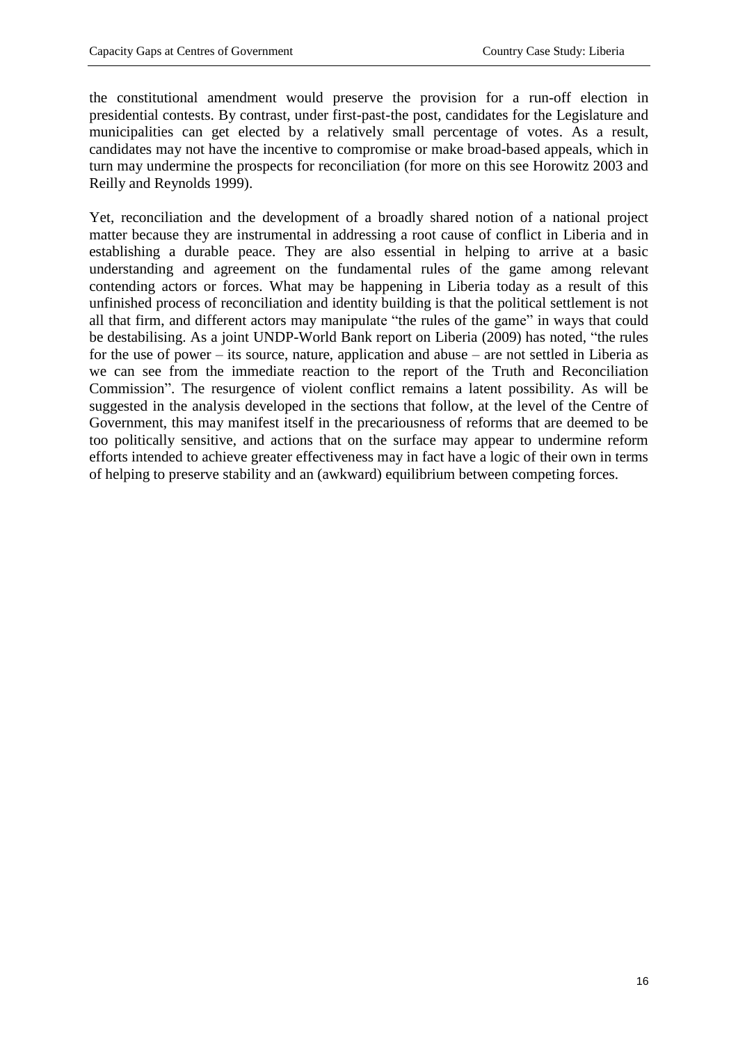the constitutional amendment would preserve the provision for a run-off election in presidential contests. By contrast, under first-past-the post, candidates for the Legislature and municipalities can get elected by a relatively small percentage of votes. As a result, candidates may not have the incentive to compromise or make broad-based appeals, which in turn may undermine the prospects for reconciliation (for more on this see Horowitz 2003 and Reilly and Reynolds 1999).

Yet, reconciliation and the development of a broadly shared notion of a national project matter because they are instrumental in addressing a root cause of conflict in Liberia and in establishing a durable peace. They are also essential in helping to arrive at a basic understanding and agreement on the fundamental rules of the game among relevant contending actors or forces. What may be happening in Liberia today as a result of this unfinished process of reconciliation and identity building is that the political settlement is not all that firm, and different actors may manipulate "the rules of the game" in ways that could be destabilising. As a joint UNDP-World Bank report on Liberia (2009) has noted, "the rules for the use of power – its source, nature, application and abuse – are not settled in Liberia as we can see from the immediate reaction to the report of the Truth and Reconciliation Commission". The resurgence of violent conflict remains a latent possibility. As will be suggested in the analysis developed in the sections that follow, at the level of the Centre of Government, this may manifest itself in the precariousness of reforms that are deemed to be too politically sensitive, and actions that on the surface may appear to undermine reform efforts intended to achieve greater effectiveness may in fact have a logic of their own in terms of helping to preserve stability and an (awkward) equilibrium between competing forces.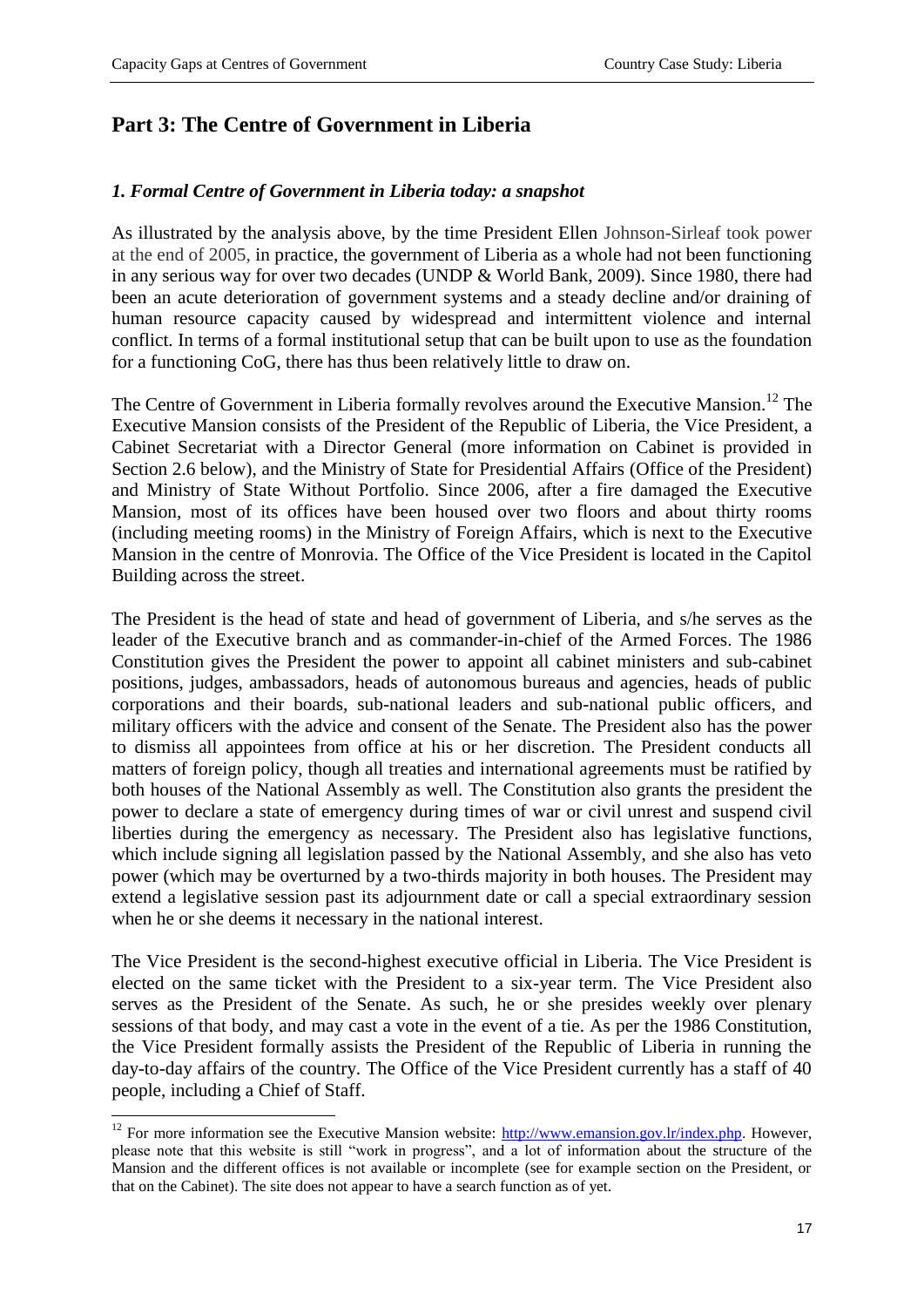## Part 3: The Centre of Government in Liberia

### *1. Formal Centre of Government in Liberia today: a snapshot*

As illustrated by the analysis above, by the time President Ellen Johnson-Sirleaf took power at the end of 2005, in practice, the government of Liberia as a whole had not been functioning in any serious way for over two decades (UNDP & World Bank, 2009). Since 1980, there had been an acute deterioration of government systems and a steady decline and/or draining of human resource capacity caused by widespread and intermittent violence and internal conflict. In terms of a formal institutional setup that can be built upon to use as the foundation for a functioning CoG, there has thus been relatively little to draw on.

The Centre of Government in Liberia formally revolves around the Executive Mansion.[12] The Executive Mansion consists of the President of the Republic of Liberia, the Vice President, a Cabinet Secretariat with a Director General (more information on Cabinet is provided in Section 2.6 below), and the Ministry of State for Presidential Affairs (Office of the President) and Ministry of State Without Portfolio. Since 2006, after a fire damaged the Executive Mansion, most of its offices have been housed over two floors and about thirty rooms (including meeting rooms) in the Ministry of Foreign Affairs, which is next to the Executive Mansion in the centre of Monrovia. The Office of the Vice President is located in the Capitol Building across the street.

The President is the head of state and head of government of Liberia, and s/he serves as the leader of the Executive branch and as commander-in-chief of the Armed Forces. The 1986 Constitution gives the President the power to appoint all cabinet ministers and sub-cabinet positions, judges, ambassadors, heads of autonomous bureaus and agencies, heads of public corporations and their boards, sub-national leaders and sub-national public officers, and military officers with the advice and consent of the Senate. The President also has the power to dismiss all appointees from office at his or her discretion. The President conducts all matters of foreign policy, though all treaties and international agreements must be ratified by both houses of the National Assembly as well. The Constitution also grants the president the power to declare a state of emergency during times of war or civil unrest and suspend civil liberties during the emergency as necessary. The President also has legislative functions, which include signing all legislation passed by the National Assembly, and she also has veto power (which may be overturned by a two-thirds majority in both houses. The President may extend a legislative session past its adjournment date or call a special extraordinary session when he or she deems it necessary in the national interest.

The Vice President is the second-highest executive official in Liberia. The Vice President is elected on the same ticket with the President to a six-year term. The Vice President also serves as the President of the Senate. As such, he or she presides weekly over plenary sessions of that body, and may cast a vote in the event of a tie. As per the 1986 Constitution, the Vice President formally assists the President of the Republic of Liberia in running the day-to-day affairs of the country. The Office of the Vice President currently has a staff of 40 people, including a Chief of Staff.

---

[12] For more information see the Executive Mansion website: http://www.emansion.gov.lr/index.php. However, please note that this website is still "work in progress", and a lot of information about the structure of the Mansion and the different offices is not available or incomplete (see for example section on the President, or that on the Cabinet). The site does not appear to have a search function as of yet.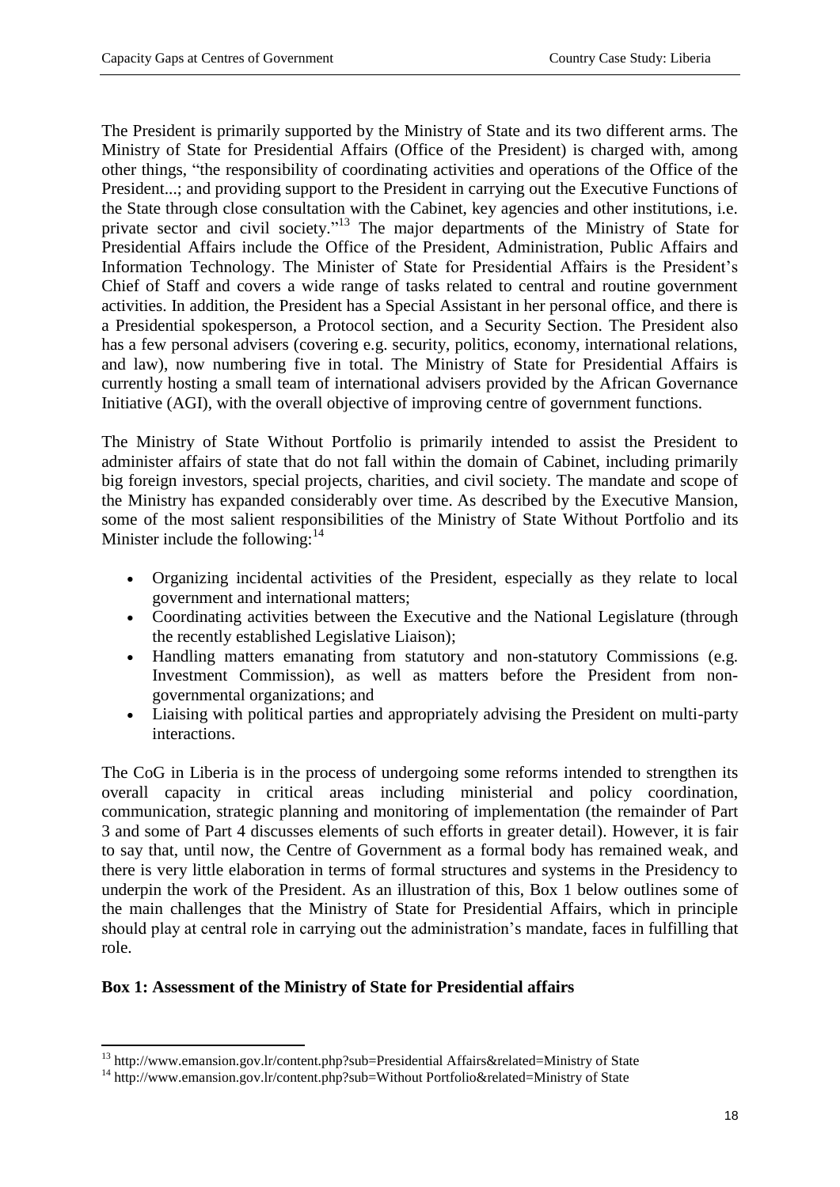The President is primarily supported by the Ministry of State and its two different arms. The Ministry of State for Presidential Affairs (Office of the President) is charged with, among other things, "the responsibility of coordinating activities and operations of the Office of the President...; and providing support to the President in carrying out the Executive Functions of the State through close consultation with the Cabinet, key agencies and other institutions, i.e. private sector and civil society."[13] The major departments of the Ministry of State for Presidential Affairs include the Office of the President, Administration, Public Affairs and Information Technology. The Minister of State for Presidential Affairs is the President's Chief of Staff and covers a wide range of tasks related to central and routine government activities. In addition, the President has a Special Assistant in her personal office, and there is a Presidential spokesperson, a Protocol section, and a Security Section. The President also has a few personal advisers (covering e.g. security, politics, economy, international relations, and law), now numbering five in total. The Ministry of State for Presidential Affairs is currently hosting a small team of international advisers provided by the African Governance Initiative (AGI), with the overall objective of improving centre of government functions.

The Ministry of State Without Portfolio is primarily intended to assist the President to administer affairs of state that do not fall within the domain of Cabinet, including primarily big foreign investors, special projects, charities, and civil society. The mandate and scope of the Ministry has expanded considerably over time. As described by the Executive Mansion, some of the most salient responsibilities of the Ministry of State Without Portfolio and its Minister include the following:[14]

- Organizing incidental activities of the President, especially as they relate to local government and international matters;
- Coordinating activities between the Executive and the National Legislature (through the recently established Legislative Liaison);
- Handling matters emanating from statutory and non-statutory Commissions (e.g. Investment Commission), as well as matters before the President from non-governmental organizations; and
- Liaising with political parties and appropriately advising the President on multi-party interactions.

The CoG in Liberia is in the process of undergoing some reforms intended to strengthen its overall capacity in critical areas including ministerial and policy coordination, communication, strategic planning and monitoring of implementation (the remainder of Part 3 and some of Part 4 discusses elements of such efforts in greater detail). However, it is fair to say that, until now, the Centre of Government as a formal body has remained weak, and there is very little elaboration in terms of formal structures and systems in the Presidency to underpin the work of the President. As an illustration of this, Box 1 below outlines some of the main challenges that the Ministry of State for Presidential Affairs, which in principle should play at central role in carrying out the administration's mandate, faces in fulfilling that role.

**Box 1: Assessment of the Ministry of State for Presidential affairs**

[13] http://www.emansion.gov.lr/content.php?sub=Presidential Affairs&related=Ministry of State

[14] http://www.emansion.gov.lr/content.php?sub=Without Portfolio&related=Ministry of State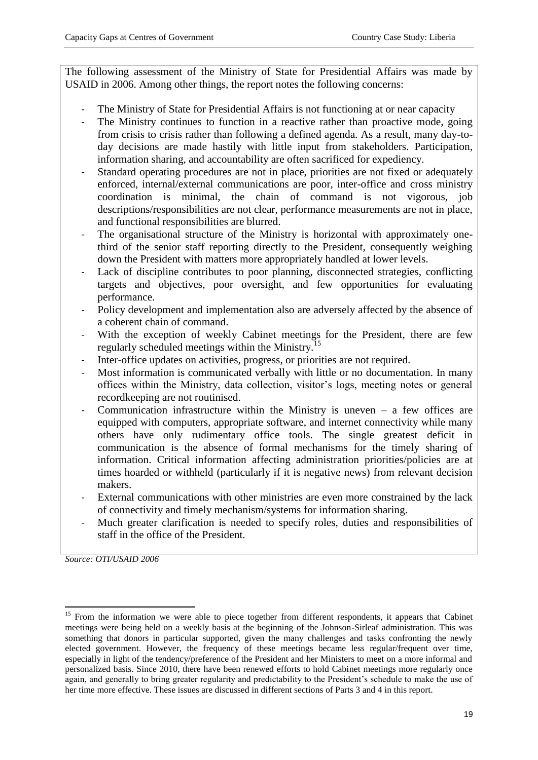The following assessment of the Ministry of State for Presidential Affairs was made by USAID in 2006. Among other things, the report notes the following concerns:

- The Ministry of State for Presidential Affairs is not functioning at or near capacity
- The Ministry continues to function in a reactive rather than proactive mode, going from crisis to crisis rather than following a defined agenda. As a result, many day-to-day decisions are made hastily with little input from stakeholders. Participation, information sharing, and accountability are often sacrificed for expediency.
- Standard operating procedures are not in place, priorities are not fixed or adequately enforced, internal/external communications are poor, inter-office and cross ministry coordination is minimal, the chain of command is not vigorous, job descriptions/responsibilities are not clear, performance measurements are not in place, and functional responsibilities are blurred.
- The organisational structure of the Ministry is horizontal with approximately one-third of the senior staff reporting directly to the President, consequently weighing down the President with matters more appropriately handled at lower levels.
- Lack of discipline contributes to poor planning, disconnected strategies, conflicting targets and objectives, poor oversight, and few opportunities for evaluating performance.
- Policy development and implementation also are adversely affected by the absence of a coherent chain of command.
- With the exception of weekly Cabinet meetings for the President, there are few regularly scheduled meetings within the Ministry.[15]
- Inter-office updates on activities, progress, or priorities are not required.
- Most information is communicated verbally with little or no documentation. In many offices within the Ministry, data collection, visitor's logs, meeting notes or general recordkeeping are not routinised.
- Communication infrastructure within the Ministry is uneven – a few offices are equipped with computers, appropriate software, and internet connectivity while many others have only rudimentary office tools. The single greatest deficit in communication is the absence of formal mechanisms for the timely sharing of information. Critical information affecting administration priorities/policies are at times hoarded or withheld (particularly if it is negative news) from relevant decision makers.
- External communications with other ministries are even more constrained by the lack of connectivity and timely mechanism/systems for information sharing.
- Much greater clarification is needed to specify roles, duties and responsibilities of staff in the office of the President.

*Source: OTI/USAID 2006*

[15] From the information we were able to piece together from different respondents, it appears that Cabinet meetings were being held on a weekly basis at the beginning of the Johnson-Sirleaf administration. This was something that donors in particular supported, given the many challenges and tasks confronting the newly elected government. However, the frequency of these meetings became less regular/frequent over time, especially in light of the tendency/preference of the President and her Ministers to meet on a more informal and personalized basis. Since 2010, there have been renewed efforts to hold Cabinet meetings more regularly once again, and generally to bring greater regularity and predictability to the President's schedule to make the use of her time more effective. These issues are discussed in different sections of Parts 3 and 4 in this report.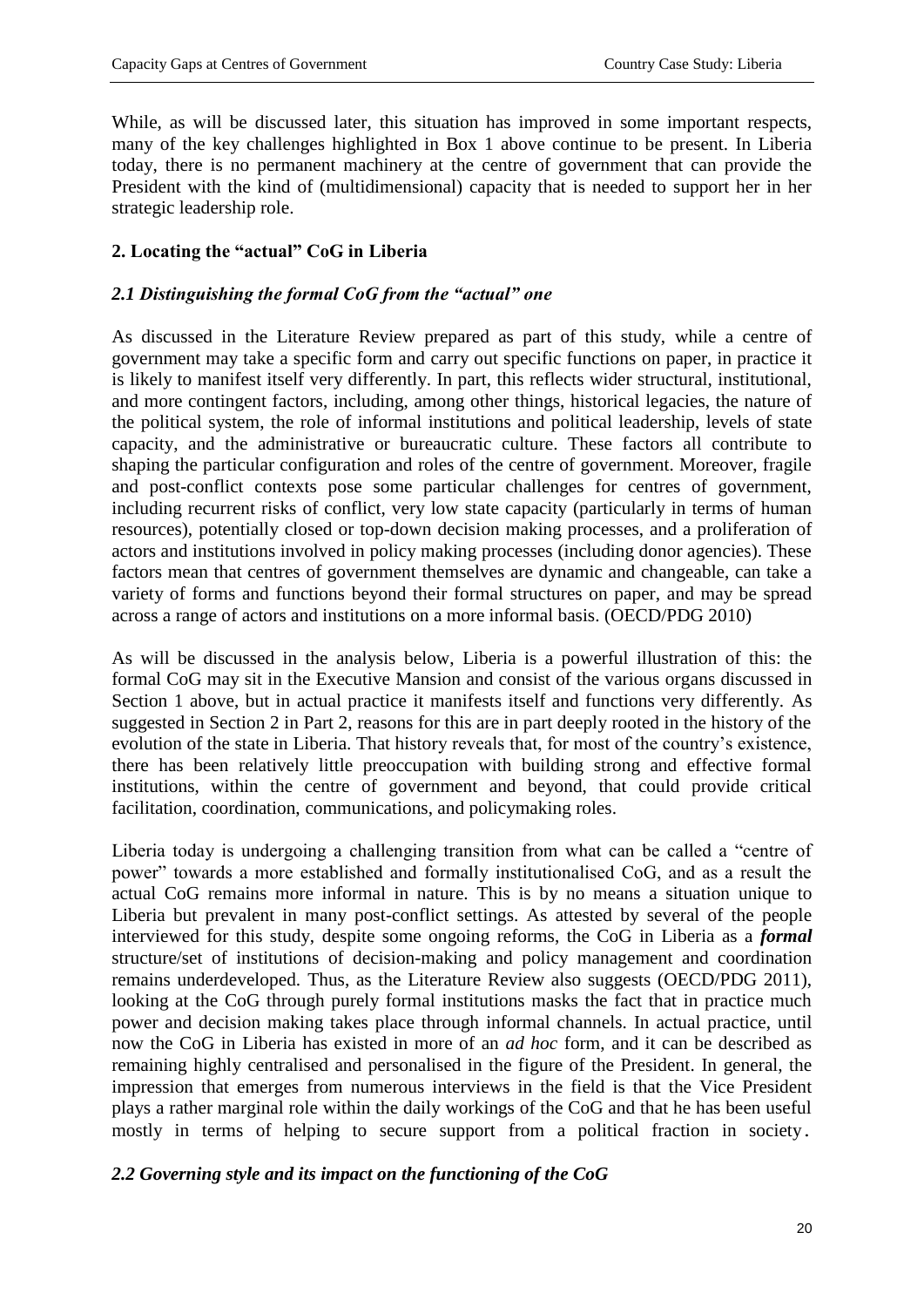While, as will be discussed later, this situation has improved in some important respects, many of the key challenges highlighted in Box 1 above continue to be present. In Liberia today, there is no permanent machinery at the centre of government that can provide the President with the kind of (multidimensional) capacity that is needed to support her in her strategic leadership role.

## 2. Locating the "actual" CoG in Liberia

### *2.1 Distinguishing the formal CoG from the "actual" one*

As discussed in the Literature Review prepared as part of this study, while a centre of government may take a specific form and carry out specific functions on paper, in practice it is likely to manifest itself very differently. In part, this reflects wider structural, institutional, and more contingent factors, including, among other things, historical legacies, the nature of the political system, the role of informal institutions and political leadership, levels of state capacity, and the administrative or bureaucratic culture. These factors all contribute to shaping the particular configuration and roles of the centre of government. Moreover, fragile and post-conflict contexts pose some particular challenges for centres of government, including recurrent risks of conflict, very low state capacity (particularly in terms of human resources), potentially closed or top-down decision making processes, and a proliferation of actors and institutions involved in policy making processes (including donor agencies). These factors mean that centres of government themselves are dynamic and changeable, can take a variety of forms and functions beyond their formal structures on paper, and may be spread across a range of actors and institutions on a more informal basis. (OECD/PDG 2010)

As will be discussed in the analysis below, Liberia is a powerful illustration of this: the formal CoG may sit in the Executive Mansion and consist of the various organs discussed in Section 1 above, but in actual practice it manifests itself and functions very differently. As suggested in Section 2 in Part 2, reasons for this are in part deeply rooted in the history of the evolution of the state in Liberia. That history reveals that, for most of the country's existence, there has been relatively little preoccupation with building strong and effective formal institutions, within the centre of government and beyond, that could provide critical facilitation, coordination, communications, and policymaking roles.

Liberia today is undergoing a challenging transition from what can be called a "centre of power" towards a more established and formally institutionalised CoG, and as a result the actual CoG remains more informal in nature. This is by no means a situation unique to Liberia but prevalent in many post-conflict settings. As attested by several of the people interviewed for this study, despite some ongoing reforms, the CoG in Liberia as a ***formal*** structure/set of institutions of decision-making and policy management and coordination remains underdeveloped. Thus, as the Literature Review also suggests (OECD/PDG 2011), looking at the CoG through purely formal institutions masks the fact that in practice much power and decision making takes place through informal channels. In actual practice, until now the CoG in Liberia has existed in more of an *ad hoc* form, and it can be described as remaining highly centralised and personalised in the figure of the President. In general, the impression that emerges from numerous interviews in the field is that the Vice President plays a rather marginal role within the daily workings of the CoG and that he has been useful mostly in terms of helping to secure support from a political fraction in society.

### *2.2 Governing style and its impact on the functioning of the CoG*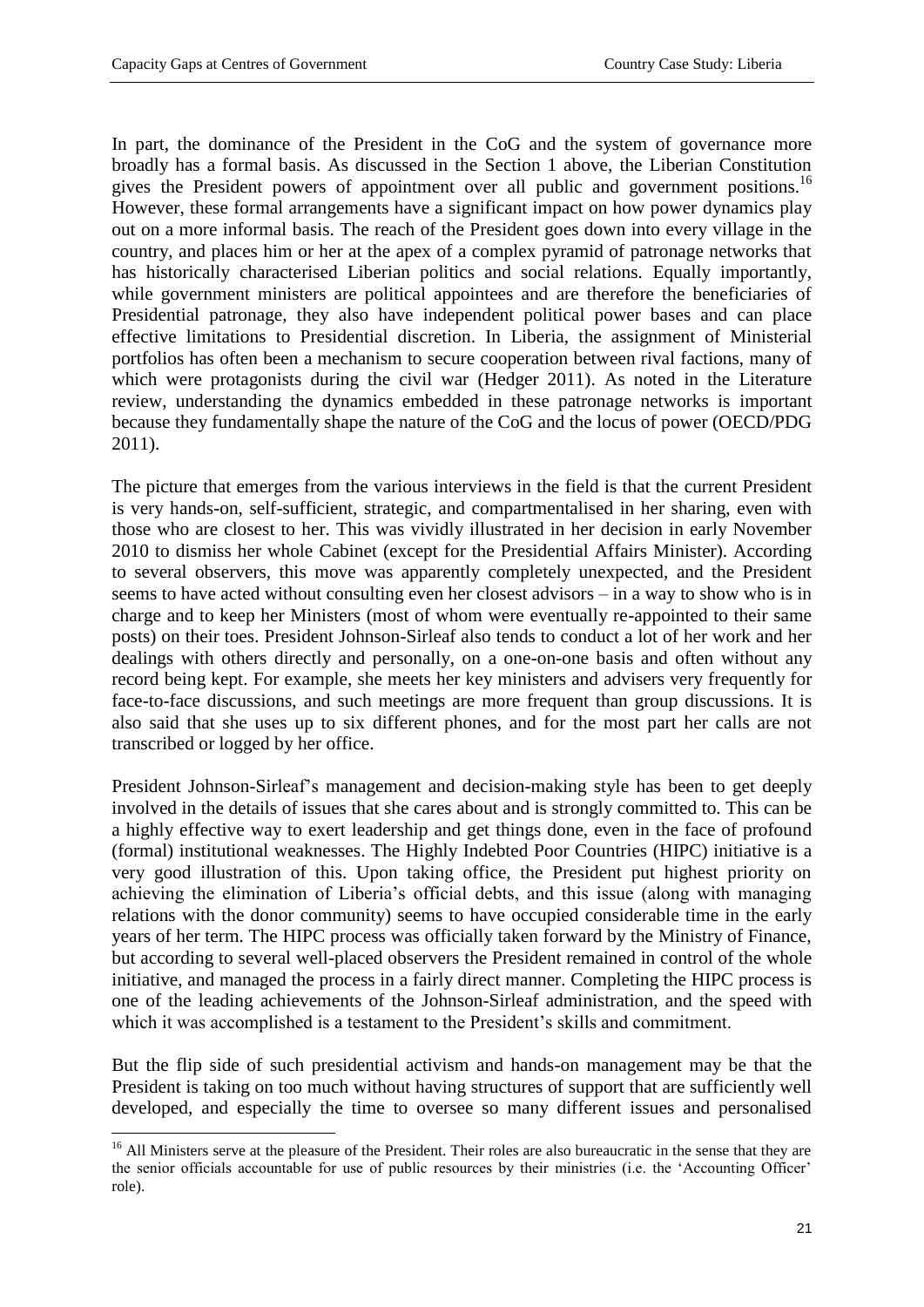In part, the dominance of the President in the CoG and the system of governance more broadly has a formal basis. As discussed in the Section 1 above, the Liberian Constitution gives the President powers of appointment over all public and government positions.[16] However, these formal arrangements have a significant impact on how power dynamics play out on a more informal basis. The reach of the President goes down into every village in the country, and places him or her at the apex of a complex pyramid of patronage networks that has historically characterised Liberian politics and social relations. Equally importantly, while government ministers are political appointees and are therefore the beneficiaries of Presidential patronage, they also have independent political power bases and can place effective limitations to Presidential discretion. In Liberia, the assignment of Ministerial portfolios has often been a mechanism to secure cooperation between rival factions, many of which were protagonists during the civil war (Hedger 2011). As noted in the Literature review, understanding the dynamics embedded in these patronage networks is important because they fundamentally shape the nature of the CoG and the locus of power (OECD/PDG 2011).

The picture that emerges from the various interviews in the field is that the current President is very hands-on, self-sufficient, strategic, and compartmentalised in her sharing, even with those who are closest to her. This was vividly illustrated in her decision in early November 2010 to dismiss her whole Cabinet (except for the Presidential Affairs Minister). According to several observers, this move was apparently completely unexpected, and the President seems to have acted without consulting even her closest advisors – in a way to show who is in charge and to keep her Ministers (most of whom were eventually re-appointed to their same posts) on their toes. President Johnson-Sirleaf also tends to conduct a lot of her work and her dealings with others directly and personally, on a one-on-one basis and often without any record being kept. For example, she meets her key ministers and advisers very frequently for face-to-face discussions, and such meetings are more frequent than group discussions. It is also said that she uses up to six different phones, and for the most part her calls are not transcribed or logged by her office.

President Johnson-Sirleaf's management and decision-making style has been to get deeply involved in the details of issues that she cares about and is strongly committed to. This can be a highly effective way to exert leadership and get things done, even in the face of profound (formal) institutional weaknesses. The Highly Indebted Poor Countries (HIPC) initiative is a very good illustration of this. Upon taking office, the President put highest priority on achieving the elimination of Liberia's official debts, and this issue (along with managing relations with the donor community) seems to have occupied considerable time in the early years of her term. The HIPC process was officially taken forward by the Ministry of Finance, but according to several well-placed observers the President remained in control of the whole initiative, and managed the process in a fairly direct manner. Completing the HIPC process is one of the leading achievements of the Johnson-Sirleaf administration, and the speed with which it was accomplished is a testament to the President's skills and commitment.

But the flip side of such presidential activism and hands-on management may be that the President is taking on too much without having structures of support that are sufficiently well developed, and especially the time to oversee so many different issues and personalised

[16] All Ministers serve at the pleasure of the President. Their roles are also bureaucratic in the sense that they are the senior officials accountable for use of public resources by their ministries (i.e. the 'Accounting Officer' role).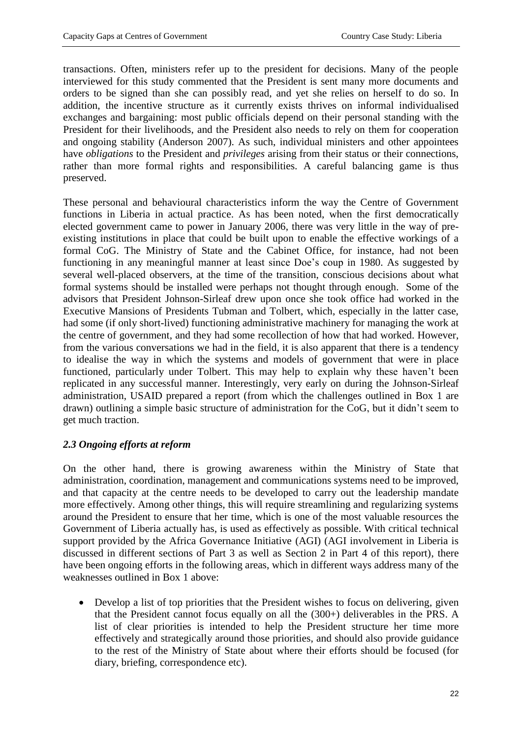transactions. Often, ministers refer up to the president for decisions. Many of the people interviewed for this study commented that the President is sent many more documents and orders to be signed than she can possibly read, and yet she relies on herself to do so. In addition, the incentive structure as it currently exists thrives on informal individualised exchanges and bargaining: most public officials depend on their personal standing with the President for their livelihoods, and the President also needs to rely on them for cooperation and ongoing stability (Anderson 2007). As such, individual ministers and other appointees have *obligations* to the President and *privileges* arising from their status or their connections, rather than more formal rights and responsibilities. A careful balancing game is thus preserved.

These personal and behavioural characteristics inform the way the Centre of Government functions in Liberia in actual practice. As has been noted, when the first democratically elected government came to power in January 2006, there was very little in the way of pre-existing institutions in place that could be built upon to enable the effective workings of a formal CoG. The Ministry of State and the Cabinet Office, for instance, had not been functioning in any meaningful manner at least since Doe's coup in 1980. As suggested by several well-placed observers, at the time of the transition, conscious decisions about what formal systems should be installed were perhaps not thought through enough. Some of the advisors that President Johnson-Sirleaf drew upon once she took office had worked in the Executive Mansions of Presidents Tubman and Tolbert, which, especially in the latter case, had some (if only short-lived) functioning administrative machinery for managing the work at the centre of government, and they had some recollection of how that had worked. However, from the various conversations we had in the field, it is also apparent that there is a tendency to idealise the way in which the systems and models of government that were in place functioned, particularly under Tolbert. This may help to explain why these haven't been replicated in any successful manner. Interestingly, very early on during the Johnson-Sirleaf administration, USAID prepared a report (from which the challenges outlined in Box 1 are drawn) outlining a simple basic structure of administration for the CoG, but it didn't seem to get much traction.

### *2.3 Ongoing efforts at reform*

On the other hand, there is growing awareness within the Ministry of State that administration, coordination, management and communications systems need to be improved, and that capacity at the centre needs to be developed to carry out the leadership mandate more effectively. Among other things, this will require streamlining and regularizing systems around the President to ensure that her time, which is one of the most valuable resources the Government of Liberia actually has, is used as effectively as possible. With critical technical support provided by the Africa Governance Initiative (AGI) (AGI involvement in Liberia is discussed in different sections of Part 3 as well as Section 2 in Part 4 of this report), there have been ongoing efforts in the following areas, which in different ways address many of the weaknesses outlined in Box 1 above:

- Develop a list of top priorities that the President wishes to focus on delivering, given that the President cannot focus equally on all the (300+) deliverables in the PRS. A list of clear priorities is intended to help the President structure her time more effectively and strategically around those priorities, and should also provide guidance to the rest of the Ministry of State about where their efforts should be focused (for diary, briefing, correspondence etc).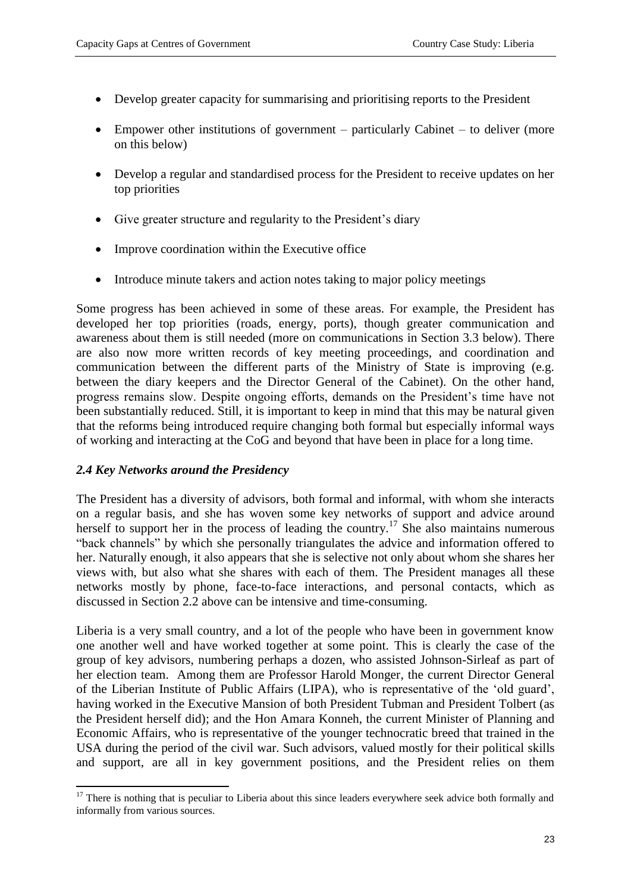- Develop greater capacity for summarising and prioritising reports to the President
- Empower other institutions of government – particularly Cabinet – to deliver (more on this below)
- Develop a regular and standardised process for the President to receive updates on her top priorities
- Give greater structure and regularity to the President's diary
- Improve coordination within the Executive office
- Introduce minute takers and action notes taking to major policy meetings

Some progress has been achieved in some of these areas. For example, the President has developed her top priorities (roads, energy, ports), though greater communication and awareness about them is still needed (more on communications in Section 3.3 below). There are also now more written records of key meeting proceedings, and coordination and communication between the different parts of the Ministry of State is improving (e.g. between the diary keepers and the Director General of the Cabinet). On the other hand, progress remains slow. Despite ongoing efforts, demands on the President's time have not been substantially reduced. Still, it is important to keep in mind that this may be natural given that the reforms being introduced require changing both formal but especially informal ways of working and interacting at the CoG and beyond that have been in place for a long time.

### *2.4 Key Networks around the Presidency*

The President has a diversity of advisors, both formal and informal, with whom she interacts on a regular basis, and she has woven some key networks of support and advice around herself to support her in the process of leading the country.[17] She also maintains numerous "back channels" by which she personally triangulates the advice and information offered to her. Naturally enough, it also appears that she is selective not only about whom she shares her views with, but also what she shares with each of them. The President manages all these networks mostly by phone, face-to-face interactions, and personal contacts, which as discussed in Section 2.2 above can be intensive and time-consuming.

Liberia is a very small country, and a lot of the people who have been in government know one another well and have worked together at some point. This is clearly the case of the group of key advisors, numbering perhaps a dozen, who assisted Johnson-Sirleaf as part of her election team. Among them are Professor Harold Monger, the current Director General of the Liberian Institute of Public Affairs (LIPA), who is representative of the 'old guard', having worked in the Executive Mansion of both President Tubman and President Tolbert (as the President herself did); and the Hon Amara Konneh, the current Minister of Planning and Economic Affairs, who is representative of the younger technocratic breed that trained in the USA during the period of the civil war. Such advisors, valued mostly for their political skills and support, are all in key government positions, and the President relies on them

[17] There is nothing that is peculiar to Liberia about this since leaders everywhere seek advice both formally and informally from various sources.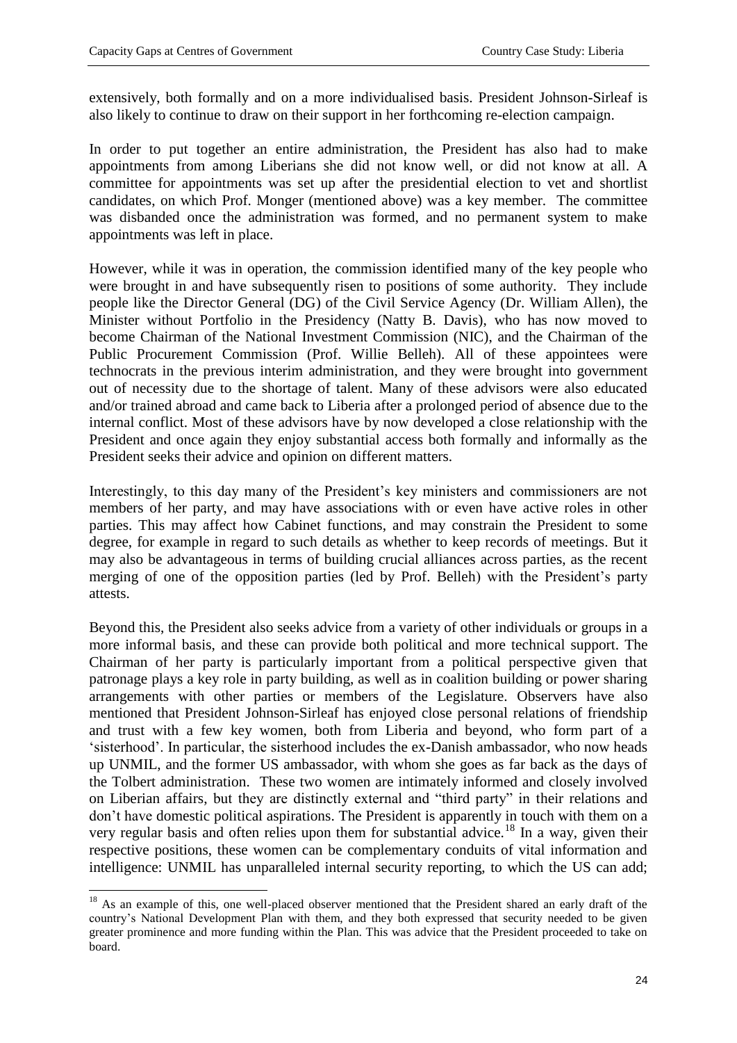extensively, both formally and on a more individualised basis. President Johnson-Sirleaf is also likely to continue to draw on their support in her forthcoming re-election campaign.

In order to put together an entire administration, the President has also had to make appointments from among Liberians she did not know well, or did not know at all. A committee for appointments was set up after the presidential election to vet and shortlist candidates, on which Prof. Monger (mentioned above) was a key member. The committee was disbanded once the administration was formed, and no permanent system to make appointments was left in place.

However, while it was in operation, the commission identified many of the key people who were brought in and have subsequently risen to positions of some authority. They include people like the Director General (DG) of the Civil Service Agency (Dr. William Allen), the Minister without Portfolio in the Presidency (Natty B. Davis), who has now moved to become Chairman of the National Investment Commission (NIC), and the Chairman of the Public Procurement Commission (Prof. Willie Belleh). All of these appointees were technocrats in the previous interim administration, and they were brought into government out of necessity due to the shortage of talent. Many of these advisors were also educated and/or trained abroad and came back to Liberia after a prolonged period of absence due to the internal conflict. Most of these advisors have by now developed a close relationship with the President and once again they enjoy substantial access both formally and informally as the President seeks their advice and opinion on different matters.

Interestingly, to this day many of the President's key ministers and commissioners are not members of her party, and may have associations with or even have active roles in other parties. This may affect how Cabinet functions, and may constrain the President to some degree, for example in regard to such details as whether to keep records of meetings. But it may also be advantageous in terms of building crucial alliances across parties, as the recent merging of one of the opposition parties (led by Prof. Belleh) with the President's party attests.

Beyond this, the President also seeks advice from a variety of other individuals or groups in a more informal basis, and these can provide both political and more technical support. The Chairman of her party is particularly important from a political perspective given that patronage plays a key role in party building, as well as in coalition building or power sharing arrangements with other parties or members of the Legislature. Observers have also mentioned that President Johnson-Sirleaf has enjoyed close personal relations of friendship and trust with a few key women, both from Liberia and beyond, who form part of a 'sisterhood'. In particular, the sisterhood includes the ex-Danish ambassador, who now heads up UNMIL, and the former US ambassador, with whom she goes as far back as the days of the Tolbert administration. These two women are intimately informed and closely involved on Liberian affairs, but they are distinctly external and "third party" in their relations and don't have domestic political aspirations. The President is apparently in touch with them on a very regular basis and often relies upon them for substantial advice.[18] In a way, given their respective positions, these women can be complementary conduits of vital information and intelligence: UNMIL has unparalleled internal security reporting, to which the US can add;

[18] As an example of this, one well-placed observer mentioned that the President shared an early draft of the country's National Development Plan with them, and they both expressed that security needed to be given greater prominence and more funding within the Plan. This was advice that the President proceeded to take on board.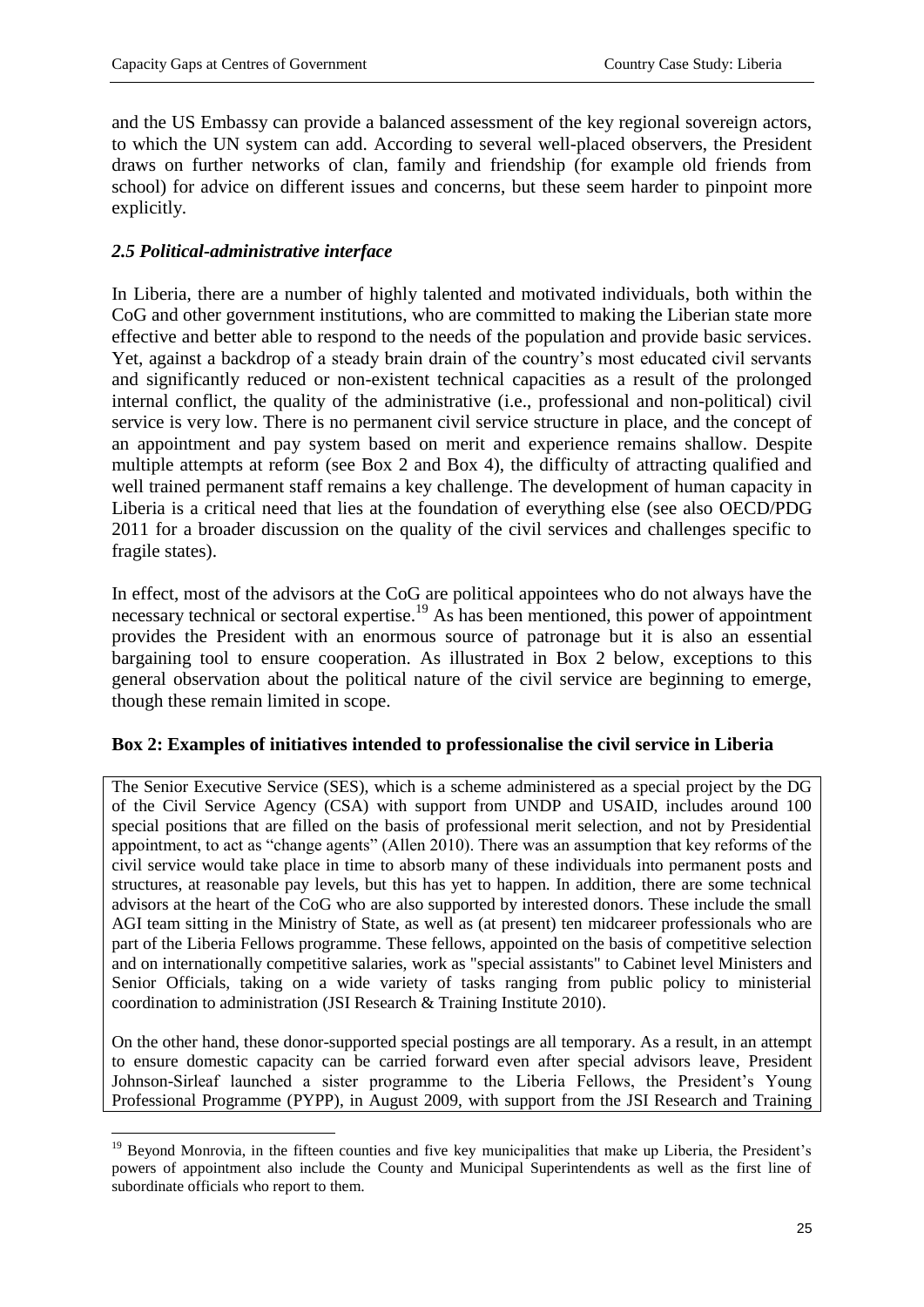and the US Embassy can provide a balanced assessment of the key regional sovereign actors, to which the UN system can add. According to several well-placed observers, the President draws on further networks of clan, family and friendship (for example old friends from school) for advice on different issues and concerns, but these seem harder to pinpoint more explicitly.

### *2.5 Political-administrative interface*

In Liberia, there are a number of highly talented and motivated individuals, both within the CoG and other government institutions, who are committed to making the Liberian state more effective and better able to respond to the needs of the population and provide basic services. Yet, against a backdrop of a steady brain drain of the country's most educated civil servants and significantly reduced or non-existent technical capacities as a result of the prolonged internal conflict, the quality of the administrative (i.e., professional and non-political) civil service is very low. There is no permanent civil service structure in place, and the concept of an appointment and pay system based on merit and experience remains shallow. Despite multiple attempts at reform (see Box 2 and Box 4), the difficulty of attracting qualified and well trained permanent staff remains a key challenge. The development of human capacity in Liberia is a critical need that lies at the foundation of everything else (see also OECD/PDG 2011 for a broader discussion on the quality of the civil services and challenges specific to fragile states).

In effect, most of the advisors at the CoG are political appointees who do not always have the necessary technical or sectoral expertise.[19] As has been mentioned, this power of appointment provides the President with an enormous source of patronage but it is also an essential bargaining tool to ensure cooperation. As illustrated in Box 2 below, exceptions to this general observation about the political nature of the civil service are beginning to emerge, though these remain limited in scope.

**Box 2: Examples of initiatives intended to professionalise the civil service in Liberia**

The Senior Executive Service (SES), which is a scheme administered as a special project by the DG of the Civil Service Agency (CSA) with support from UNDP and USAID, includes around 100 special positions that are filled on the basis of professional merit selection, and not by Presidential appointment, to act as "change agents" (Allen 2010). There was an assumption that key reforms of the civil service would take place in time to absorb many of these individuals into permanent posts and structures, at reasonable pay levels, but this has yet to happen. In addition, there are some technical advisors at the heart of the CoG who are also supported by interested donors. These include the small AGI team sitting in the Ministry of State, as well as (at present) ten midcareer professionals who are part of the Liberia Fellows programme. These fellows, appointed on the basis of competitive selection and on internationally competitive salaries, work as "special assistants" to Cabinet level Ministers and Senior Officials, taking on a wide variety of tasks ranging from public policy to ministerial coordination to administration (JSI Research & Training Institute 2010).

On the other hand, these donor-supported special postings are all temporary. As a result, in an attempt to ensure domestic capacity can be carried forward even after special advisors leave, President Johnson-Sirleaf launched a sister programme to the Liberia Fellows, the President's Young Professional Programme (PYPP), in August 2009, with support from the JSI Research and Training

[19] Beyond Monrovia, in the fifteen counties and five key municipalities that make up Liberia, the President's powers of appointment also include the County and Municipal Superintendents as well as the first line of subordinate officials who report to them.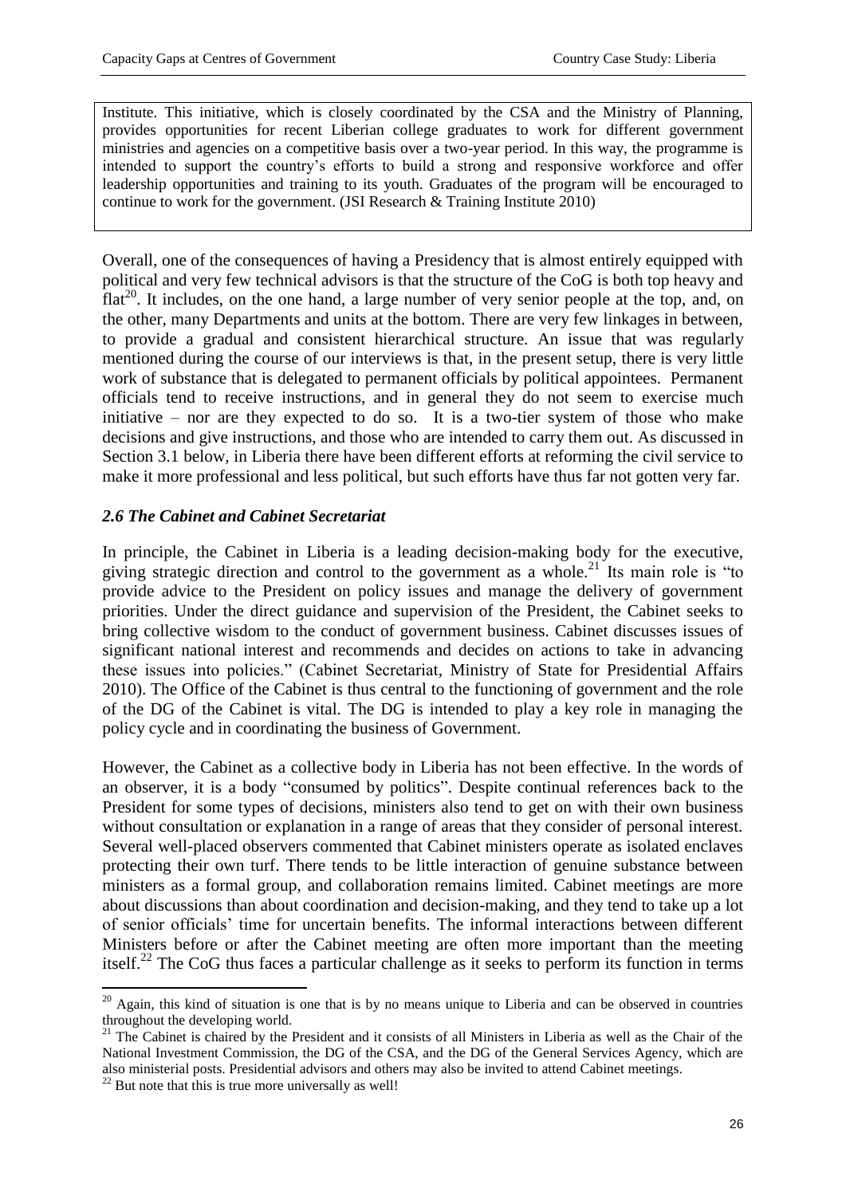Institute. This initiative, which is closely coordinated by the CSA and the Ministry of Planning, provides opportunities for recent Liberian college graduates to work for different government ministries and agencies on a competitive basis over a two-year period. In this way, the programme is intended to support the country's efforts to build a strong and responsive workforce and offer leadership opportunities and training to its youth. Graduates of the program will be encouraged to continue to work for the government. (JSI Research & Training Institute 2010)

Overall, one of the consequences of having a Presidency that is almost entirely equipped with political and very few technical advisors is that the structure of the CoG is both top heavy and flat[20]. It includes, on the one hand, a large number of very senior people at the top, and, on the other, many Departments and units at the bottom. There are very few linkages in between, to provide a gradual and consistent hierarchical structure. An issue that was regularly mentioned during the course of our interviews is that, in the present setup, there is very little work of substance that is delegated to permanent officials by political appointees. Permanent officials tend to receive instructions, and in general they do not seem to exercise much initiative – nor are they expected to do so. It is a two-tier system of those who make decisions and give instructions, and those who are intended to carry them out. As discussed in Section 3.1 below, in Liberia there have been different efforts at reforming the civil service to make it more professional and less political, but such efforts have thus far not gotten very far.

### *2.6 The Cabinet and Cabinet Secretariat*

In principle, the Cabinet in Liberia is a leading decision-making body for the executive, giving strategic direction and control to the government as a whole.[21] Its main role is "to provide advice to the President on policy issues and manage the delivery of government priorities. Under the direct guidance and supervision of the President, the Cabinet seeks to bring collective wisdom to the conduct of government business. Cabinet discusses issues of significant national interest and recommends and decides on actions to take in advancing these issues into policies." (Cabinet Secretariat, Ministry of State for Presidential Affairs 2010). The Office of the Cabinet is thus central to the functioning of government and the role of the DG of the Cabinet is vital. The DG is intended to play a key role in managing the policy cycle and in coordinating the business of Government.

However, the Cabinet as a collective body in Liberia has not been effective. In the words of an observer, it is a body "consumed by politics". Despite continual references back to the President for some types of decisions, ministers also tend to get on with their own business without consultation or explanation in a range of areas that they consider of personal interest. Several well-placed observers commented that Cabinet ministers operate as isolated enclaves protecting their own turf. There tends to be little interaction of genuine substance between ministers as a formal group, and collaboration remains limited. Cabinet meetings are more about discussions than about coordination and decision-making, and they tend to take up a lot of senior officials' time for uncertain benefits. The informal interactions between different Ministers before or after the Cabinet meeting are often more important than the meeting itself.[22] The CoG thus faces a particular challenge as it seeks to perform its function in terms

---

[20] Again, this kind of situation is one that is by no means unique to Liberia and can be observed in countries throughout the developing world.

[21] The Cabinet is chaired by the President and it consists of all Ministers in Liberia as well as the Chair of the National Investment Commission, the DG of the CSA, and the DG of the General Services Agency, which are also ministerial posts. Presidential advisors and others may also be invited to attend Cabinet meetings.

[22] But note that this is true more universally as well!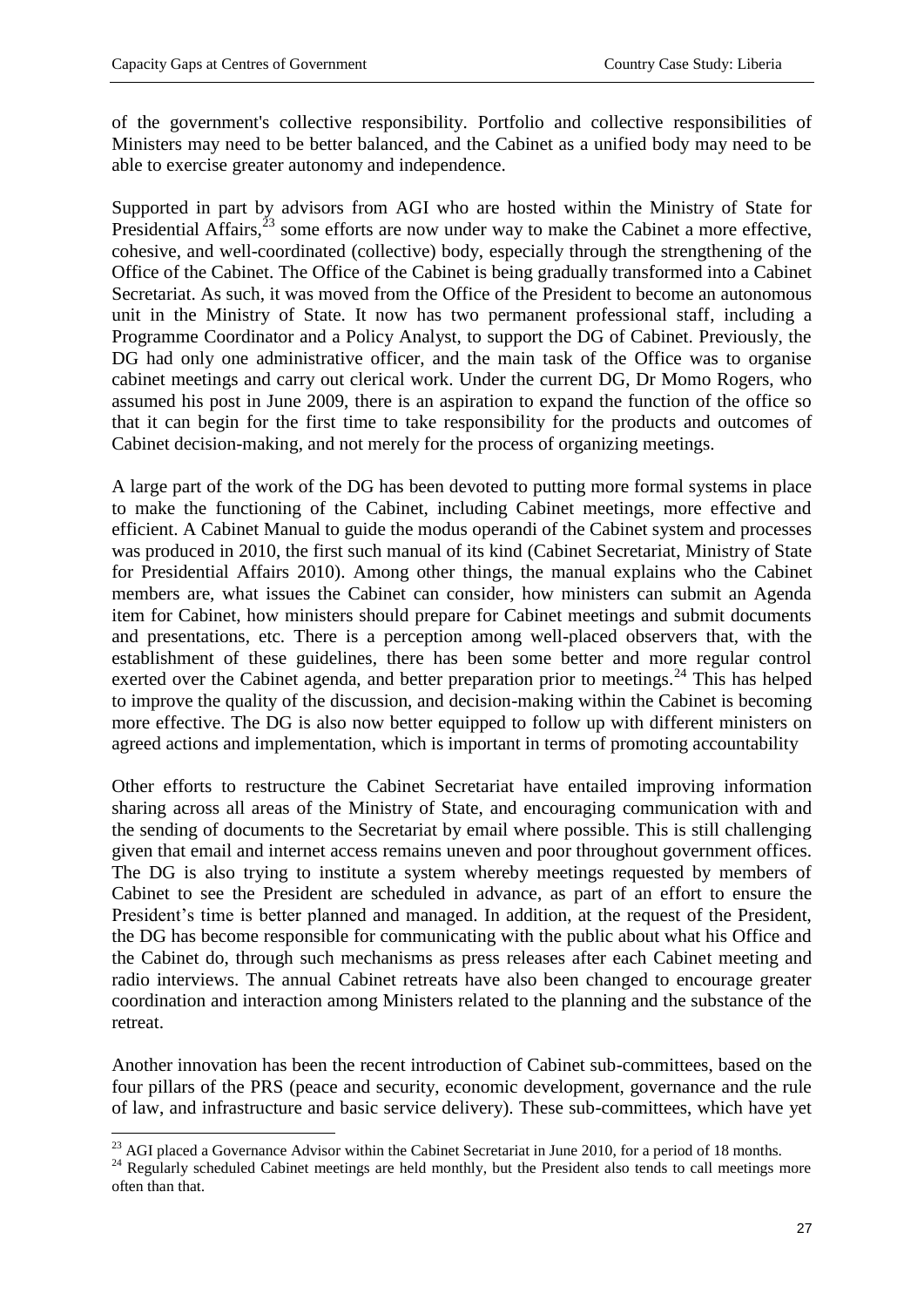of the government's collective responsibility. Portfolio and collective responsibilities of Ministers may need to be better balanced, and the Cabinet as a unified body may need to be able to exercise greater autonomy and independence.

Supported in part by advisors from AGI who are hosted within the Ministry of State for Presidential Affairs,[23] some efforts are now under way to make the Cabinet a more effective, cohesive, and well-coordinated (collective) body, especially through the strengthening of the Office of the Cabinet. The Office of the Cabinet is being gradually transformed into a Cabinet Secretariat. As such, it was moved from the Office of the President to become an autonomous unit in the Ministry of State. It now has two permanent professional staff, including a Programme Coordinator and a Policy Analyst, to support the DG of Cabinet. Previously, the DG had only one administrative officer, and the main task of the Office was to organise cabinet meetings and carry out clerical work. Under the current DG, Dr Momo Rogers, who assumed his post in June 2009, there is an aspiration to expand the function of the office so that it can begin for the first time to take responsibility for the products and outcomes of Cabinet decision-making, and not merely for the process of organizing meetings.

A large part of the work of the DG has been devoted to putting more formal systems in place to make the functioning of the Cabinet, including Cabinet meetings, more effective and efficient. A Cabinet Manual to guide the modus operandi of the Cabinet system and processes was produced in 2010, the first such manual of its kind (Cabinet Secretariat, Ministry of State for Presidential Affairs 2010). Among other things, the manual explains who the Cabinet members are, what issues the Cabinet can consider, how ministers can submit an Agenda item for Cabinet, how ministers should prepare for Cabinet meetings and submit documents and presentations, etc. There is a perception among well-placed observers that, with the establishment of these guidelines, there has been some better and more regular control exerted over the Cabinet agenda, and better preparation prior to meetings.[24] This has helped to improve the quality of the discussion, and decision-making within the Cabinet is becoming more effective. The DG is also now better equipped to follow up with different ministers on agreed actions and implementation, which is important in terms of promoting accountability

Other efforts to restructure the Cabinet Secretariat have entailed improving information sharing across all areas of the Ministry of State, and encouraging communication with and the sending of documents to the Secretariat by email where possible. This is still challenging given that email and internet access remains uneven and poor throughout government offices. The DG is also trying to institute a system whereby meetings requested by members of Cabinet to see the President are scheduled in advance, as part of an effort to ensure the President's time is better planned and managed. In addition, at the request of the President, the DG has become responsible for communicating with the public about what his Office and the Cabinet do, through such mechanisms as press releases after each Cabinet meeting and radio interviews. The annual Cabinet retreats have also been changed to encourage greater coordination and interaction among Ministers related to the planning and the substance of the retreat.

Another innovation has been the recent introduction of Cabinet sub-committees, based on the four pillars of the PRS (peace and security, economic development, governance and the rule of law, and infrastructure and basic service delivery). These sub-committees, which have yet

[23] AGI placed a Governance Advisor within the Cabinet Secretariat in June 2010, for a period of 18 months.

[24] Regularly scheduled Cabinet meetings are held monthly, but the President also tends to call meetings more often than that.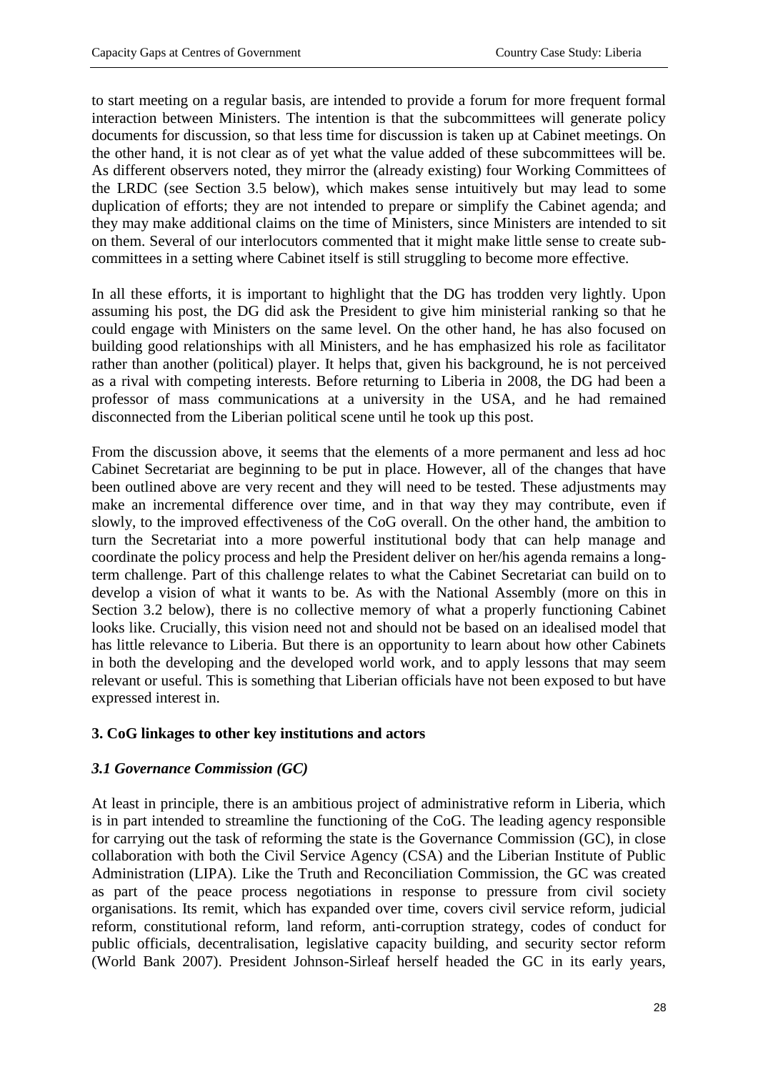to start meeting on a regular basis, are intended to provide a forum for more frequent formal interaction between Ministers. The intention is that the subcommittees will generate policy documents for discussion, so that less time for discussion is taken up at Cabinet meetings. On the other hand, it is not clear as of yet what the value added of these subcommittees will be. As different observers noted, they mirror the (already existing) four Working Committees of the LRDC (see Section 3.5 below), which makes sense intuitively but may lead to some duplication of efforts; they are not intended to prepare or simplify the Cabinet agenda; and they may make additional claims on the time of Ministers, since Ministers are intended to sit on them. Several of our interlocutors commented that it might make little sense to create sub-committees in a setting where Cabinet itself is still struggling to become more effective.

In all these efforts, it is important to highlight that the DG has trodden very lightly. Upon assuming his post, the DG did ask the President to give him ministerial ranking so that he could engage with Ministers on the same level. On the other hand, he has also focused on building good relationships with all Ministers, and he has emphasized his role as facilitator rather than another (political) player. It helps that, given his background, he is not perceived as a rival with competing interests. Before returning to Liberia in 2008, the DG had been a professor of mass communications at a university in the USA, and he had remained disconnected from the Liberian political scene until he took up this post.

From the discussion above, it seems that the elements of a more permanent and less ad hoc Cabinet Secretariat are beginning to be put in place. However, all of the changes that have been outlined above are very recent and they will need to be tested. These adjustments may make an incremental difference over time, and in that way they may contribute, even if slowly, to the improved effectiveness of the CoG overall. On the other hand, the ambition to turn the Secretariat into a more powerful institutional body that can help manage and coordinate the policy process and help the President deliver on her/his agenda remains a long-term challenge. Part of this challenge relates to what the Cabinet Secretariat can build on to develop a vision of what it wants to be. As with the National Assembly (more on this in Section 3.2 below), there is no collective memory of what a properly functioning Cabinet looks like. Crucially, this vision need not and should not be based on an idealised model that has little relevance to Liberia. But there is an opportunity to learn about how other Cabinets in both the developing and the developed world work, and to apply lessons that may seem relevant or useful. This is something that Liberian officials have not been exposed to but have expressed interest in.

## 3. CoG linkages to other key institutions and actors

### *3.1 Governance Commission (GC)*

At least in principle, there is an ambitious project of administrative reform in Liberia, which is in part intended to streamline the functioning of the CoG. The leading agency responsible for carrying out the task of reforming the state is the Governance Commission (GC), in close collaboration with both the Civil Service Agency (CSA) and the Liberian Institute of Public Administration (LIPA). Like the Truth and Reconciliation Commission, the GC was created as part of the peace process negotiations in response to pressure from civil society organisations. Its remit, which has expanded over time, covers civil service reform, judicial reform, constitutional reform, land reform, anti-corruption strategy, codes of conduct for public officials, decentralisation, legislative capacity building, and security sector reform (World Bank 2007). President Johnson-Sirleaf herself headed the GC in its early years,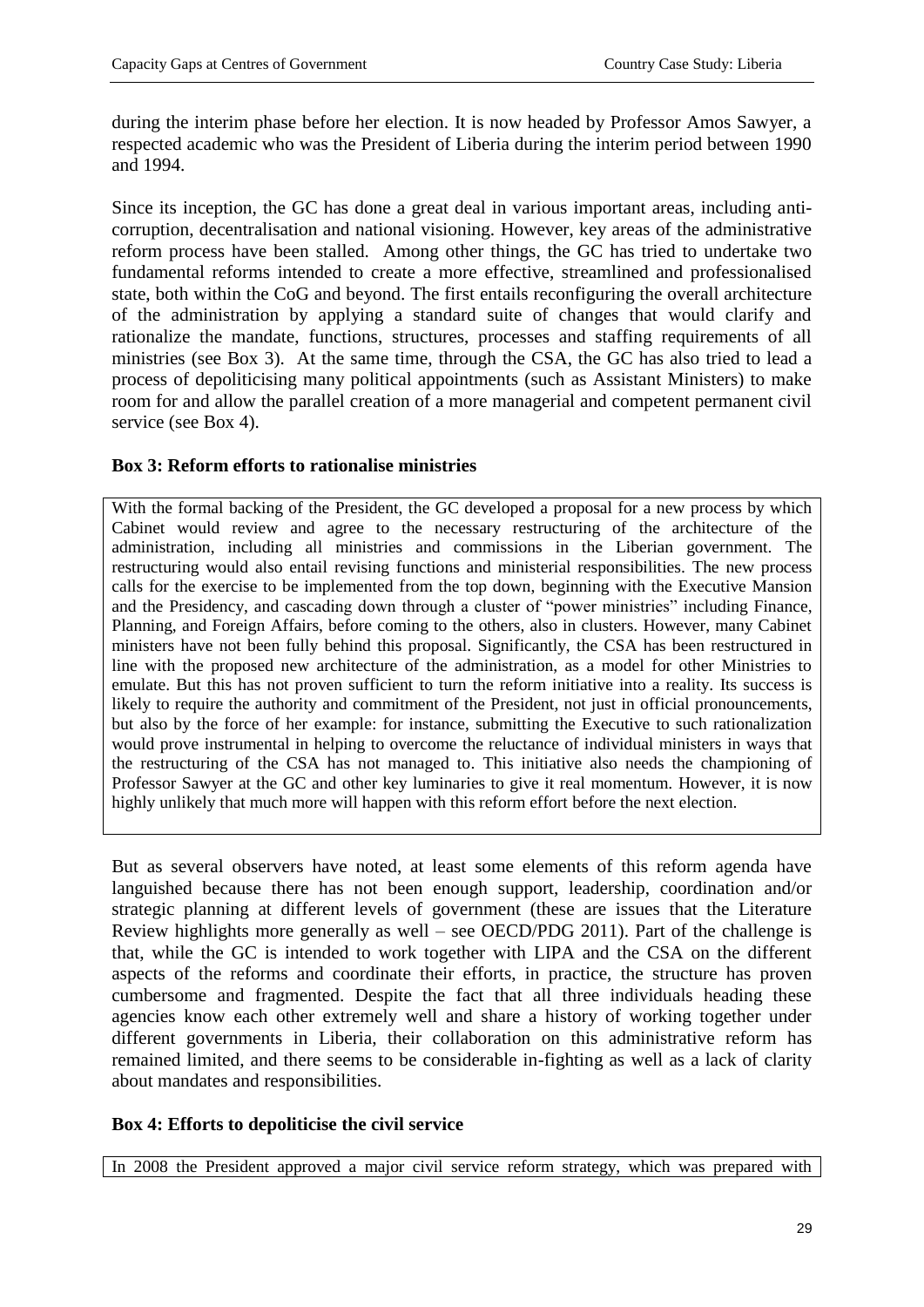during the interim phase before her election. It is now headed by Professor Amos Sawyer, a respected academic who was the President of Liberia during the interim period between 1990 and 1994.

Since its inception, the GC has done a great deal in various important areas, including anti-corruption, decentralisation and national visioning. However, key areas of the administrative reform process have been stalled. Among other things, the GC has tried to undertake two fundamental reforms intended to create a more effective, streamlined and professionalised state, both within the CoG and beyond. The first entails reconfiguring the overall architecture of the administration by applying a standard suite of changes that would clarify and rationalize the mandate, functions, structures, processes and staffing requirements of all ministries (see Box 3). At the same time, through the CSA, the GC has also tried to lead a process of depoliticising many political appointments (such as Assistant Ministers) to make room for and allow the parallel creation of a more managerial and competent permanent civil service (see Box 4).

**Box 3: Reform efforts to rationalise ministries**

With the formal backing of the President, the GC developed a proposal for a new process by which Cabinet would review and agree to the necessary restructuring of the architecture of the administration, including all ministries and commissions in the Liberian government. The restructuring would also entail revising functions and ministerial responsibilities. The new process calls for the exercise to be implemented from the top down, beginning with the Executive Mansion and the Presidency, and cascading down through a cluster of "power ministries" including Finance, Planning, and Foreign Affairs, before coming to the others, also in clusters. However, many Cabinet ministers have not been fully behind this proposal. Significantly, the CSA has been restructured in line with the proposed new architecture of the administration, as a model for other Ministries to emulate. But this has not proven sufficient to turn the reform initiative into a reality. Its success is likely to require the authority and commitment of the President, not just in official pronouncements, but also by the force of her example: for instance, submitting the Executive to such rationalization would prove instrumental in helping to overcome the reluctance of individual ministers in ways that the restructuring of the CSA has not managed to. This initiative also needs the championing of Professor Sawyer at the GC and other key luminaries to give it real momentum. However, it is now highly unlikely that much more will happen with this reform effort before the next election.

But as several observers have noted, at least some elements of this reform agenda have languished because there has not been enough support, leadership, coordination and/or strategic planning at different levels of government (these are issues that the Literature Review highlights more generally as well – see OECD/PDG 2011). Part of the challenge is that, while the GC is intended to work together with LIPA and the CSA on the different aspects of the reforms and coordinate their efforts, in practice, the structure has proven cumbersome and fragmented. Despite the fact that all three individuals heading these agencies know each other extremely well and share a history of working together under different governments in Liberia, their collaboration on this administrative reform has remained limited, and there seems to be considerable in-fighting as well as a lack of clarity about mandates and responsibilities.

**Box 4: Efforts to depoliticise the civil service**

In 2008 the President approved a major civil service reform strategy, which was prepared with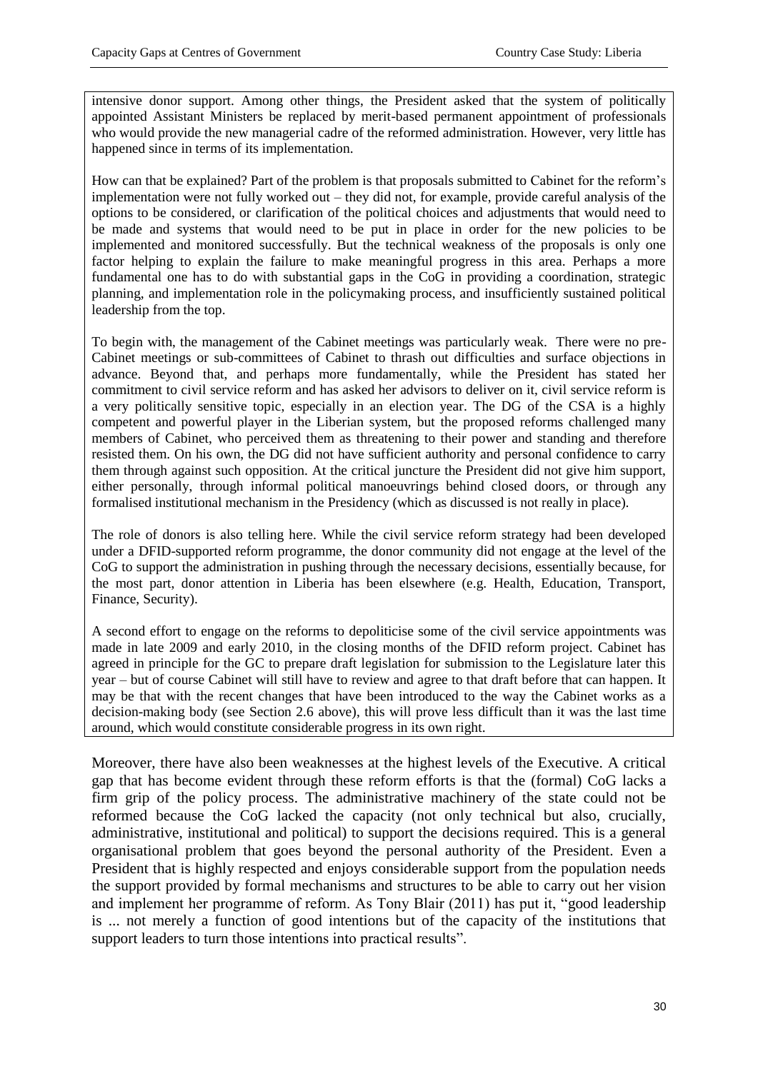intensive donor support. Among other things, the President asked that the system of politically appointed Assistant Ministers be replaced by merit-based permanent appointment of professionals who would provide the new managerial cadre of the reformed administration. However, very little has happened since in terms of its implementation.

How can that be explained? Part of the problem is that proposals submitted to Cabinet for the reform's implementation were not fully worked out – they did not, for example, provide careful analysis of the options to be considered, or clarification of the political choices and adjustments that would need to be made and systems that would need to be put in place in order for the new policies to be implemented and monitored successfully. But the technical weakness of the proposals is only one factor helping to explain the failure to make meaningful progress in this area. Perhaps a more fundamental one has to do with substantial gaps in the CoG in providing a coordination, strategic planning, and implementation role in the policymaking process, and insufficiently sustained political leadership from the top.

To begin with, the management of the Cabinet meetings was particularly weak. There were no pre-Cabinet meetings or sub-committees of Cabinet to thrash out difficulties and surface objections in advance. Beyond that, and perhaps more fundamentally, while the President has stated her commitment to civil service reform and has asked her advisors to deliver on it, civil service reform is a very politically sensitive topic, especially in an election year. The DG of the CSA is a highly competent and powerful player in the Liberian system, but the proposed reforms challenged many members of Cabinet, who perceived them as threatening to their power and standing and therefore resisted them. On his own, the DG did not have sufficient authority and personal confidence to carry them through against such opposition. At the critical juncture the President did not give him support, either personally, through informal political manoeuvrings behind closed doors, or through any formalised institutional mechanism in the Presidency (which as discussed is not really in place).

The role of donors is also telling here. While the civil service reform strategy had been developed under a DFID-supported reform programme, the donor community did not engage at the level of the CoG to support the administration in pushing through the necessary decisions, essentially because, for the most part, donor attention in Liberia has been elsewhere (e.g. Health, Education, Transport, Finance, Security).

A second effort to engage on the reforms to depoliticise some of the civil service appointments was made in late 2009 and early 2010, in the closing months of the DFID reform project. Cabinet has agreed in principle for the GC to prepare draft legislation for submission to the Legislature later this year – but of course Cabinet will still have to review and agree to that draft before that can happen. It may be that with the recent changes that have been introduced to the way the Cabinet works as a decision-making body (see Section 2.6 above), this will prove less difficult than it was the last time around, which would constitute considerable progress in its own right.

Moreover, there have also been weaknesses at the highest levels of the Executive. A critical gap that has become evident through these reform efforts is that the (formal) CoG lacks a firm grip of the policy process. The administrative machinery of the state could not be reformed because the CoG lacked the capacity (not only technical but also, crucially, administrative, institutional and political) to support the decisions required. This is a general organisational problem that goes beyond the personal authority of the President. Even a President that is highly respected and enjoys considerable support from the population needs the support provided by formal mechanisms and structures to be able to carry out her vision and implement her programme of reform. As Tony Blair (2011) has put it, "good leadership is ... not merely a function of good intentions but of the capacity of the institutions that support leaders to turn those intentions into practical results".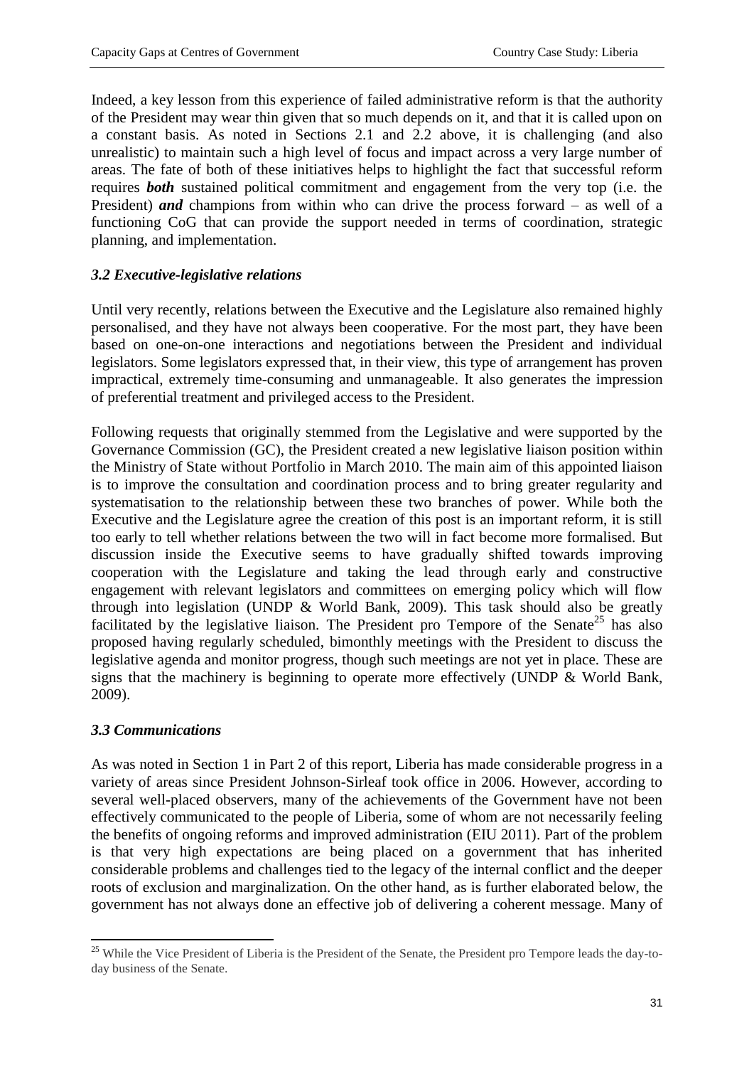Indeed, a key lesson from this experience of failed administrative reform is that the authority of the President may wear thin given that so much depends on it, and that it is called upon on a constant basis. As noted in Sections 2.1 and 2.2 above, it is challenging (and also unrealistic) to maintain such a high level of focus and impact across a very large number of areas. The fate of both of these initiatives helps to highlight the fact that successful reform requires ***both*** sustained political commitment and engagement from the very top (i.e. the President) ***and*** champions from within who can drive the process forward – as well of a functioning CoG that can provide the support needed in terms of coordination, strategic planning, and implementation.

### *3.2 Executive-legislative relations*

Until very recently, relations between the Executive and the Legislature also remained highly personalised, and they have not always been cooperative. For the most part, they have been based on one-on-one interactions and negotiations between the President and individual legislators. Some legislators expressed that, in their view, this type of arrangement has proven impractical, extremely time-consuming and unmanageable. It also generates the impression of preferential treatment and privileged access to the President.

Following requests that originally stemmed from the Legislative and were supported by the Governance Commission (GC), the President created a new legislative liaison position within the Ministry of State without Portfolio in March 2010. The main aim of this appointed liaison is to improve the consultation and coordination process and to bring greater regularity and systematisation to the relationship between these two branches of power. While both the Executive and the Legislature agree the creation of this post is an important reform, it is still too early to tell whether relations between the two will in fact become more formalised. But discussion inside the Executive seems to have gradually shifted towards improving cooperation with the Legislature and taking the lead through early and constructive engagement with relevant legislators and committees on emerging policy which will flow through into legislation (UNDP & World Bank, 2009). This task should also be greatly facilitated by the legislative liaison. The President pro Tempore of the Senate[25] has also proposed having regularly scheduled, bimonthly meetings with the President to discuss the legislative agenda and monitor progress, though such meetings are not yet in place. These are signs that the machinery is beginning to operate more effectively (UNDP & World Bank, 2009).

### *3.3 Communications*

As was noted in Section 1 in Part 2 of this report, Liberia has made considerable progress in a variety of areas since President Johnson-Sirleaf took office in 2006. However, according to several well-placed observers, many of the achievements of the Government have not been effectively communicated to the people of Liberia, some of whom are not necessarily feeling the benefits of ongoing reforms and improved administration (EIU 2011). Part of the problem is that very high expectations are being placed on a government that has inherited considerable problems and challenges tied to the legacy of the internal conflict and the deeper roots of exclusion and marginalization. On the other hand, as is further elaborated below, the government has not always done an effective job of delivering a coherent message. Many of

---

[25] While the Vice President of Liberia is the President of the Senate, the President pro Tempore leads the day-to-day business of the Senate.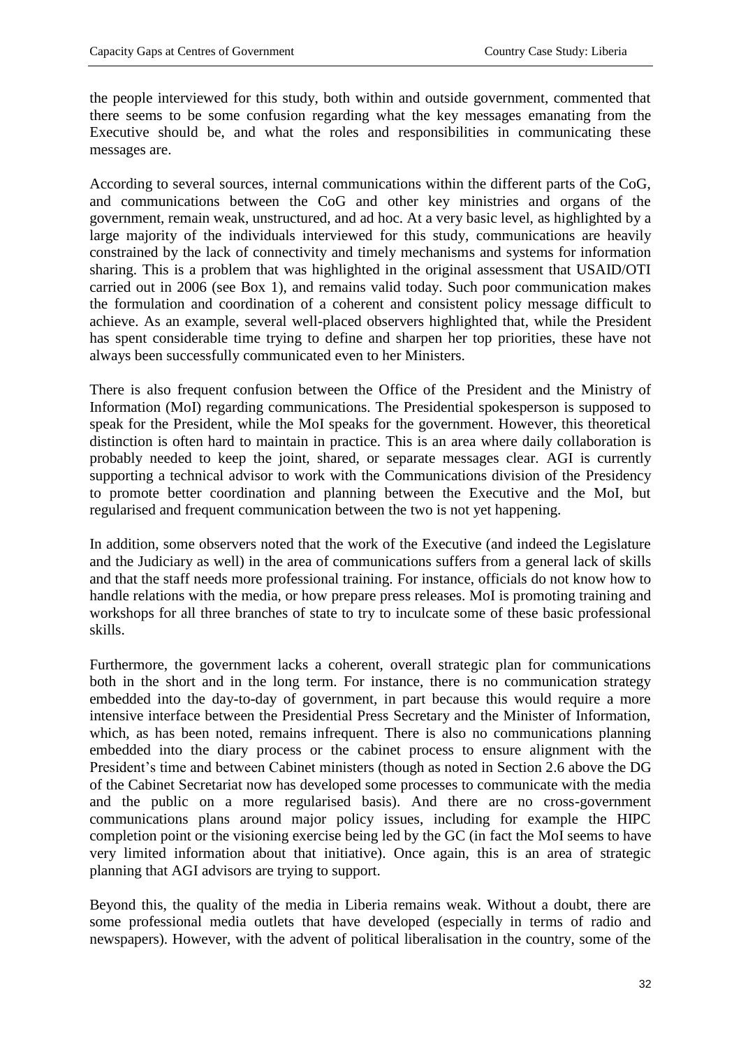the people interviewed for this study, both within and outside government, commented that there seems to be some confusion regarding what the key messages emanating from the Executive should be, and what the roles and responsibilities in communicating these messages are.

According to several sources, internal communications within the different parts of the CoG, and communications between the CoG and other key ministries and organs of the government, remain weak, unstructured, and ad hoc. At a very basic level, as highlighted by a large majority of the individuals interviewed for this study, communications are heavily constrained by the lack of connectivity and timely mechanisms and systems for information sharing. This is a problem that was highlighted in the original assessment that USAID/OTI carried out in 2006 (see Box 1), and remains valid today. Such poor communication makes the formulation and coordination of a coherent and consistent policy message difficult to achieve. As an example, several well-placed observers highlighted that, while the President has spent considerable time trying to define and sharpen her top priorities, these have not always been successfully communicated even to her Ministers.

There is also frequent confusion between the Office of the President and the Ministry of Information (MoI) regarding communications. The Presidential spokesperson is supposed to speak for the President, while the MoI speaks for the government. However, this theoretical distinction is often hard to maintain in practice. This is an area where daily collaboration is probably needed to keep the joint, shared, or separate messages clear. AGI is currently supporting a technical advisor to work with the Communications division of the Presidency to promote better coordination and planning between the Executive and the MoI, but regularised and frequent communication between the two is not yet happening.

In addition, some observers noted that the work of the Executive (and indeed the Legislature and the Judiciary as well) in the area of communications suffers from a general lack of skills and that the staff needs more professional training. For instance, officials do not know how to handle relations with the media, or how prepare press releases. MoI is promoting training and workshops for all three branches of state to try to inculcate some of these basic professional skills.

Furthermore, the government lacks a coherent, overall strategic plan for communications both in the short and in the long term. For instance, there is no communication strategy embedded into the day-to-day of government, in part because this would require a more intensive interface between the Presidential Press Secretary and the Minister of Information, which, as has been noted, remains infrequent. There is also no communications planning embedded into the diary process or the cabinet process to ensure alignment with the President's time and between Cabinet ministers (though as noted in Section 2.6 above the DG of the Cabinet Secretariat now has developed some processes to communicate with the media and the public on a more regularised basis). And there are no cross-government communications plans around major policy issues, including for example the HIPC completion point or the visioning exercise being led by the GC (in fact the MoI seems to have very limited information about that initiative). Once again, this is an area of strategic planning that AGI advisors are trying to support.

Beyond this, the quality of the media in Liberia remains weak. Without a doubt, there are some professional media outlets that have developed (especially in terms of radio and newspapers). However, with the advent of political liberalisation in the country, some of the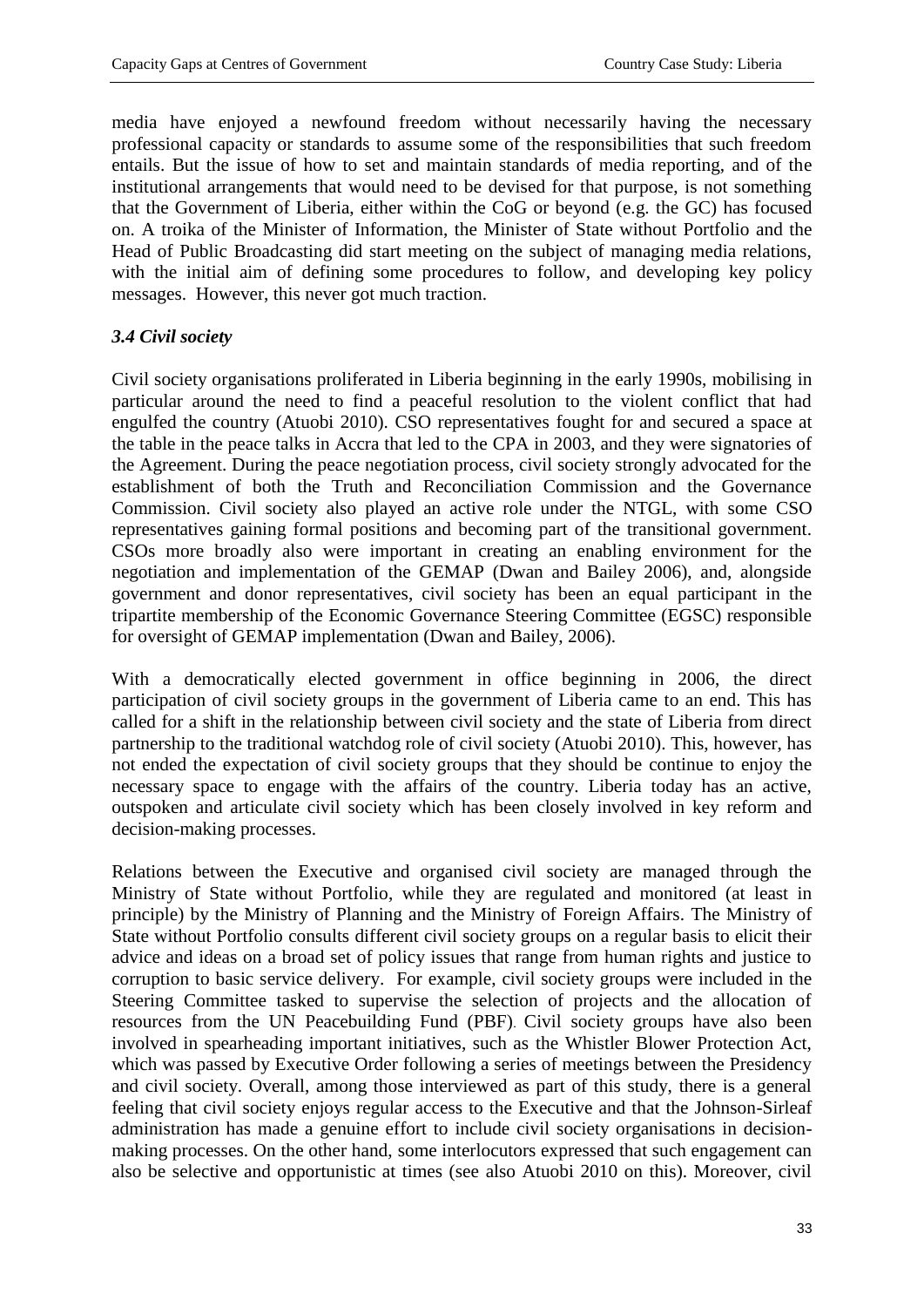media have enjoyed a newfound freedom without necessarily having the necessary professional capacity or standards to assume some of the responsibilities that such freedom entails. But the issue of how to set and maintain standards of media reporting, and of the institutional arrangements that would need to be devised for that purpose, is not something that the Government of Liberia, either within the CoG or beyond (e.g. the GC) has focused on. A troika of the Minister of Information, the Minister of State without Portfolio and the Head of Public Broadcasting did start meeting on the subject of managing media relations, with the initial aim of defining some procedures to follow, and developing key policy messages. However, this never got much traction.

### *3.4 Civil society*

Civil society organisations proliferated in Liberia beginning in the early 1990s, mobilising in particular around the need to find a peaceful resolution to the violent conflict that had engulfed the country (Atuobi 2010). CSO representatives fought for and secured a space at the table in the peace talks in Accra that led to the CPA in 2003, and they were signatories of the Agreement. During the peace negotiation process, civil society strongly advocated for the establishment of both the Truth and Reconciliation Commission and the Governance Commission. Civil society also played an active role under the NTGL, with some CSO representatives gaining formal positions and becoming part of the transitional government. CSOs more broadly also were important in creating an enabling environment for the negotiation and implementation of the GEMAP (Dwan and Bailey 2006), and, alongside government and donor representatives, civil society has been an equal participant in the tripartite membership of the Economic Governance Steering Committee (EGSC) responsible for oversight of GEMAP implementation (Dwan and Bailey, 2006).

With a democratically elected government in office beginning in 2006, the direct participation of civil society groups in the government of Liberia came to an end. This has called for a shift in the relationship between civil society and the state of Liberia from direct partnership to the traditional watchdog role of civil society (Atuobi 2010). This, however, has not ended the expectation of civil society groups that they should be continue to enjoy the necessary space to engage with the affairs of the country. Liberia today has an active, outspoken and articulate civil society which has been closely involved in key reform and decision-making processes.

Relations between the Executive and organised civil society are managed through the Ministry of State without Portfolio, while they are regulated and monitored (at least in principle) by the Ministry of Planning and the Ministry of Foreign Affairs. The Ministry of State without Portfolio consults different civil society groups on a regular basis to elicit their advice and ideas on a broad set of policy issues that range from human rights and justice to corruption to basic service delivery. For example, civil society groups were included in the Steering Committee tasked to supervise the selection of projects and the allocation of resources from the UN Peacebuilding Fund (PBF). Civil society groups have also been involved in spearheading important initiatives, such as the Whistler Blower Protection Act, which was passed by Executive Order following a series of meetings between the Presidency and civil society. Overall, among those interviewed as part of this study, there is a general feeling that civil society enjoys regular access to the Executive and that the Johnson-Sirleaf administration has made a genuine effort to include civil society organisations in decision-making processes. On the other hand, some interlocutors expressed that such engagement can also be selective and opportunistic at times (see also Atuobi 2010 on this). Moreover, civil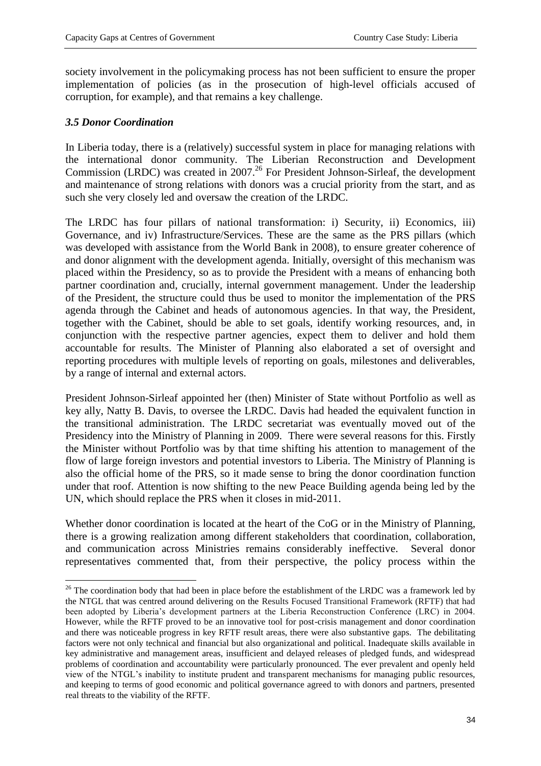society involvement in the policymaking process has not been sufficient to ensure the proper implementation of policies (as in the prosecution of high-level officials accused of corruption, for example), and that remains a key challenge.

### *3.5 Donor Coordination*

In Liberia today, there is a (relatively) successful system in place for managing relations with the international donor community. The Liberian Reconstruction and Development Commission (LRDC) was created in 2007.[26] For President Johnson-Sirleaf, the development and maintenance of strong relations with donors was a crucial priority from the start, and as such she very closely led and oversaw the creation of the LRDC.

The LRDC has four pillars of national transformation: i) Security, ii) Economics, iii) Governance, and iv) Infrastructure/Services. These are the same as the PRS pillars (which was developed with assistance from the World Bank in 2008), to ensure greater coherence of and donor alignment with the development agenda. Initially, oversight of this mechanism was placed within the Presidency, so as to provide the President with a means of enhancing both partner coordination and, crucially, internal government management. Under the leadership of the President, the structure could thus be used to monitor the implementation of the PRS agenda through the Cabinet and heads of autonomous agencies. In that way, the President, together with the Cabinet, should be able to set goals, identify working resources, and, in conjunction with the respective partner agencies, expect them to deliver and hold them accountable for results. The Minister of Planning also elaborated a set of oversight and reporting procedures with multiple levels of reporting on goals, milestones and deliverables, by a range of internal and external actors.

President Johnson-Sirleaf appointed her (then) Minister of State without Portfolio as well as key ally, Natty B. Davis, to oversee the LRDC. Davis had headed the equivalent function in the transitional administration. The LRDC secretariat was eventually moved out of the Presidency into the Ministry of Planning in 2009. There were several reasons for this. Firstly the Minister without Portfolio was by that time shifting his attention to management of the flow of large foreign investors and potential investors to Liberia. The Ministry of Planning is also the official home of the PRS, so it made sense to bring the donor coordination function under that roof. Attention is now shifting to the new Peace Building agenda being led by the UN, which should replace the PRS when it closes in mid-2011.

Whether donor coordination is located at the heart of the CoG or in the Ministry of Planning, there is a growing realization among different stakeholders that coordination, collaboration, and communication across Ministries remains considerably ineffective. Several donor representatives commented that, from their perspective, the policy process within the

---

[26] The coordination body that had been in place before the establishment of the LRDC was a framework led by the NTGL that was centred around delivering on the Results Focused Transitional Framework (RFTF) that had been adopted by Liberia's development partners at the Liberia Reconstruction Conference (LRC) in 2004. However, while the RFTF proved to be an innovative tool for post-crisis management and donor coordination and there was noticeable progress in key RFTF result areas, there were also substantive gaps. The debilitating factors were not only technical and financial but also organizational and political. Inadequate skills available in key administrative and management areas, insufficient and delayed releases of pledged funds, and widespread problems of coordination and accountability were particularly pronounced. The ever prevalent and openly held view of the NTGL's inability to institute prudent and transparent mechanisms for managing public resources, and keeping to terms of good economic and political governance agreed to with donors and partners, presented real threats to the viability of the RFTF.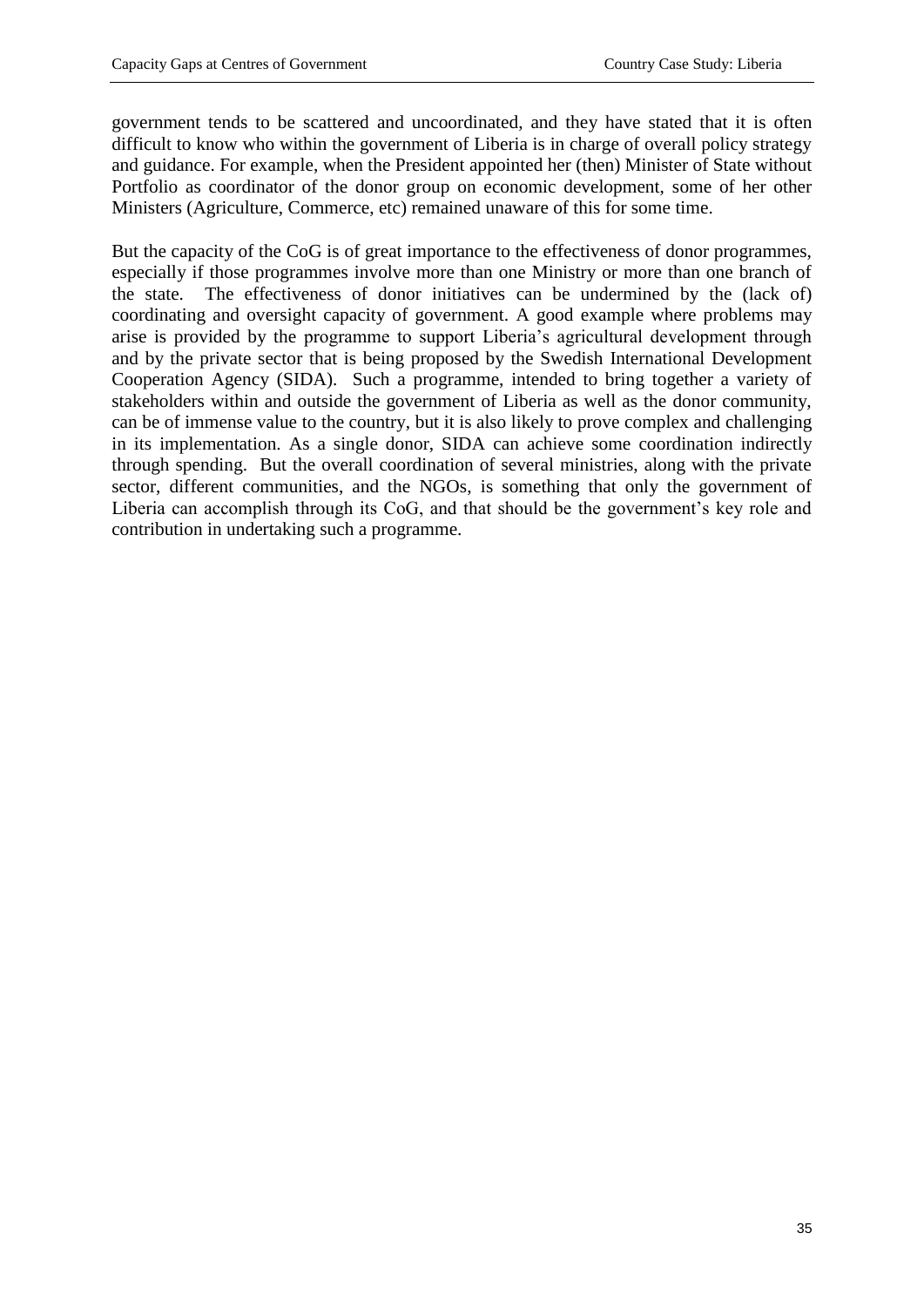government tends to be scattered and uncoordinated, and they have stated that it is often difficult to know who within the government of Liberia is in charge of overall policy strategy and guidance. For example, when the President appointed her (then) Minister of State without Portfolio as coordinator of the donor group on economic development, some of her other Ministers (Agriculture, Commerce, etc) remained unaware of this for some time.

But the capacity of the CoG is of great importance to the effectiveness of donor programmes, especially if those programmes involve more than one Ministry or more than one branch of the state. The effectiveness of donor initiatives can be undermined by the (lack of) coordinating and oversight capacity of government. A good example where problems may arise is provided by the programme to support Liberia's agricultural development through and by the private sector that is being proposed by the Swedish International Development Cooperation Agency (SIDA). Such a programme, intended to bring together a variety of stakeholders within and outside the government of Liberia as well as the donor community, can be of immense value to the country, but it is also likely to prove complex and challenging in its implementation. As a single donor, SIDA can achieve some coordination indirectly through spending. But the overall coordination of several ministries, along with the private sector, different communities, and the NGOs, is something that only the government of Liberia can accomplish through its CoG, and that should be the government's key role and contribution in undertaking such a programme.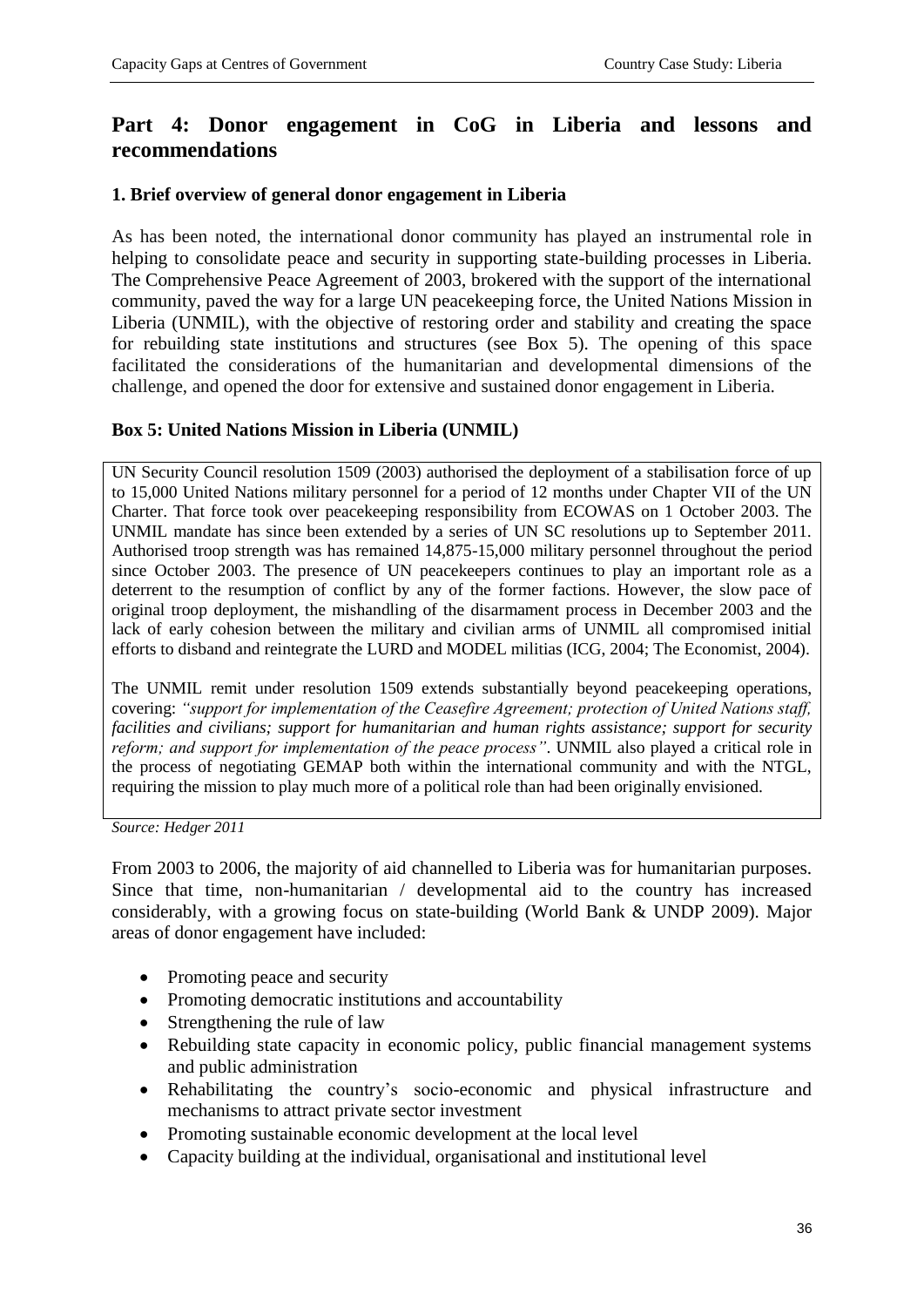## Part 4: Donor engagement in CoG in Liberia and lessons and recommendations

### 1. Brief overview of general donor engagement in Liberia

As has been noted, the international donor community has played an instrumental role in helping to consolidate peace and security in supporting state-building processes in Liberia. The Comprehensive Peace Agreement of 2003, brokered with the support of the international community, paved the way for a large UN peacekeeping force, the United Nations Mission in Liberia (UNMIL), with the objective of restoring order and stability and creating the space for rebuilding state institutions and structures (see Box 5). The opening of this space facilitated the considerations of the humanitarian and developmental dimensions of the challenge, and opened the door for extensive and sustained donor engagement in Liberia.

**Box 5: United Nations Mission in Liberia (UNMIL)**

UN Security Council resolution 1509 (2003) authorised the deployment of a stabilisation force of up to 15,000 United Nations military personnel for a period of 12 months under Chapter VII of the UN Charter. That force took over peacekeeping responsibility from ECOWAS on 1 October 2003. The UNMIL mandate has since been extended by a series of UN SC resolutions up to September 2011. Authorised troop strength was has remained 14,875-15,000 military personnel throughout the period since October 2003. The presence of UN peacekeepers continues to play an important role as a deterrent to the resumption of conflict by any of the former factions. However, the slow pace of original troop deployment, the mishandling of the disarmament process in December 2003 and the lack of early cohesion between the military and civilian arms of UNMIL all compromised initial efforts to disband and reintegrate the LURD and MODEL militias (ICG, 2004; The Economist, 2004).

The UNMIL remit under resolution 1509 extends substantially beyond peacekeeping operations, covering: *"support for implementation of the Ceasefire Agreement; protection of United Nations staff, facilities and civilians; support for humanitarian and human rights assistance; support for security reform; and support for implementation of the peace process"*. UNMIL also played a critical role in the process of negotiating GEMAP both within the international community and with the NTGL, requiring the mission to play much more of a political role than had been originally envisioned.

*Source: Hedger 2011*

From 2003 to 2006, the majority of aid channelled to Liberia was for humanitarian purposes. Since that time, non-humanitarian / developmental aid to the country has increased considerably, with a growing focus on state-building (World Bank & UNDP 2009). Major areas of donor engagement have included:

- Promoting peace and security
- Promoting democratic institutions and accountability
- Strengthening the rule of law
- Rebuilding state capacity in economic policy, public financial management systems and public administration
- Rehabilitating the country's socio-economic and physical infrastructure and mechanisms to attract private sector investment
- Promoting sustainable economic development at the local level
- Capacity building at the individual, organisational and institutional level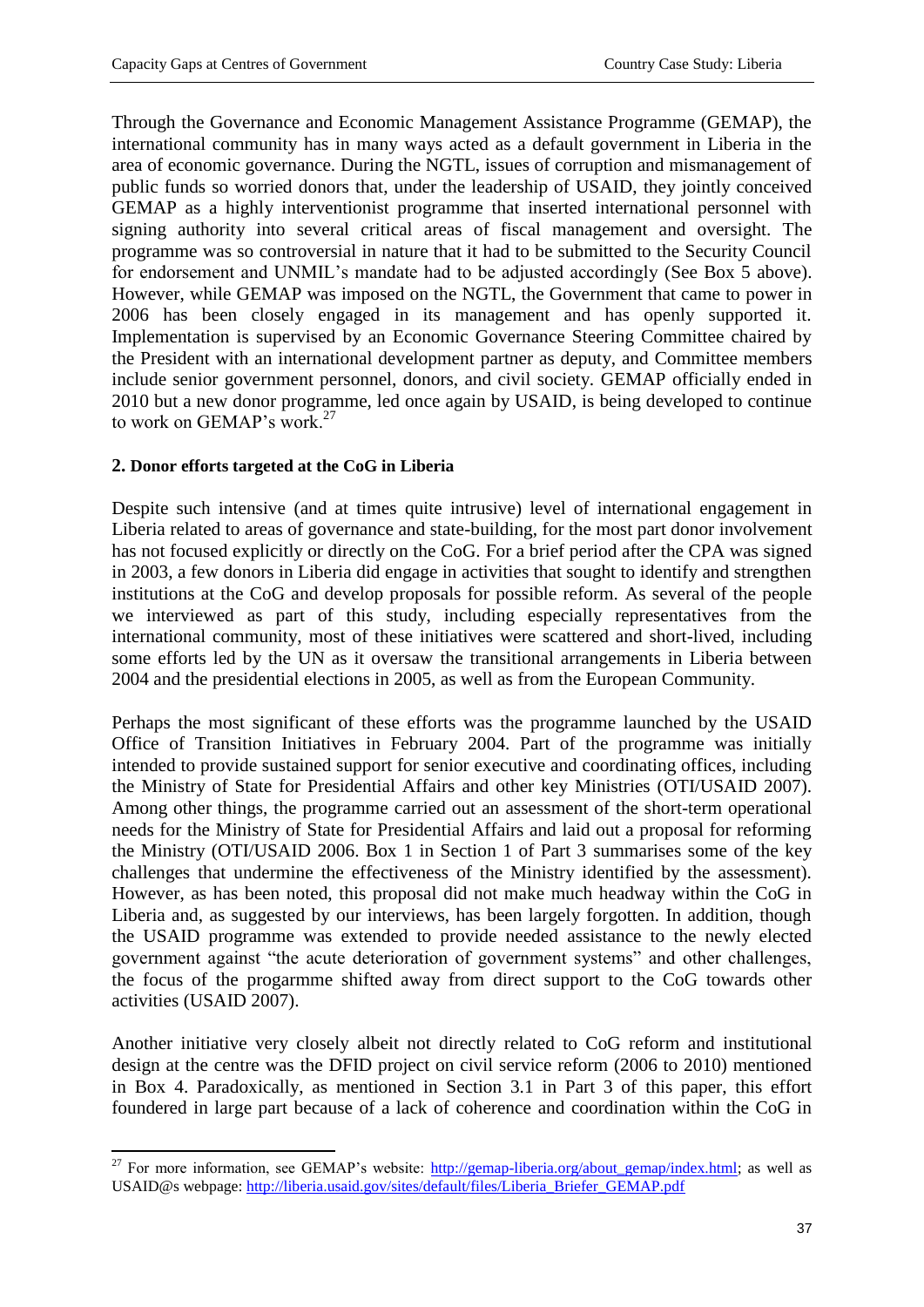Through the Governance and Economic Management Assistance Programme (GEMAP), the international community has in many ways acted as a default government in Liberia in the area of economic governance. During the NGTL, issues of corruption and mismanagement of public funds so worried donors that, under the leadership of USAID, they jointly conceived GEMAP as a highly interventionist programme that inserted international personnel with signing authority into several critical areas of fiscal management and oversight. The programme was so controversial in nature that it had to be submitted to the Security Council for endorsement and UNMIL's mandate had to be adjusted accordingly (See Box 5 above). However, while GEMAP was imposed on the NGTL, the Government that came to power in 2006 has been closely engaged in its management and has openly supported it. Implementation is supervised by an Economic Governance Steering Committee chaired by the President with an international development partner as deputy, and Committee members include senior government personnel, donors, and civil society. GEMAP officially ended in 2010 but a new donor programme, led once again by USAID, is being developed to continue to work on GEMAP's work.[27]

## 2. Donor efforts targeted at the CoG in Liberia

Despite such intensive (and at times quite intrusive) level of international engagement in Liberia related to areas of governance and state-building, for the most part donor involvement has not focused explicitly or directly on the CoG. For a brief period after the CPA was signed in 2003, a few donors in Liberia did engage in activities that sought to identify and strengthen institutions at the CoG and develop proposals for possible reform. As several of the people we interviewed as part of this study, including especially representatives from the international community, most of these initiatives were scattered and short-lived, including some efforts led by the UN as it oversaw the transitional arrangements in Liberia between 2004 and the presidential elections in 2005, as well as from the European Community.

Perhaps the most significant of these efforts was the programme launched by the USAID Office of Transition Initiatives in February 2004. Part of the programme was initially intended to provide sustained support for senior executive and coordinating offices, including the Ministry of State for Presidential Affairs and other key Ministries (OTI/USAID 2007). Among other things, the programme carried out an assessment of the short-term operational needs for the Ministry of State for Presidential Affairs and laid out a proposal for reforming the Ministry (OTI/USAID 2006. Box 1 in Section 1 of Part 3 summarises some of the key challenges that undermine the effectiveness of the Ministry identified by the assessment). However, as has been noted, this proposal did not make much headway within the CoG in Liberia and, as suggested by our interviews, has been largely forgotten. In addition, though the USAID programme was extended to provide needed assistance to the newly elected government against "the acute deterioration of government systems" and other challenges, the focus of the progarmme shifted away from direct support to the CoG towards other activities (USAID 2007).

Another initiative very closely albeit not directly related to CoG reform and institutional design at the centre was the DFID project on civil service reform (2006 to 2010) mentioned in Box 4. Paradoxically, as mentioned in Section 3.1 in Part 3 of this paper, this effort foundered in large part because of a lack of coherence and coordination within the CoG in

[27] For more information, see GEMAP's website: http://gemap-liberia.org/about_gemap/index.html; as well as USAID@s webpage: http://liberia.usaid.gov/sites/default/files/Liberia_Briefer_GEMAP.pdf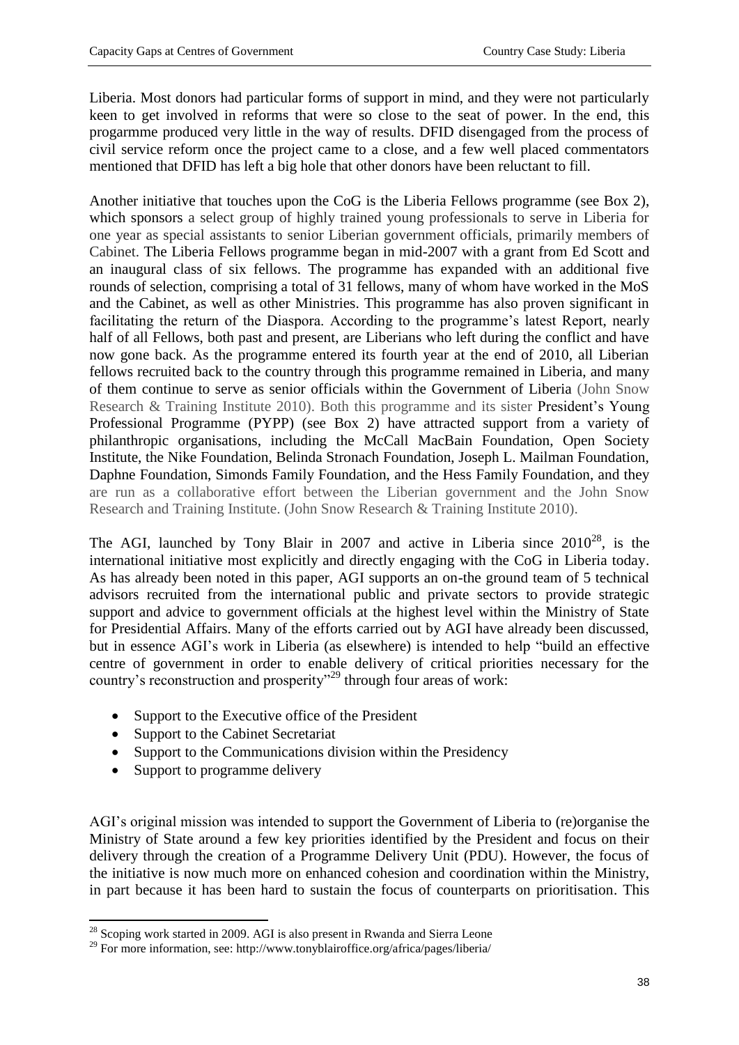Liberia. Most donors had particular forms of support in mind, and they were not particularly keen to get involved in reforms that were so close to the seat of power. In the end, this progarmme produced very little in the way of results. DFID disengaged from the process of civil service reform once the project came to a close, and a few well placed commentators mentioned that DFID has left a big hole that other donors have been reluctant to fill.

Another initiative that touches upon the CoG is the Liberia Fellows programme (see Box 2), which sponsors a select group of highly trained young professionals to serve in Liberia for one year as special assistants to senior Liberian government officials, primarily members of Cabinet. The Liberia Fellows programme began in mid-2007 with a grant from Ed Scott and an inaugural class of six fellows. The programme has expanded with an additional five rounds of selection, comprising a total of 31 fellows, many of whom have worked in the MoS and the Cabinet, as well as other Ministries. This programme has also proven significant in facilitating the return of the Diaspora. According to the programme's latest Report, nearly half of all Fellows, both past and present, are Liberians who left during the conflict and have now gone back. As the programme entered its fourth year at the end of 2010, all Liberian fellows recruited back to the country through this programme remained in Liberia, and many of them continue to serve as senior officials within the Government of Liberia (John Snow Research & Training Institute 2010). Both this programme and its sister President's Young Professional Programme (PYPP) (see Box 2) have attracted support from a variety of philanthropic organisations, including the McCall MacBain Foundation, Open Society Institute, the Nike Foundation, Belinda Stronach Foundation, Joseph L. Mailman Foundation, Daphne Foundation, Simonds Family Foundation, and the Hess Family Foundation, and they are run as a collaborative effort between the Liberian government and the John Snow Research and Training Institute. (John Snow Research & Training Institute 2010).

The AGI, launched by Tony Blair in 2007 and active in Liberia since 2010[28], is the international initiative most explicitly and directly engaging with the CoG in Liberia today. As has already been noted in this paper, AGI supports an on-the ground team of 5 technical advisors recruited from the international public and private sectors to provide strategic support and advice to government officials at the highest level within the Ministry of State for Presidential Affairs. Many of the efforts carried out by AGI have already been discussed, but in essence AGI's work in Liberia (as elsewhere) is intended to help "build an effective centre of government in order to enable delivery of critical priorities necessary for the country's reconstruction and prosperity"[29] through four areas of work:

- Support to the Executive office of the President
- Support to the Cabinet Secretariat
- Support to the Communications division within the Presidency
- Support to programme delivery

AGI's original mission was intended to support the Government of Liberia to (re)organise the Ministry of State around a few key priorities identified by the President and focus on their delivery through the creation of a Programme Delivery Unit (PDU). However, the focus of the initiative is now much more on enhanced cohesion and coordination within the Ministry, in part because it has been hard to sustain the focus of counterparts on prioritisation. This

[28] Scoping work started in 2009. AGI is also present in Rwanda and Sierra Leone

[29] For more information, see: http://www.tonyblairoffice.org/africa/pages/liberia/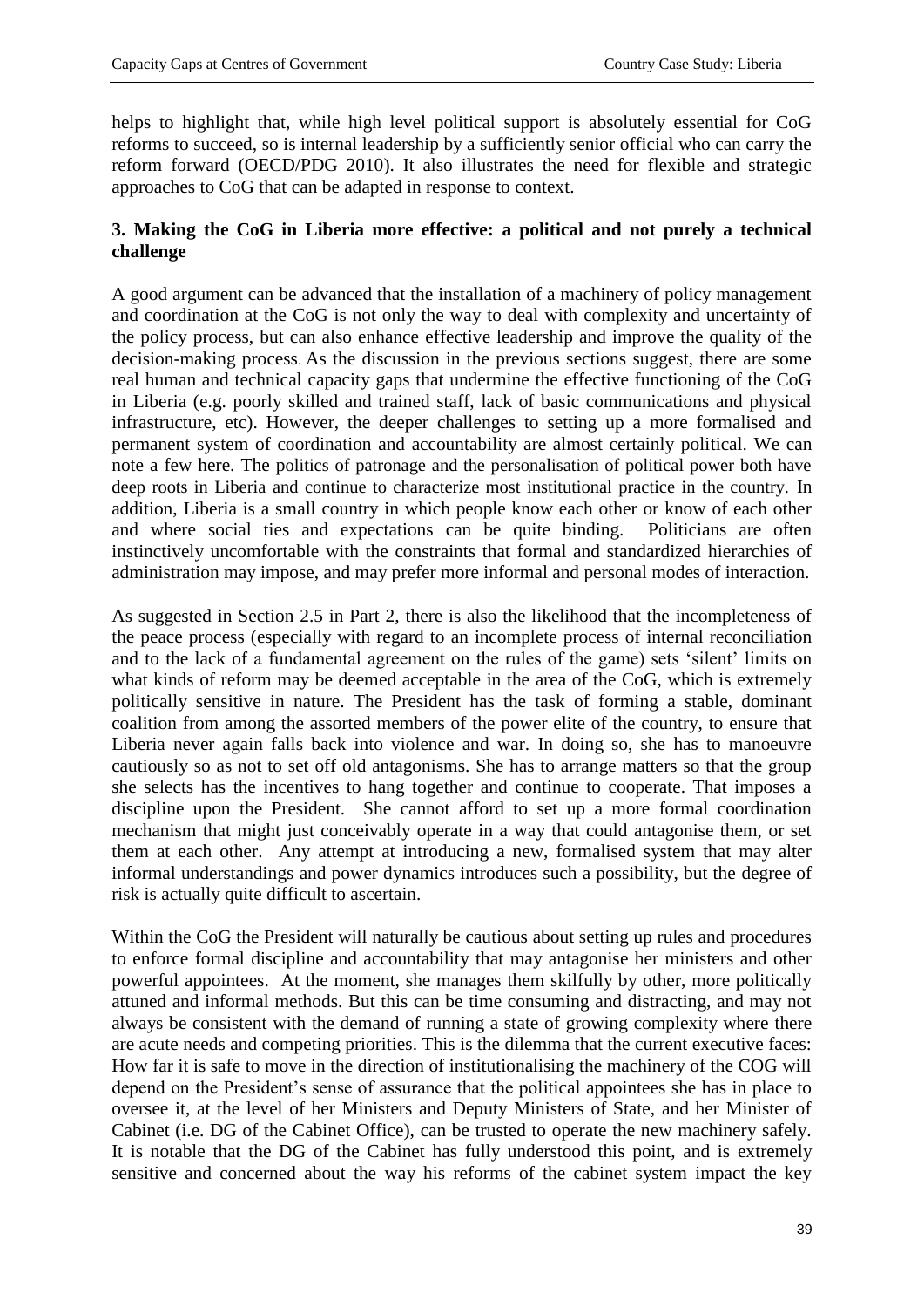helps to highlight that, while high level political support is absolutely essential for CoG reforms to succeed, so is internal leadership by a sufficiently senior official who can carry the reform forward (OECD/PDG 2010). It also illustrates the need for flexible and strategic approaches to CoG that can be adapted in response to context.

### 3. Making the CoG in Liberia more effective: a political and not purely a technical challenge

A good argument can be advanced that the installation of a machinery of policy management and coordination at the CoG is not only the way to deal with complexity and uncertainty of the policy process, but can also enhance effective leadership and improve the quality of the decision-making process. As the discussion in the previous sections suggest, there are some real human and technical capacity gaps that undermine the effective functioning of the CoG in Liberia (e.g. poorly skilled and trained staff, lack of basic communications and physical infrastructure, etc). However, the deeper challenges to setting up a more formalised and permanent system of coordination and accountability are almost certainly political. We can note a few here. The politics of patronage and the personalisation of political power both have deep roots in Liberia and continue to characterize most institutional practice in the country. In addition, Liberia is a small country in which people know each other or know of each other and where social ties and expectations can be quite binding. Politicians are often instinctively uncomfortable with the constraints that formal and standardized hierarchies of administration may impose, and may prefer more informal and personal modes of interaction.

As suggested in Section 2.5 in Part 2, there is also the likelihood that the incompleteness of the peace process (especially with regard to an incomplete process of internal reconciliation and to the lack of a fundamental agreement on the rules of the game) sets 'silent' limits on what kinds of reform may be deemed acceptable in the area of the CoG, which is extremely politically sensitive in nature. The President has the task of forming a stable, dominant coalition from among the assorted members of the power elite of the country, to ensure that Liberia never again falls back into violence and war. In doing so, she has to manoeuvre cautiously so as not to set off old antagonisms. She has to arrange matters so that the group she selects has the incentives to hang together and continue to cooperate. That imposes a discipline upon the President. She cannot afford to set up a more formal coordination mechanism that might just conceivably operate in a way that could antagonise them, or set them at each other. Any attempt at introducing a new, formalised system that may alter informal understandings and power dynamics introduces such a possibility, but the degree of risk is actually quite difficult to ascertain.

Within the CoG the President will naturally be cautious about setting up rules and procedures to enforce formal discipline and accountability that may antagonise her ministers and other powerful appointees. At the moment, she manages them skilfully by other, more politically attuned and informal methods. But this can be time consuming and distracting, and may not always be consistent with the demand of running a state of growing complexity where there are acute needs and competing priorities. This is the dilemma that the current executive faces: How far it is safe to move in the direction of institutionalising the machinery of the COG will depend on the President's sense of assurance that the political appointees she has in place to oversee it, at the level of her Ministers and Deputy Ministers of State, and her Minister of Cabinet (i.e. DG of the Cabinet Office), can be trusted to operate the new machinery safely. It is notable that the DG of the Cabinet has fully understood this point, and is extremely sensitive and concerned about the way his reforms of the cabinet system impact the key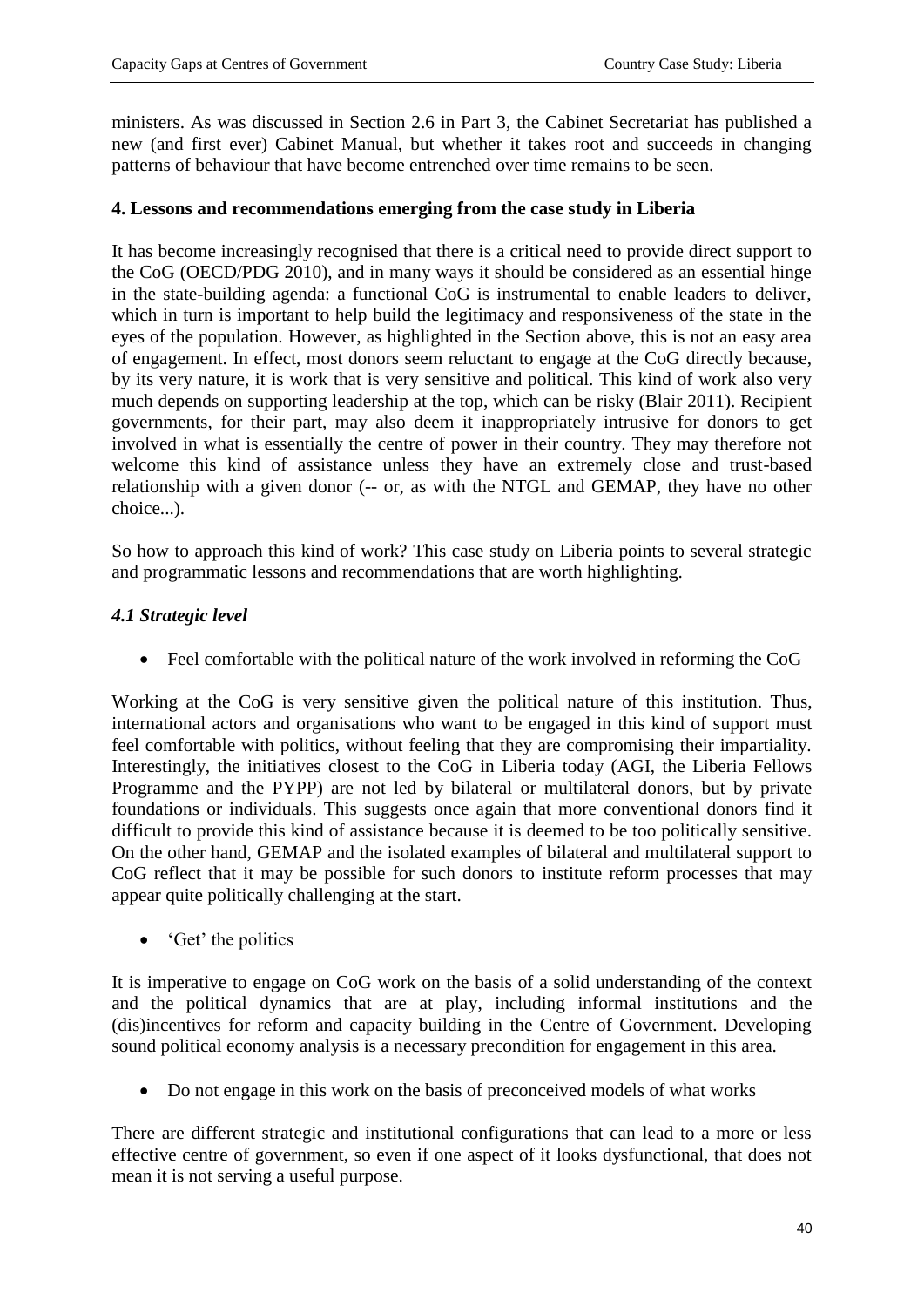ministers. As was discussed in Section 2.6 in Part 3, the Cabinet Secretariat has published a new (and first ever) Cabinet Manual, but whether it takes root and succeeds in changing patterns of behaviour that have become entrenched over time remains to be seen.

## 4. Lessons and recommendations emerging from the case study in Liberia

It has become increasingly recognised that there is a critical need to provide direct support to the CoG (OECD/PDG 2010), and in many ways it should be considered as an essential hinge in the state-building agenda: a functional CoG is instrumental to enable leaders to deliver, which in turn is important to help build the legitimacy and responsiveness of the state in the eyes of the population. However, as highlighted in the Section above, this is not an easy area of engagement. In effect, most donors seem reluctant to engage at the CoG directly because, by its very nature, it is work that is very sensitive and political. This kind of work also very much depends on supporting leadership at the top, which can be risky (Blair 2011). Recipient governments, for their part, may also deem it inappropriately intrusive for donors to get involved in what is essentially the centre of power in their country. They may therefore not welcome this kind of assistance unless they have an extremely close and trust-based relationship with a given donor (-- or, as with the NTGL and GEMAP, they have no other choice...).

So how to approach this kind of work? This case study on Liberia points to several strategic and programmatic lessons and recommendations that are worth highlighting.

### *4.1 Strategic level*

- Feel comfortable with the political nature of the work involved in reforming the CoG

Working at the CoG is very sensitive given the political nature of this institution. Thus, international actors and organisations who want to be engaged in this kind of support must feel comfortable with politics, without feeling that they are compromising their impartiality. Interestingly, the initiatives closest to the CoG in Liberia today (AGI, the Liberia Fellows Programme and the PYPP) are not led by bilateral or multilateral donors, but by private foundations or individuals. This suggests once again that more conventional donors find it difficult to provide this kind of assistance because it is deemed to be too politically sensitive. On the other hand, GEMAP and the isolated examples of bilateral and multilateral support to CoG reflect that it may be possible for such donors to institute reform processes that may appear quite politically challenging at the start.

- 'Get' the politics

It is imperative to engage on CoG work on the basis of a solid understanding of the context and the political dynamics that are at play, including informal institutions and the (dis)incentives for reform and capacity building in the Centre of Government. Developing sound political economy analysis is a necessary precondition for engagement in this area.

- Do not engage in this work on the basis of preconceived models of what works

There are different strategic and institutional configurations that can lead to a more or less effective centre of government, so even if one aspect of it looks dysfunctional, that does not mean it is not serving a useful purpose.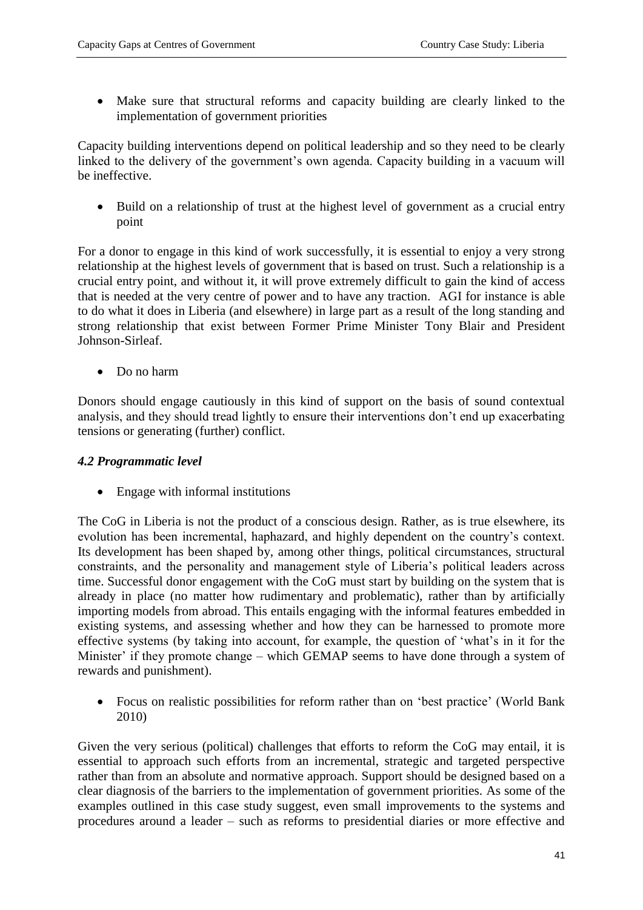- Make sure that structural reforms and capacity building are clearly linked to the implementation of government priorities

Capacity building interventions depend on political leadership and so they need to be clearly linked to the delivery of the government's own agenda. Capacity building in a vacuum will be ineffective.

- Build on a relationship of trust at the highest level of government as a crucial entry point

For a donor to engage in this kind of work successfully, it is essential to enjoy a very strong relationship at the highest levels of government that is based on trust. Such a relationship is a crucial entry point, and without it, it will prove extremely difficult to gain the kind of access that is needed at the very centre of power and to have any traction. AGI for instance is able to do what it does in Liberia (and elsewhere) in large part as a result of the long standing and strong relationship that exist between Former Prime Minister Tony Blair and President Johnson-Sirleaf.

- Do no harm

Donors should engage cautiously in this kind of support on the basis of sound contextual analysis, and they should tread lightly to ensure their interventions don't end up exacerbating tensions or generating (further) conflict.

### *4.2 Programmatic level*

- Engage with informal institutions

The CoG in Liberia is not the product of a conscious design. Rather, as is true elsewhere, its evolution has been incremental, haphazard, and highly dependent on the country's context. Its development has been shaped by, among other things, political circumstances, structural constraints, and the personality and management style of Liberia's political leaders across time. Successful donor engagement with the CoG must start by building on the system that is already in place (no matter how rudimentary and problematic), rather than by artificially importing models from abroad. This entails engaging with the informal features embedded in existing systems, and assessing whether and how they can be harnessed to promote more effective systems (by taking into account, for example, the question of 'what's in it for the Minister' if they promote change – which GEMAP seems to have done through a system of rewards and punishment).

- Focus on realistic possibilities for reform rather than on 'best practice' (World Bank 2010)

Given the very serious (political) challenges that efforts to reform the CoG may entail, it is essential to approach such efforts from an incremental, strategic and targeted perspective rather than from an absolute and normative approach. Support should be designed based on a clear diagnosis of the barriers to the implementation of government priorities. As some of the examples outlined in this case study suggest, even small improvements to the systems and procedures around a leader – such as reforms to presidential diaries or more effective and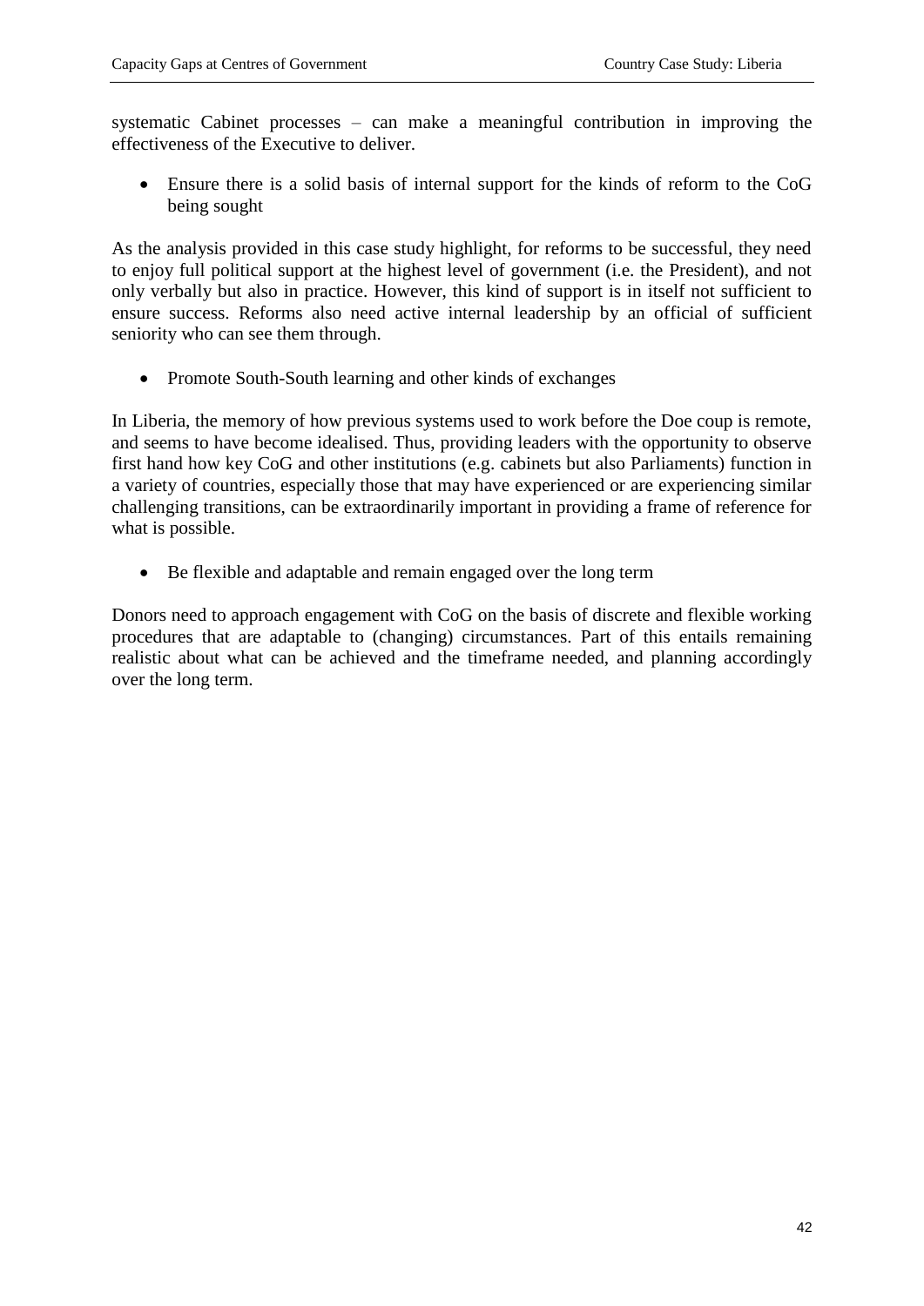systematic Cabinet processes – can make a meaningful contribution in improving the effectiveness of the Executive to deliver.

- Ensure there is a solid basis of internal support for the kinds of reform to the CoG being sought

As the analysis provided in this case study highlight, for reforms to be successful, they need to enjoy full political support at the highest level of government (i.e. the President), and not only verbally but also in practice. However, this kind of support is in itself not sufficient to ensure success. Reforms also need active internal leadership by an official of sufficient seniority who can see them through.

- Promote South-South learning and other kinds of exchanges

In Liberia, the memory of how previous systems used to work before the Doe coup is remote, and seems to have become idealised. Thus, providing leaders with the opportunity to observe first hand how key CoG and other institutions (e.g. cabinets but also Parliaments) function in a variety of countries, especially those that may have experienced or are experiencing similar challenging transitions, can be extraordinarily important in providing a frame of reference for what is possible.

- Be flexible and adaptable and remain engaged over the long term

Donors need to approach engagement with CoG on the basis of discrete and flexible working procedures that are adaptable to (changing) circumstances. Part of this entails remaining realistic about what can be achieved and the timeframe needed, and planning accordingly over the long term.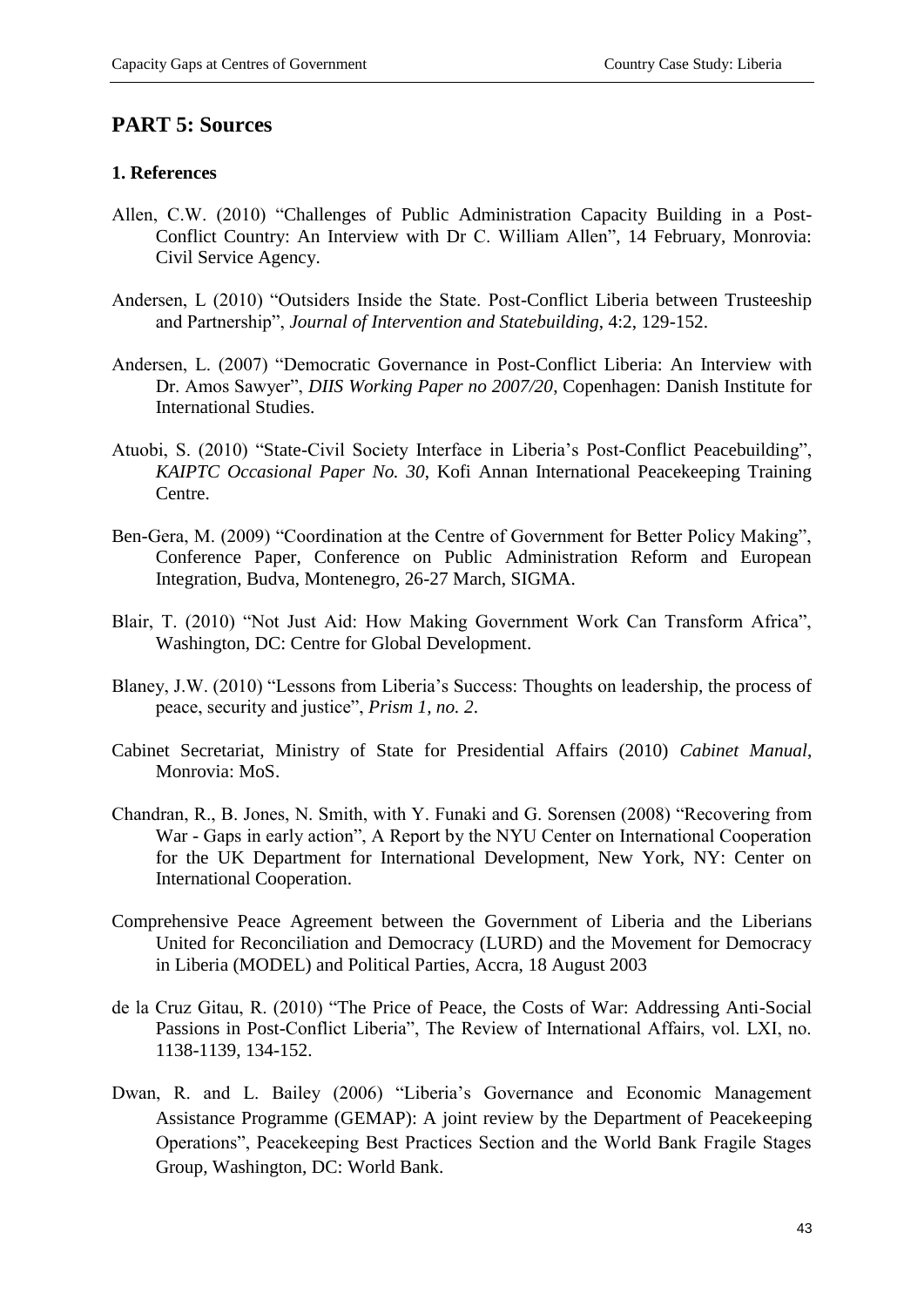## PART 5: Sources

### 1. References

Allen, C.W. (2010) "Challenges of Public Administration Capacity Building in a Post-Conflict Country: An Interview with Dr C. William Allen", 14 February, Monrovia: Civil Service Agency.

Andersen, L (2010) "Outsiders Inside the State. Post-Conflict Liberia between Trusteeship and Partnership", *Journal of Intervention and Statebuilding*, 4:2, 129-152.

Andersen, L. (2007) "Democratic Governance in Post-Conflict Liberia: An Interview with Dr. Amos Sawyer", *DIIS Working Paper no 2007/20*, Copenhagen: Danish Institute for International Studies.

Atuobi, S. (2010) "State-Civil Society Interface in Liberia's Post-Conflict Peacebuilding", *KAIPTC Occasional Paper No. 30*, Kofi Annan International Peacekeeping Training Centre.

Ben-Gera, M. (2009) "Coordination at the Centre of Government for Better Policy Making", Conference Paper, Conference on Public Administration Reform and European Integration, Budva, Montenegro, 26-27 March, SIGMA.

Blair, T. (2010) "Not Just Aid: How Making Government Work Can Transform Africa", Washington, DC: Centre for Global Development.

Blaney, J.W. (2010) "Lessons from Liberia's Success: Thoughts on leadership, the process of peace, security and justice", *Prism 1, no. 2*.

Cabinet Secretariat, Ministry of State for Presidential Affairs (2010) *Cabinet Manual*, Monrovia: MoS.

Chandran, R., B. Jones, N. Smith, with Y. Funaki and G. Sorensen (2008) "Recovering from War - Gaps in early action", A Report by the NYU Center on International Cooperation for the UK Department for International Development, New York, NY: Center on International Cooperation.

Comprehensive Peace Agreement between the Government of Liberia and the Liberians United for Reconciliation and Democracy (LURD) and the Movement for Democracy in Liberia (MODEL) and Political Parties, Accra, 18 August 2003

de la Cruz Gitau, R. (2010) "The Price of Peace, the Costs of War: Addressing Anti-Social Passions in Post-Conflict Liberia", The Review of International Affairs, vol. LXI, no. 1138-1139, 134-152.

Dwan, R. and L. Bailey (2006) "Liberia's Governance and Economic Management Assistance Programme (GEMAP): A joint review by the Department of Peacekeeping Operations", Peacekeeping Best Practices Section and the World Bank Fragile Stages Group, Washington, DC: World Bank.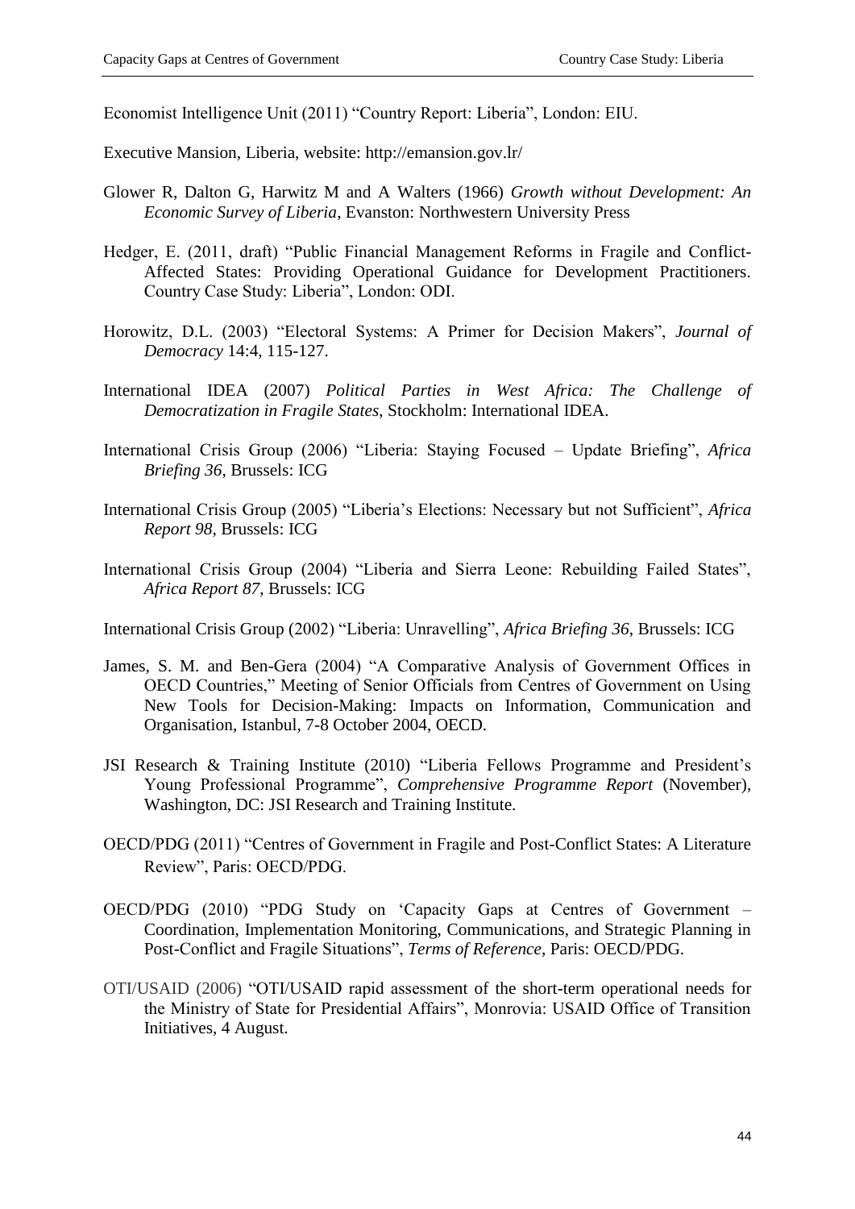Economist Intelligence Unit (2011) "Country Report: Liberia", London: EIU.

Executive Mansion, Liberia, website: http://emansion.gov.lr/

Glower R, Dalton G, Harwitz M and A Walters (1966) *Growth without Development: An Economic Survey of Liberia*, Evanston: Northwestern University Press

Hedger, E. (2011, draft) "Public Financial Management Reforms in Fragile and Conflict-Affected States: Providing Operational Guidance for Development Practitioners. Country Case Study: Liberia", London: ODI.

Horowitz, D.L. (2003) "Electoral Systems: A Primer for Decision Makers", *Journal of Democracy* 14:4, 115-127.

International IDEA (2007) *Political Parties in West Africa: The Challenge of Democratization in Fragile States*, Stockholm: International IDEA.

International Crisis Group (2006) "Liberia: Staying Focused – Update Briefing", *Africa Briefing 36*, Brussels: ICG

International Crisis Group (2005) "Liberia's Elections: Necessary but not Sufficient", *Africa Report 98*, Brussels: ICG

International Crisis Group (2004) "Liberia and Sierra Leone: Rebuilding Failed States", *Africa Report 87*, Brussels: ICG

International Crisis Group (2002) "Liberia: Unravelling", *Africa Briefing 36*, Brussels: ICG

James, S. M. and Ben-Gera (2004) "A Comparative Analysis of Government Offices in OECD Countries," Meeting of Senior Officials from Centres of Government on Using New Tools for Decision-Making: Impacts on Information, Communication and Organisation, Istanbul, 7-8 October 2004, OECD.

JSI Research & Training Institute (2010) "Liberia Fellows Programme and President's Young Professional Programme", *Comprehensive Programme Report* (November), Washington, DC: JSI Research and Training Institute.

OECD/PDG (2011) "Centres of Government in Fragile and Post-Conflict States: A Literature Review", Paris: OECD/PDG.

OECD/PDG (2010) "PDG Study on 'Capacity Gaps at Centres of Government – Coordination, Implementation Monitoring, Communications, and Strategic Planning in Post-Conflict and Fragile Situations", *Terms of Reference*, Paris: OECD/PDG.

OTI/USAID (2006) "OTI/USAID rapid assessment of the short-term operational needs for the Ministry of State for Presidential Affairs", Monrovia: USAID Office of Transition Initiatives, 4 August.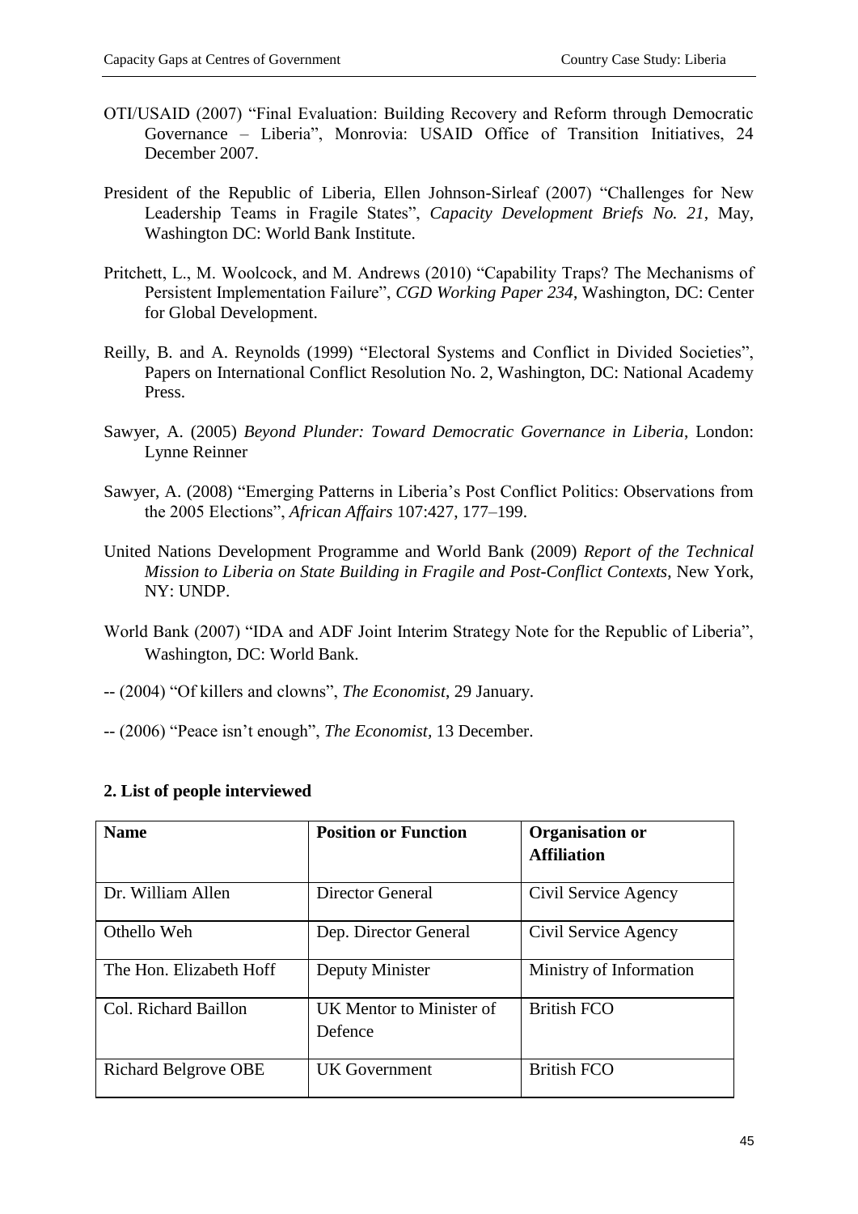OTI/USAID (2007) "Final Evaluation: Building Recovery and Reform through Democratic Governance – Liberia", Monrovia: USAID Office of Transition Initiatives, 24 December 2007.

President of the Republic of Liberia, Ellen Johnson-Sirleaf (2007) "Challenges for New Leadership Teams in Fragile States", *Capacity Development Briefs No. 21*, May, Washington DC: World Bank Institute.

Pritchett, L., M. Woolcock, and M. Andrews (2010) "Capability Traps? The Mechanisms of Persistent Implementation Failure", *CGD Working Paper 234*, Washington, DC: Center for Global Development.

Reilly, B. and A. Reynolds (1999) "Electoral Systems and Conflict in Divided Societies", Papers on International Conflict Resolution No. 2, Washington, DC: National Academy Press.

Sawyer, A. (2005) *Beyond Plunder: Toward Democratic Governance in Liberia*, London: Lynne Reinner

Sawyer, A. (2008) "Emerging Patterns in Liberia's Post Conflict Politics: Observations from the 2005 Elections", *African Affairs* 107:427, 177–199.

United Nations Development Programme and World Bank (2009) *Report of the Technical Mission to Liberia on State Building in Fragile and Post-Conflict Contexts*, New York, NY: UNDP.

World Bank (2007) "IDA and ADF Joint Interim Strategy Note for the Republic of Liberia", Washington, DC: World Bank.

-- (2004) "Of killers and clowns", *The Economist*, 29 January.

-- (2006) "Peace isn't enough", *The Economist*, 13 December.

**2. List of people interviewed**

| **Name** | **Position or Function** | **Organisation or Affiliation** |
|---|---|---|
| Dr. William Allen | Director General | Civil Service Agency |
| Othello Weh | Dep. Director General | Civil Service Agency |
| The Hon. Elizabeth Hoff | Deputy Minister | Ministry of Information |
| Col. Richard Baillon | UK Mentor to Minister of Defence | British FCO |
| Richard Belgrove OBE | UK Government | British FCO |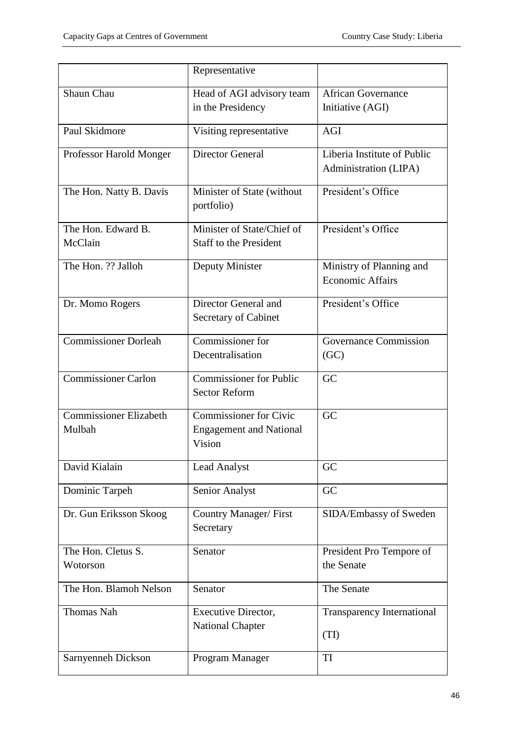| | | |
|---|---|---|
| | Representative | |
| Shaun Chau | Head of AGI advisory team in the Presidency | African Governance Initiative (AGI) |
| Paul Skidmore | Visiting representative | AGI |
| Professor Harold Monger | Director General | Liberia Institute of Public Administration (LIPA) |
| The Hon. Natty B. Davis | Minister of State (without portfolio) | President's Office |
| The Hon. Edward B. McClain | Minister of State/Chief of Staff to the President | President's Office |
| The Hon. ?? Jalloh | Deputy Minister | Ministry of Planning and Economic Affairs |
| Dr. Momo Rogers | Director General and Secretary of Cabinet | President's Office |
| Commissioner Dorleah | Commissioner for Decentralisation | Governance Commission (GC) |
| Commissioner Carlon | Commissioner for Public Sector Reform | GC |
| Commissioner Elizabeth Mulbah | Commissioner for Civic Engagement and National Vision | GC |
| David Kialain | Lead Analyst | GC |
| Dominic Tarpeh | Senior Analyst | GC |
| Dr. Gun Eriksson Skoog | Country Manager/ First Secretary | SIDA/Embassy of Sweden |
| The Hon. Cletus S. Wotorson | Senator | President Pro Tempore of the Senate |
| The Hon. Blamoh Nelson | Senator | The Senate |
| Thomas Nah | Executive Director, National Chapter | Transparency International (TI) |
| Sarnyenneh Dickson | Program Manager | TI |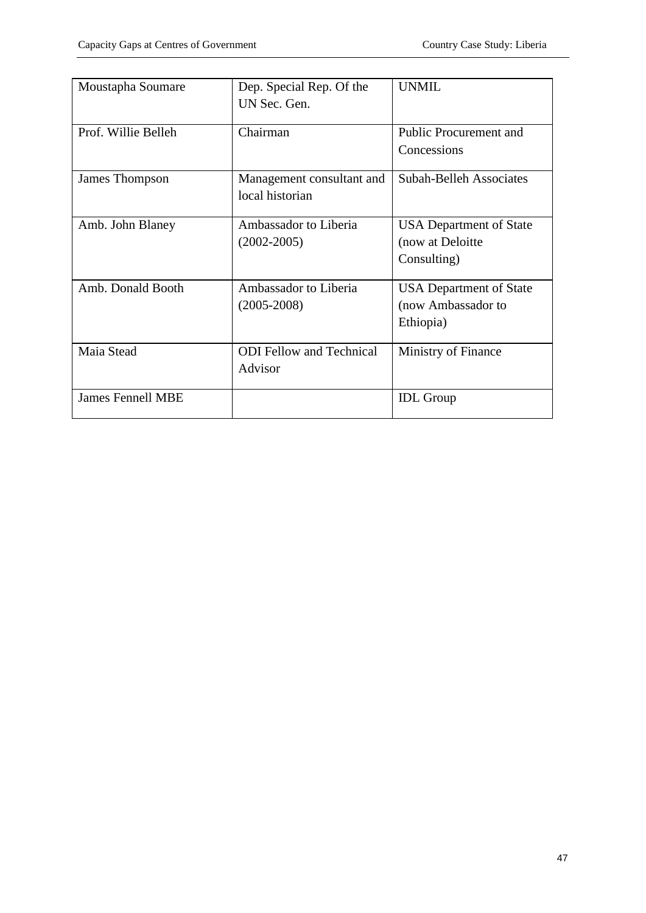| | | |
|---|---|---|
| Moustapha Soumare | Dep. Special Rep. Of the UN Sec. Gen. | UNMIL |
| Prof. Willie Belleh | Chairman | Public Procurement and Concessions |
| James Thompson | Management consultant and local historian | Subah-Belleh Associates |
| Amb. John Blaney | Ambassador to Liberia (2002-2005) | USA Department of State (now at Deloitte Consulting) |
| Amb. Donald Booth | Ambassador to Liberia (2005-2008) | USA Department of State (now Ambassador to Ethiopia) |
| Maia Stead | ODI Fellow and Technical Advisor | Ministry of Finance |
| James Fennell MBE | | IDL Group |